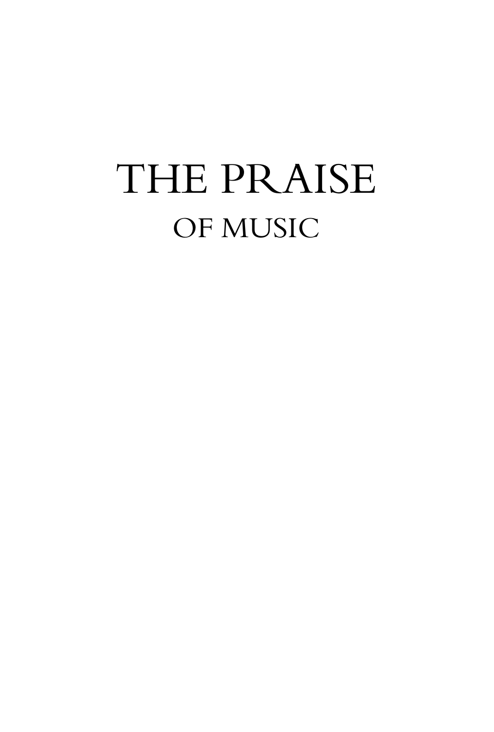# THE PRAISE

## OF MUSIC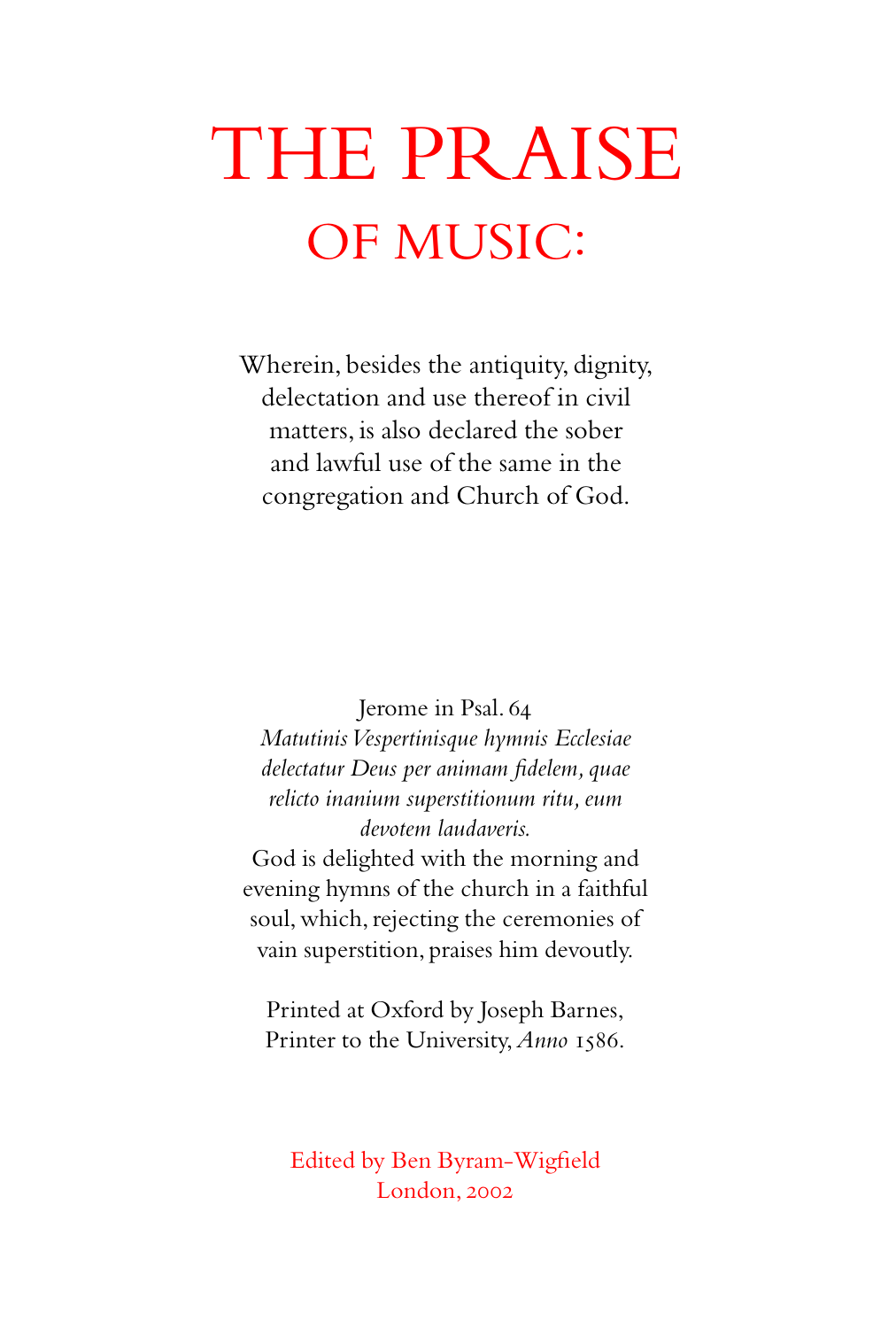# THE PRAISE
## OF MUSIC:

Wherein, besides the antiquity, dignity, delectation and use thereof in civil matters, is also declared the sober and lawful use of the same in the congregation and Church of God.

Jerome in Psal. 64
*Matutinis Vespertinisque hymnis Ecclesiae delectatur Deus per animam fidelem, quae relicto inanium superstitionum ritu, eum devotem laudaveris.*
God is delighted with the morning and evening hymns of the church in a faithful soul, which, rejecting the ceremonies of vain superstition, praises him devoutly.

Printed at Oxford by Joseph Barnes, Printer to the University, *Anno* 1586.

Edited by Ben Byram-Wigfield
London, 2002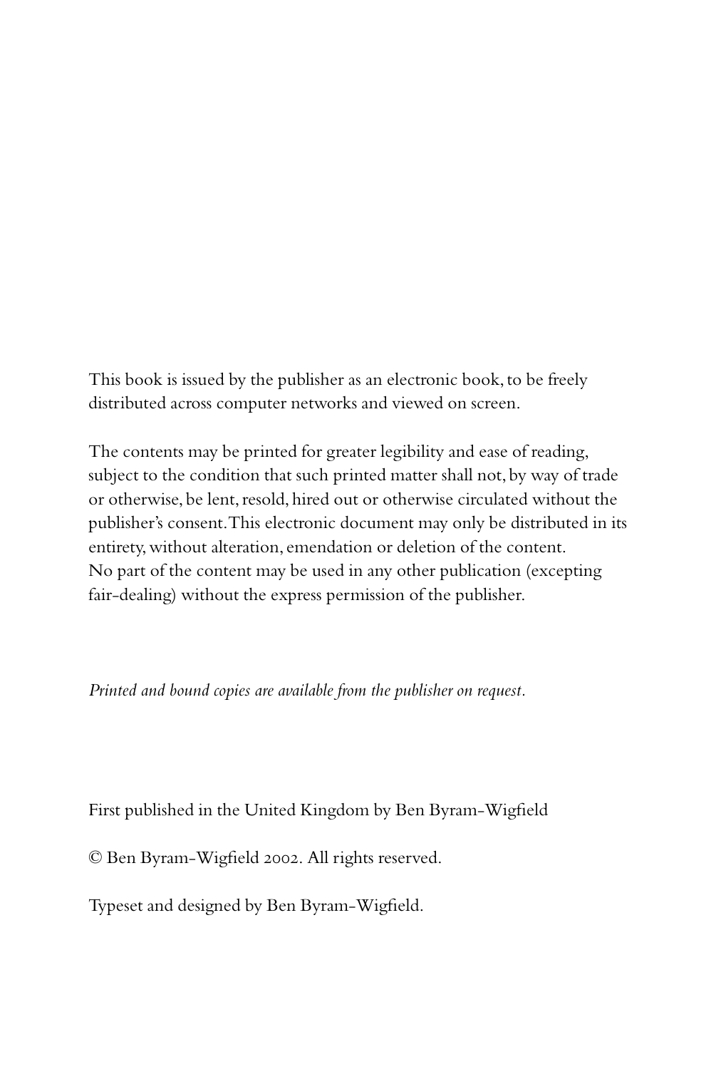This book is issued by the publisher as an electronic book, to be freely distributed across computer networks and viewed on screen.

The contents may be printed for greater legibility and ease of reading, subject to the condition that such printed matter shall not, by way of trade or otherwise, be lent, resold, hired out or otherwise circulated without the publisher's consent. This electronic document may only be distributed in its entirety, without alteration, emendation or deletion of the content. No part of the content may be used in any other publication (excepting fair-dealing) without the express permission of the publisher.

*Printed and bound copies are available from the publisher on request.*

First published in the United Kingdom by Ben Byram-Wigfield

© Ben Byram-Wigfield 2002. All rights reserved.

Typeset and designed by Ben Byram-Wigfield.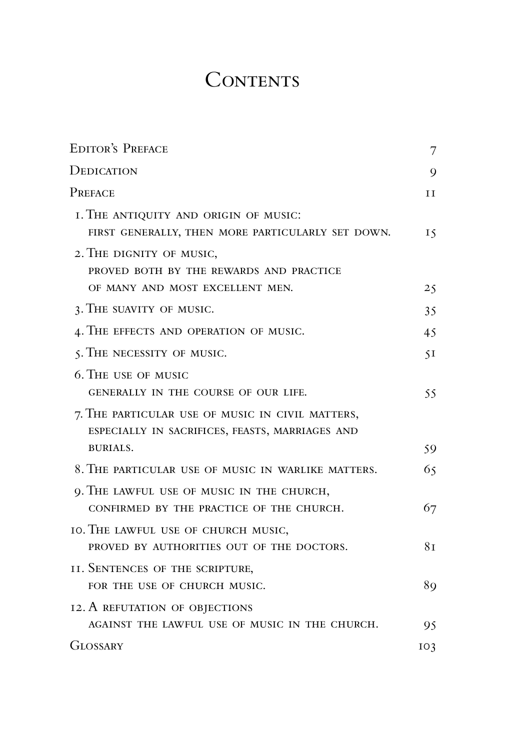# Contents

| | |
|---|---|
| Editor's Preface | 7 |
| Dedication | 9 |
| Preface | 11 |
| 1. The antiquity and origin of music: first generally, then more particularly set down. | 15 |
| 2. The dignity of music, proved both by the rewards and practice of many and most excellent men. | 25 |
| 3. The suavity of music. | 35 |
| 4. The effects and operation of music. | 45 |
| 5. The necessity of music. | 51 |
| 6. The use of music generally in the course of our life. | 55 |
| 7. The particular use of music in civil matters, especially in sacrifices, feasts, marriages and burials. | 59 |
| 8. The particular use of music in warlike matters. | 65 |
| 9. The lawful use of music in the church, confirmed by the practice of the church. | 67 |
| 10. The lawful use of church music, proved by authorities out of the doctors. | 81 |
| 11. Sentences of the scripture, for the use of church music. | 89 |
| 12. A refutation of objections against the lawful use of music in the church. | 95 |
| Glossary | 103 |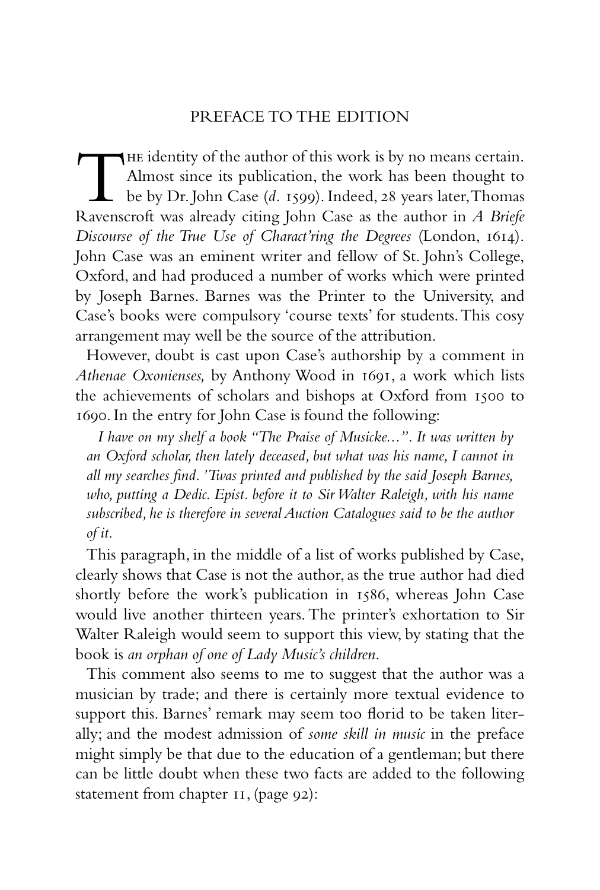## PREFACE TO THE EDITION

The identity of the author of this work is by no means certain. Almost since its publication, the work has been thought to be by Dr. John Case (*d.* 1599). Indeed, 28 years later, Thomas Ravenscroft was already citing John Case as the author in *A Briefe Discourse of the True Use of Charact'ring the Degrees* (London, 1614). John Case was an eminent writer and fellow of St. John's College, Oxford, and had produced a number of works which were printed by Joseph Barnes. Barnes was the Printer to the University, and Case's books were compulsory 'course texts' for students. This cosy arrangement may well be the source of the attribution.

However, doubt is cast upon Case's authorship by a comment in *Athenae Oxonienses,* by Anthony Wood in 1691, a work which lists the achievements of scholars and bishops at Oxford from 1500 to 1690. In the entry for John Case is found the following:

> *I have on my shelf a book "The Praise of Musicke...". It was written by an Oxford scholar, then lately deceased, but what was his name, I cannot in all my searches find. 'Twas printed and published by the said Joseph Barnes, who, putting a Dedic. Epist. before it to Sir Walter Raleigh, with his name subscribed, he is therefore in several Auction Catalogues said to be the author of it.*

This paragraph, in the middle of a list of works published by Case, clearly shows that Case is not the author, as the true author had died shortly before the work's publication in 1586, whereas John Case would live another thirteen years. The printer's exhortation to Sir Walter Raleigh would seem to support this view, by stating that the book is *an orphan of one of Lady Music's children.*

This comment also seems to me to suggest that the author was a musician by trade; and there is certainly more textual evidence to support this. Barnes' remark may seem too florid to be taken literally; and the modest admission of *some skill in music* in the preface might simply be that due to the education of a gentleman; but there can be little doubt when these two facts are added to the following statement from chapter 11, (page 92):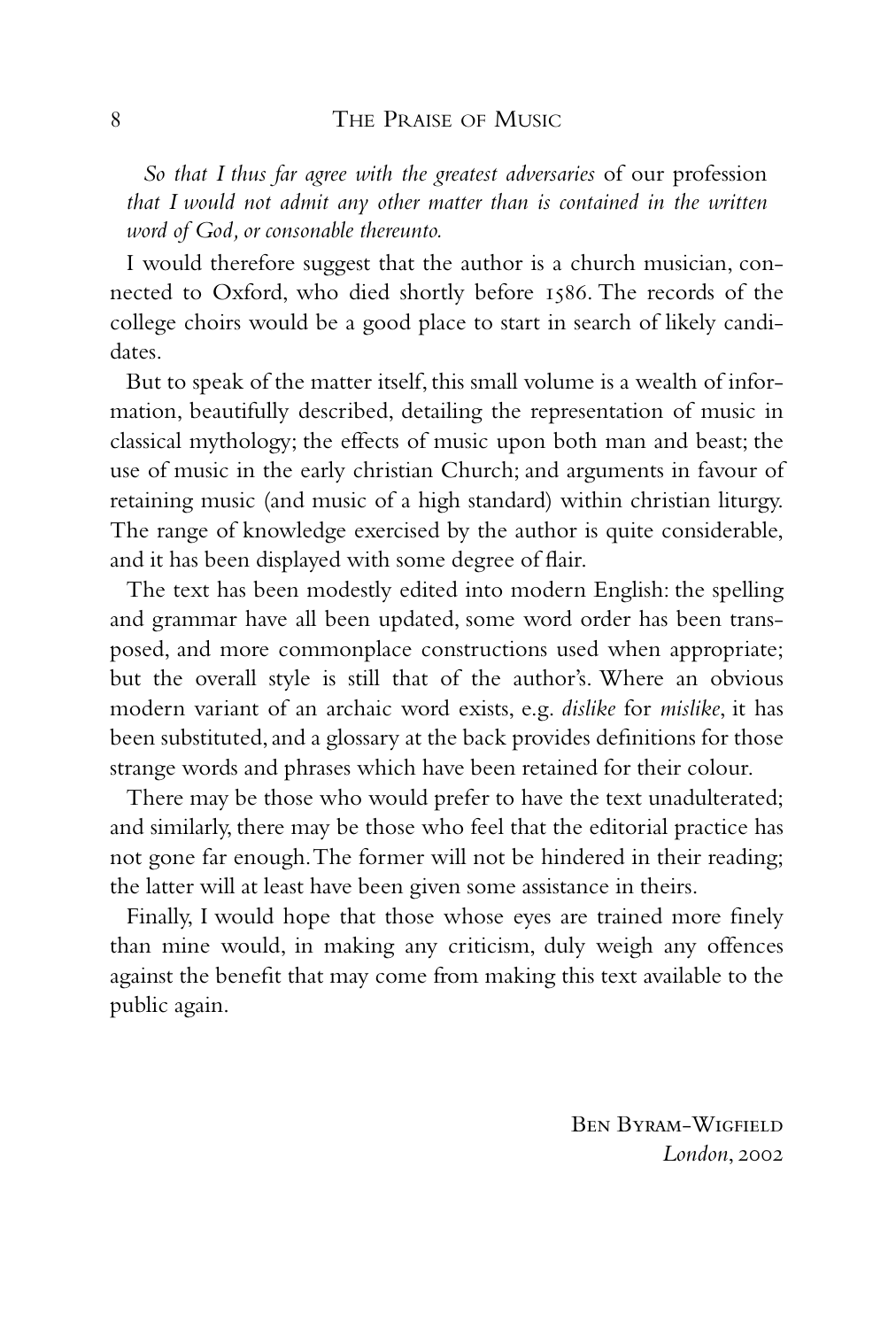*So that I thus far agree with the greatest adversaries* of our profession *that I would not admit any other matter than is contained in the written word of God, or consonable thereunto.*

I would therefore suggest that the author is a church musician, connected to Oxford, who died shortly before 1586. The records of the college choirs would be a good place to start in search of likely candidates.

But to speak of the matter itself, this small volume is a wealth of information, beautifully described, detailing the representation of music in classical mythology; the effects of music upon both man and beast; the use of music in the early christian Church; and arguments in favour of retaining music (and music of a high standard) within christian liturgy. The range of knowledge exercised by the author is quite considerable, and it has been displayed with some degree of flair.

The text has been modestly edited into modern English: the spelling and grammar have all been updated, some word order has been transposed, and more commonplace constructions used when appropriate; but the overall style is still that of the author's. Where an obvious modern variant of an archaic word exists, e.g. *dislike* for *mislike*, it has been substituted, and a glossary at the back provides definitions for those strange words and phrases which have been retained for their colour.

There may be those who would prefer to have the text unadulterated; and similarly, there may be those who feel that the editorial practice has not gone far enough. The former will not be hindered in their reading; the latter will at least have been given some assistance in theirs.

Finally, I would hope that those whose eyes are trained more finely than mine would, in making any criticism, duly weigh any offences against the benefit that may come from making this text available to the public again.

Ben Byram-Wigfield
*London*, 2002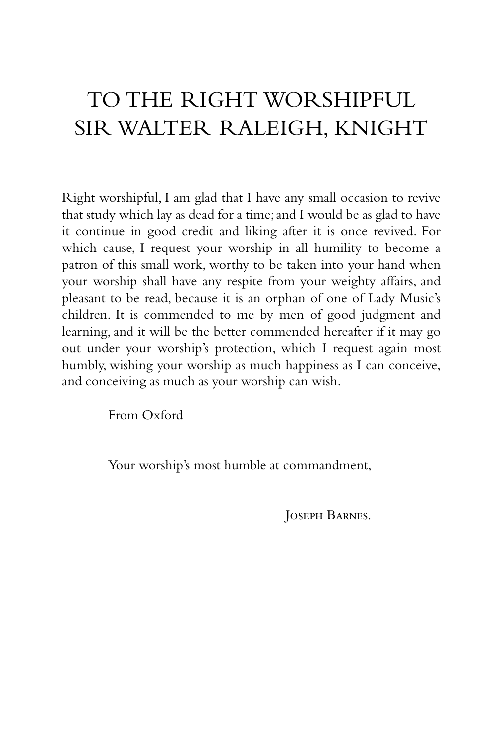# TO THE RIGHT WORSHIPFUL SIR WALTER RALEIGH, KNIGHT

Right worshipful, I am glad that I have any small occasion to revive that study which lay as dead for a time; and I would be as glad to have it continue in good credit and liking after it is once revived. For which cause, I request your worship in all humility to become a patron of this small work, worthy to be taken into your hand when your worship shall have any respite from your weighty affairs, and pleasant to be read, because it is an orphan of one of Lady Music's children. It is commended to me by men of good judgment and learning, and it will be the better commended hereafter if it may go out under your worship's protection, which I request again most humbly, wishing your worship as much happiness as I can conceive, and conceiving as much as your worship can wish.

From Oxford

Your worship's most humble at commandment,

Joseph Barnes.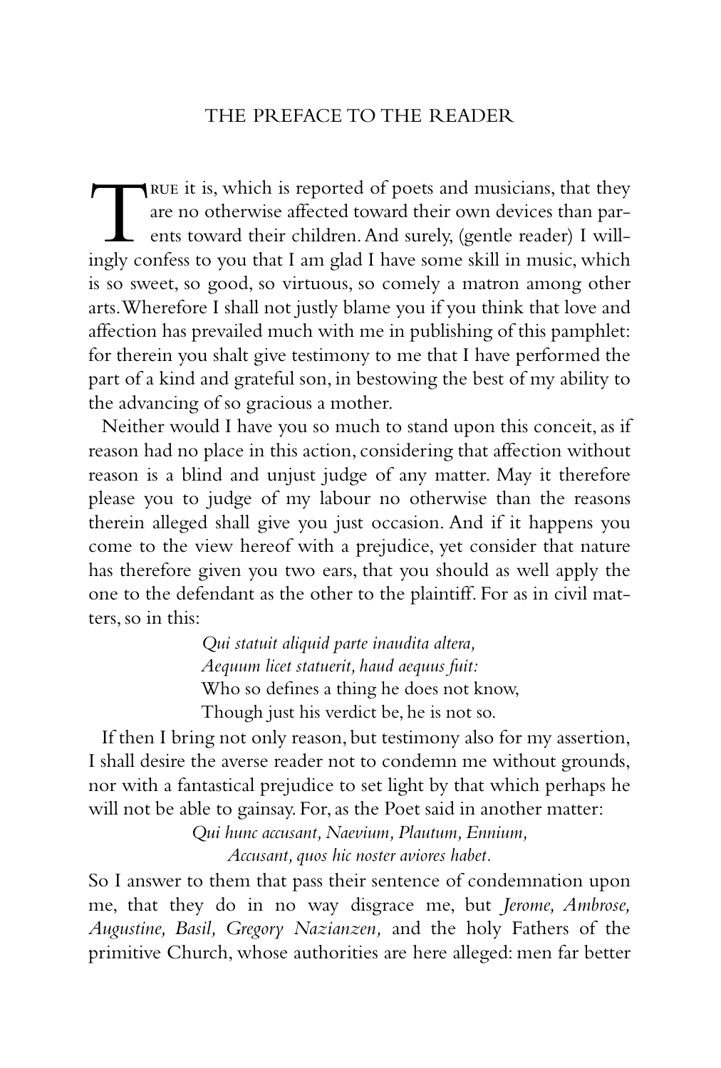## THE PREFACE TO THE READER

TRUE it is, which is reported of poets and musicians, that they are no otherwise affected toward their own devices than parents toward their children. And surely, (gentle reader) I willingly confess to you that I am glad I have some skill in music, which is so sweet, so good, so virtuous, so comely a matron among other arts. Wherefore I shall not justly blame you if you think that love and affection has prevailed much with me in publishing of this pamphlet: for therein you shalt give testimony to me that I have performed the part of a kind and grateful son, in bestowing the best of my ability to the advancing of so gracious a mother.

Neither would I have you so much to stand upon this conceit, as if reason had no place in this action, considering that affection without reason is a blind and unjust judge of any matter. May it therefore please you to judge of my labour no otherwise than the reasons therein alleged shall give you just occasion. And if it happens you come to the view hereof with a prejudice, yet consider that nature has therefore given you two ears, that you should as well apply the one to the defendant as the other to the plaintiff. For as in civil matters, so in this:

> *Qui statuit aliquid parte inaudita altera,*
> *Aequum licet statuerit, haud aequus fuit:*
> Who so defines a thing he does not know,
> Though just his verdict be, he is not so.

If then I bring not only reason, but testimony also for my assertion, I shall desire the averse reader not to condemn me without grounds, nor with a fantastical prejudice to set light by that which perhaps he will not be able to gainsay. For, as the Poet said in another matter:

> *Qui hunc accusant, Naevium, Plautum, Ennium,*
> *Accusant, quos hic noster aviores habet.*

So I answer to them that pass their sentence of condemnation upon me, that they do in no way disgrace me, but *Jerome, Ambrose, Augustine, Basil, Gregory Nazianzen,* and the holy Fathers of the primitive Church, whose authorities are here alleged: men far better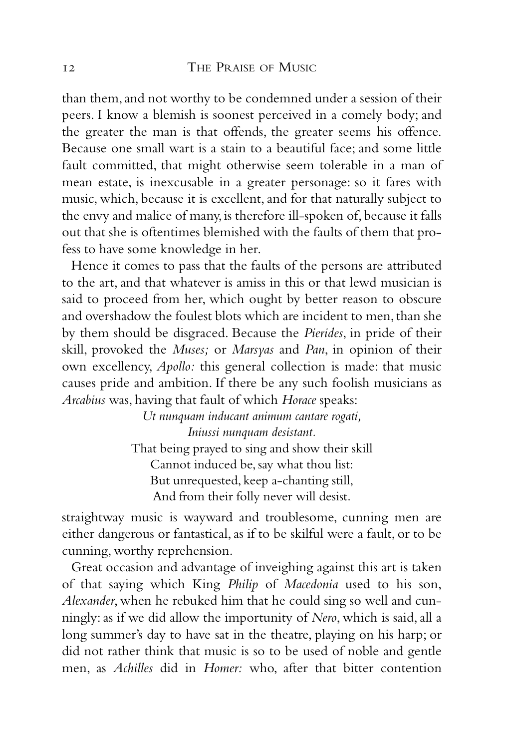than them, and not worthy to be condemned under a session of their peers. I know a blemish is soonest perceived in a comely body; and the greater the man is that offends, the greater seems his offence. Because one small wart is a stain to a beautiful face; and some little fault committed, that might otherwise seem tolerable in a man of mean estate, is inexcusable in a greater personage: so it fares with music, which, because it is excellent, and for that naturally subject to the envy and malice of many, is therefore ill-spoken of, because it falls out that she is oftentimes blemished with the faults of them that profess to have some knowledge in her.

Hence it comes to pass that the faults of the persons are attributed to the art, and that whatever is amiss in this or that lewd musician is said to proceed from her, which ought by better reason to obscure and overshadow the foulest blots which are incident to men, than she by them should be disgraced. Because the *Pierides*, in pride of their skill, provoked the *Muses;* or *Marsyas* and *Pan*, in opinion of their own excellency, *Apollo:* this general collection is made: that music causes pride and ambition. If there be any such foolish musicians as *Arcabius* was, having that fault of which *Horace* speaks:

*Ut nunquam inducant animum cantare rogati,*
*Iniussi nunquam desistant.*

That being prayed to sing and show their skill
Cannot induced be, say what thou list:
But unrequested, keep a-chanting still,
And from their folly never will desist.

straightway music is wayward and troublesome, cunning men are either dangerous or fantastical, as if to be skilful were a fault, or to be cunning, worthy reprehension.

Great occasion and advantage of inveighing against this art is taken of that saying which King *Philip* of *Macedonia* used to his son, *Alexander*, when he rebuked him that he could sing so well and cunningly: as if we did allow the importunity of *Nero*, which is said, all a long summer's day to have sat in the theatre, playing on his harp; or did not rather think that music is so to be used of noble and gentle men, as *Achilles* did in *Homer:* who, after that bitter contention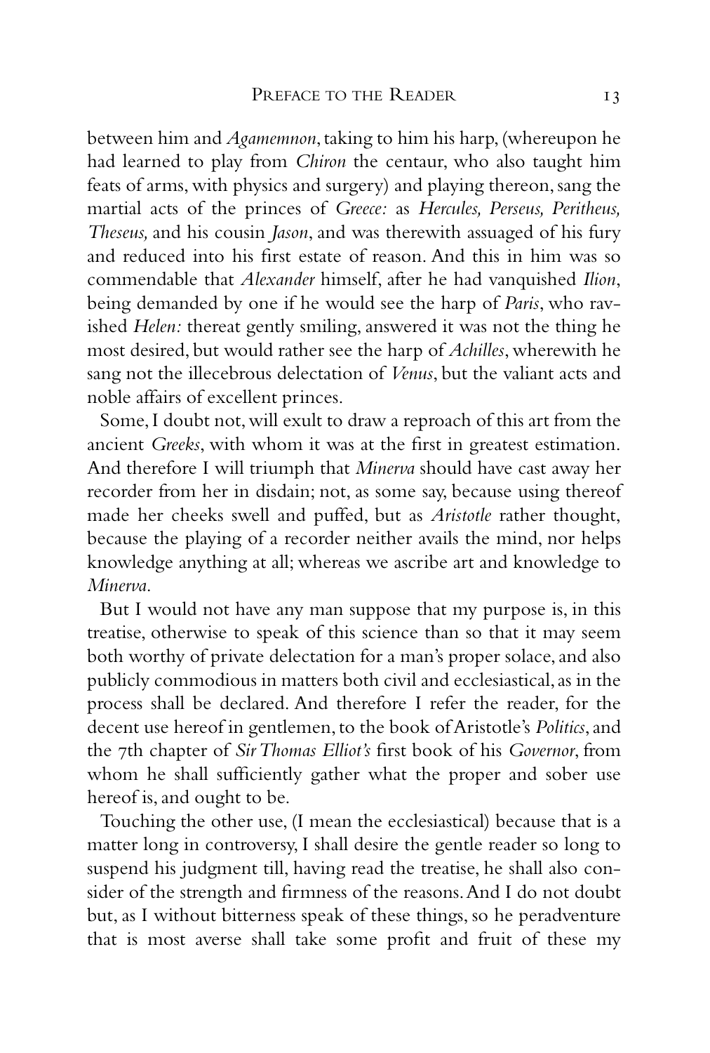between him and *Agamemnon*, taking to him his harp, (whereupon he had learned to play from *Chiron* the centaur, who also taught him feats of arms, with physics and surgery) and playing thereon, sang the martial acts of the princes of *Greece:* as *Hercules, Perseus, Peritheus, Theseus,* and his cousin *Jason*, and was therewith assuaged of his fury and reduced into his first estate of reason. And this in him was so commendable that *Alexander* himself, after he had vanquished *Ilion*, being demanded by one if he would see the harp of *Paris*, who ravished *Helen:* thereat gently smiling, answered it was not the thing he most desired, but would rather see the harp of *Achilles*, wherewith he sang not the illecebrous delectation of *Venus*, but the valiant acts and noble affairs of excellent princes.

Some, I doubt not, will exult to draw a reproach of this art from the ancient *Greeks*, with whom it was at the first in greatest estimation. And therefore I will triumph that *Minerva* should have cast away her recorder from her in disdain; not, as some say, because using thereof made her cheeks swell and puffed, but as *Aristotle* rather thought, because the playing of a recorder neither avails the mind, nor helps knowledge anything at all; whereas we ascribe art and knowledge to *Minerva*.

But I would not have any man suppose that my purpose is, in this treatise, otherwise to speak of this science than so that it may seem both worthy of private delectation for a man's proper solace, and also publicly commodious in matters both civil and ecclesiastical, as in the process shall be declared. And therefore I refer the reader, for the decent use hereof in gentlemen, to the book of Aristotle's *Politics*, and the 7th chapter of *Sir Thomas Elliot's* first book of his *Governor*, from whom he shall sufficiently gather what the proper and sober use hereof is, and ought to be.

Touching the other use, (I mean the ecclesiastical) because that is a matter long in controversy, I shall desire the gentle reader so long to suspend his judgment till, having read the treatise, he shall also consider of the strength and firmness of the reasons. And I do not doubt but, as I without bitterness speak of these things, so he peradventure that is most averse shall take some profit and fruit of these my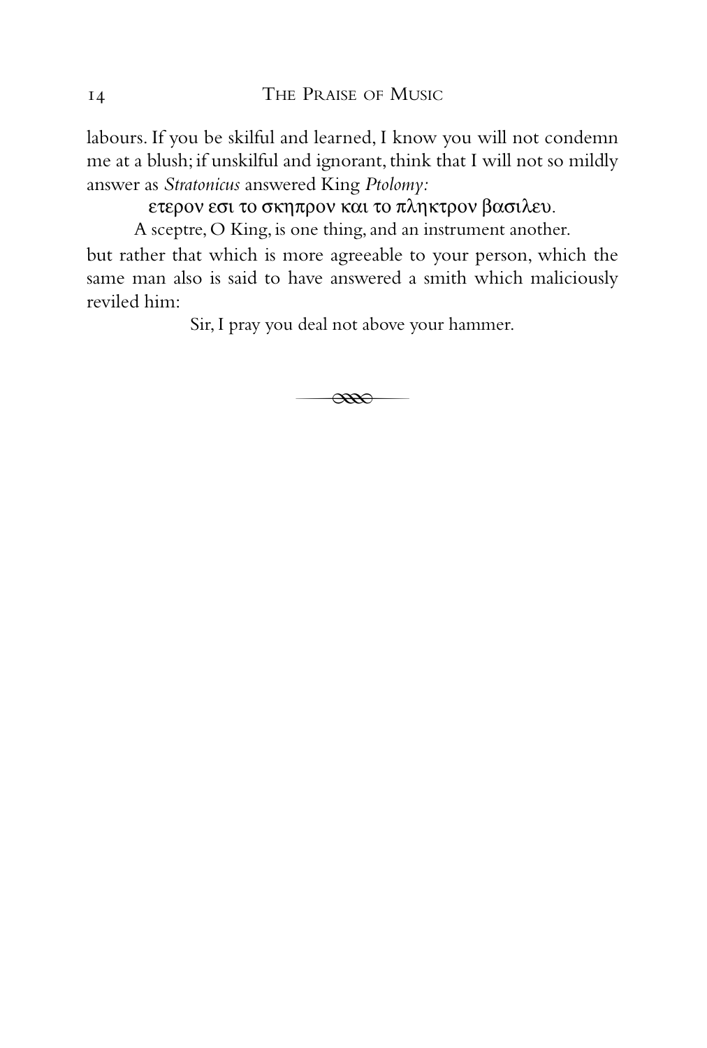labours. If you be skilful and learned, I know you will not condemn me at a blush; if unskilful and ignorant, think that I will not so mildly answer as *Stratonicus* answered King *Ptolomy:*

ετερον εσι το σκηπρον και το πληκτρον βασιλευ.

A sceptre, O King, is one thing, and an instrument another.

but rather that which is more agreeable to your person, which the same man also is said to have answered a smith which maliciously reviled him:

Sir, I pray you deal not above your hammer.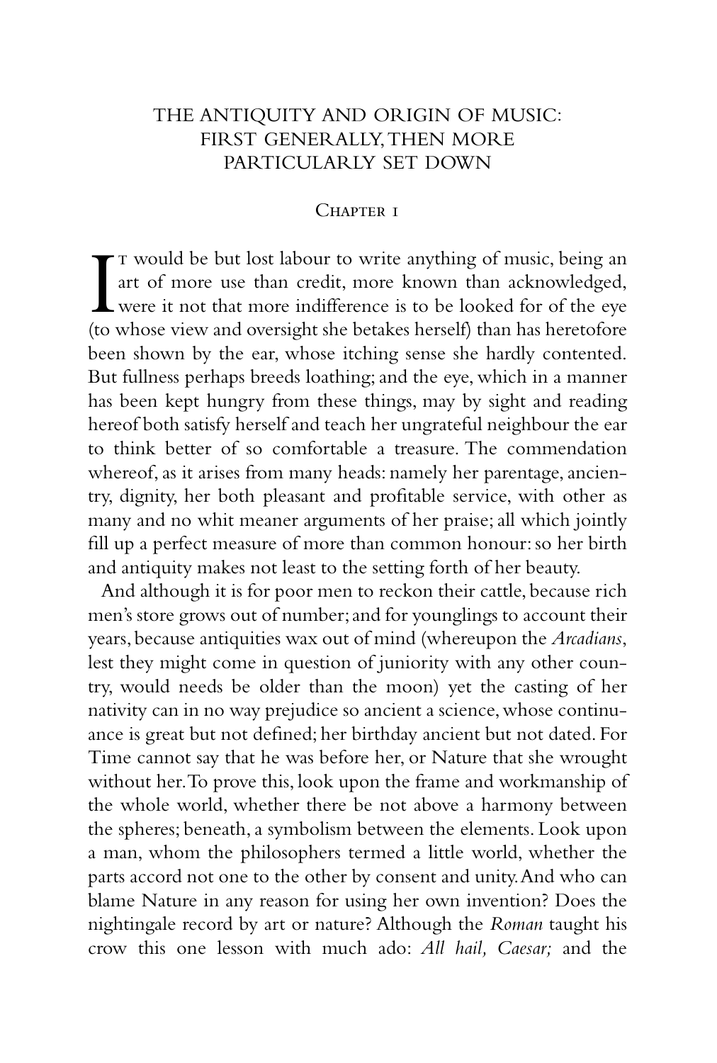# THE ANTIQUITY AND ORIGIN OF MUSIC: FIRST GENERALLY, THEN MORE PARTICULARLY SET DOWN

## Chapter 1

It would be but lost labour to write anything of music, being an art of more use than credit, more known than acknowledged, were it not that more indifference is to be looked for of the eye (to whose view and oversight she betakes herself) than has heretofore been shown by the ear, whose itching sense she hardly contented. But fullness perhaps breeds loathing; and the eye, which in a manner has been kept hungry from these things, may by sight and reading hereof both satisfy herself and teach her ungrateful neighbour the ear to think better of so comfortable a treasure. The commendation whereof, as it arises from many heads: namely her parentage, ancientry, dignity, her both pleasant and profitable service, with other as many and no whit meaner arguments of her praise; all which jointly fill up a perfect measure of more than common honour: so her birth and antiquity makes not least to the setting forth of her beauty.

And although it is for poor men to reckon their cattle, because rich men's store grows out of number; and for younglings to account their years, because antiquities wax out of mind (whereupon the *Arcadians*, lest they might come in question of juniority with any other country, would needs be older than the moon) yet the casting of her nativity can in no way prejudice so ancient a science, whose continuance is great but not defined; her birthday ancient but not dated. For Time cannot say that he was before her, or Nature that she wrought without her. To prove this, look upon the frame and workmanship of the whole world, whether there be not above a harmony between the spheres; beneath, a symbolism between the elements. Look upon a man, whom the philosophers termed a little world, whether the parts accord not one to the other by consent and unity. And who can blame Nature in any reason for using her own invention? Does the nightingale record by art or nature? Although the *Roman* taught his crow this one lesson with much ado: *All hail, Caesar;* and the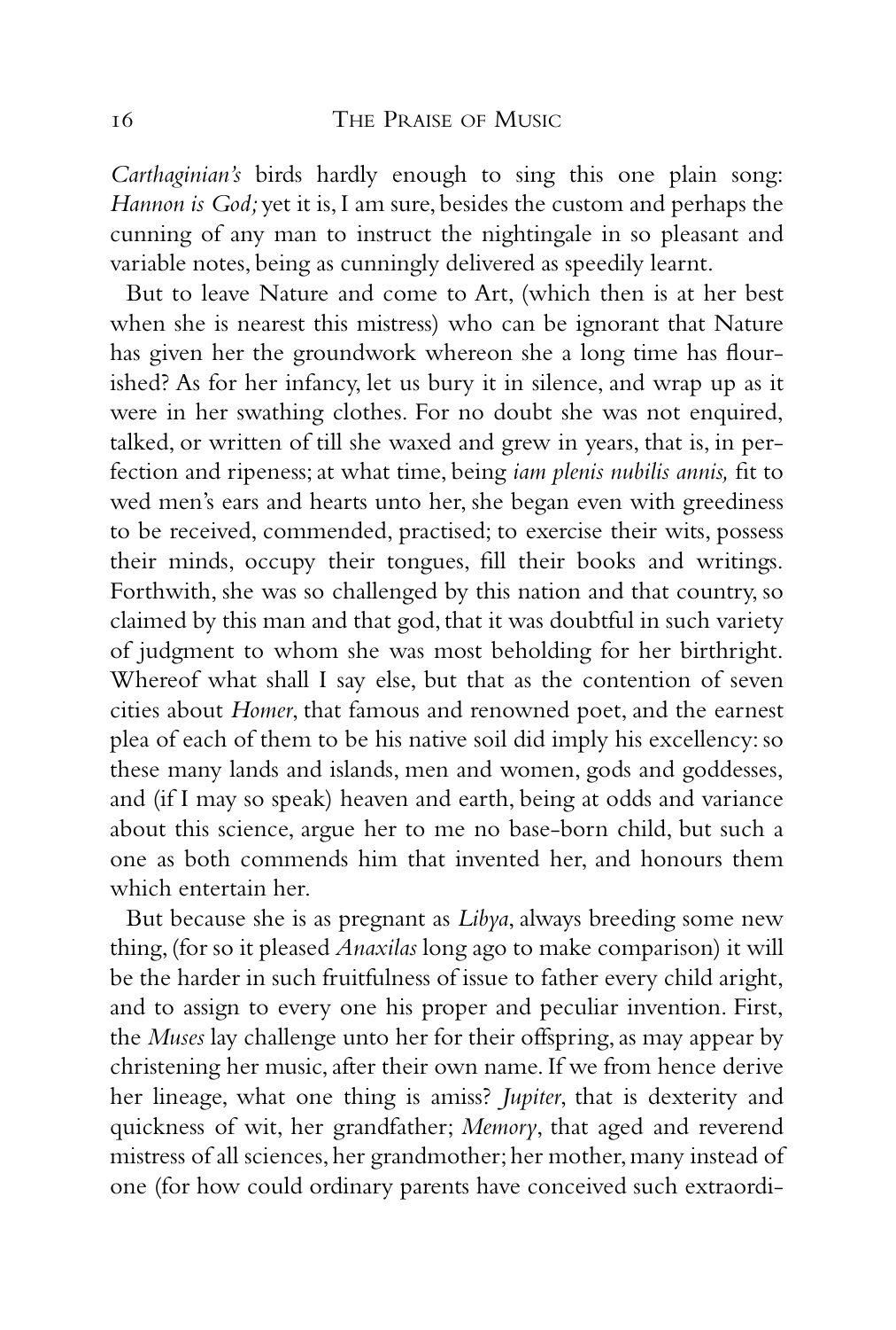*Carthaginian's* birds hardly enough to sing this one plain song: *Hannon is God;* yet it is, I am sure, besides the custom and perhaps the cunning of any man to instruct the nightingale in so pleasant and variable notes, being as cunningly delivered as speedily learnt.

But to leave Nature and come to Art, (which then is at her best when she is nearest this mistress) who can be ignorant that Nature has given her the groundwork whereon she a long time has flourished? As for her infancy, let us bury it in silence, and wrap up as it were in her swathing clothes. For no doubt she was not enquired, talked, or written of till she waxed and grew in years, that is, in perfection and ripeness; at what time, being *iam plenis nubilis annis,* fit to wed men's ears and hearts unto her, she began even with greediness to be received, commended, practised; to exercise their wits, possess their minds, occupy their tongues, fill their books and writings. Forthwith, she was so challenged by this nation and that country, so claimed by this man and that god, that it was doubtful in such variety of judgment to whom she was most beholding for her birthright. Whereof what shall I say else, but that as the contention of seven cities about *Homer*, that famous and renowned poet, and the earnest plea of each of them to be his native soil did imply his excellency: so these many lands and islands, men and women, gods and goddesses, and (if I may so speak) heaven and earth, being at odds and variance about this science, argue her to me no base-born child, but such a one as both commends him that invented her, and honours them which entertain her.

But because she is as pregnant as *Libya*, always breeding some new thing, (for so it pleased *Anaxilas* long ago to make comparison) it will be the harder in such fruitfulness of issue to father every child aright, and to assign to every one his proper and peculiar invention. First, the *Muses* lay challenge unto her for their offspring, as may appear by christening her music, after their own name. If we from hence derive her lineage, what one thing is amiss? *Jupiter*, that is dexterity and quickness of wit, her grandfather; *Memory*, that aged and reverend mistress of all sciences, her grandmother; her mother, many instead of one (for how could ordinary parents have conceived such extraordi-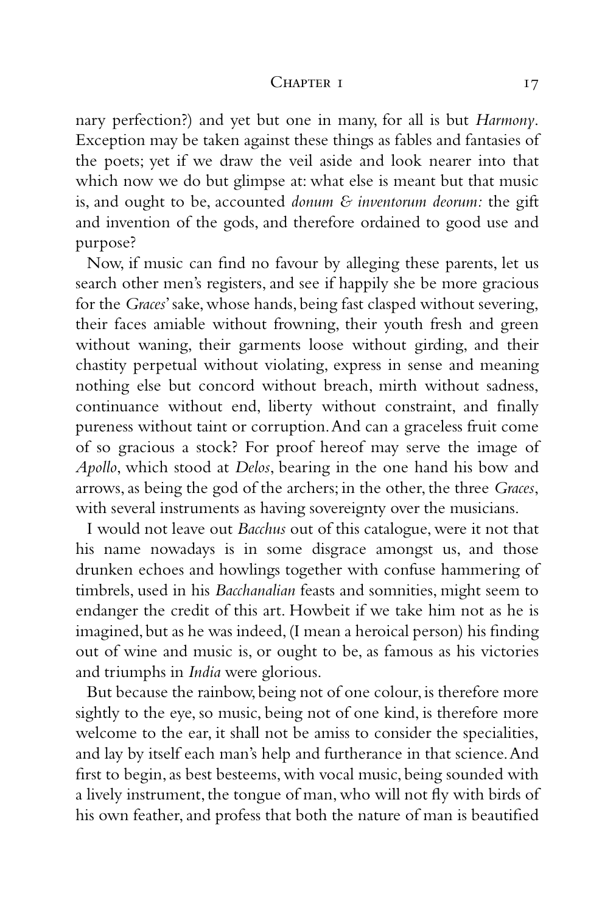nary perfection?) and yet but one in many, for all is but *Harmony*. Exception may be taken against these things as fables and fantasies of the poets; yet if we draw the veil aside and look nearer into that which now we do but glimpse at: what else is meant but that music is, and ought to be, accounted *donum & inventorum deorum:* the gift and invention of the gods, and therefore ordained to good use and purpose?

Now, if music can find no favour by alleging these parents, let us search other men's registers, and see if happily she be more gracious for the *Graces'* sake, whose hands, being fast clasped without severing, their faces amiable without frowning, their youth fresh and green without waning, their garments loose without girding, and their chastity perpetual without violating, express in sense and meaning nothing else but concord without breach, mirth without sadness, continuance without end, liberty without constraint, and finally pureness without taint or corruption. And can a graceless fruit come of so gracious a stock? For proof hereof may serve the image of *Apollo*, which stood at *Delos*, bearing in the one hand his bow and arrows, as being the god of the archers; in the other, the three *Graces*, with several instruments as having sovereignty over the musicians.

I would not leave out *Bacchus* out of this catalogue, were it not that his name nowadays is in some disgrace amongst us, and those drunken echoes and howlings together with confuse hammering of timbrels, used in his *Bacchanalian* feasts and somnities, might seem to endanger the credit of this art. Howbeit if we take him not as he is imagined, but as he was indeed, (I mean a heroical person) his finding out of wine and music is, or ought to be, as famous as his victories and triumphs in *India* were glorious.

But because the rainbow, being not of one colour, is therefore more sightly to the eye, so music, being not of one kind, is therefore more welcome to the ear, it shall not be amiss to consider the specialities, and lay by itself each man's help and furtherance in that science. And first to begin, as best besteems, with vocal music, being sounded with a lively instrument, the tongue of man, who will not fly with birds of his own feather, and profess that both the nature of man is beautified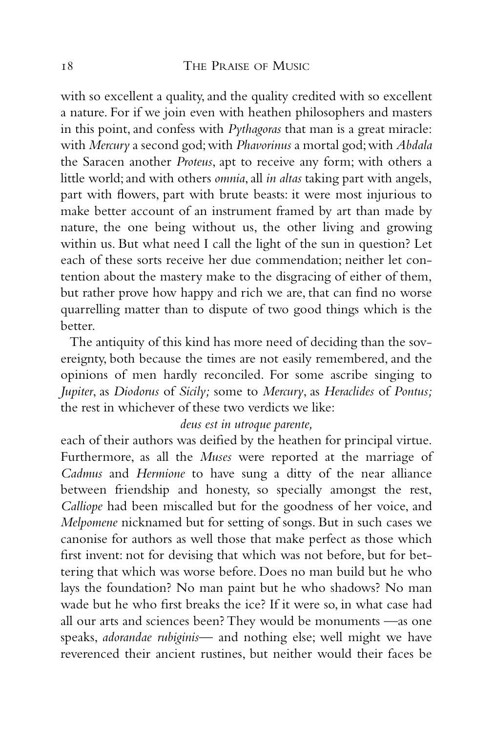with so excellent a quality, and the quality credited with so excellent a nature. For if we join even with heathen philosophers and masters in this point, and confess with *Pythagoras* that man is a great miracle: with *Mercury* a second god; with *Phavorinus* a mortal god; with *Abdala* the Saracen another *Proteus*, apt to receive any form; with others a little world; and with others *omnia*, all *in altas* taking part with angels, part with flowers, part with brute beasts: it were most injurious to make better account of an instrument framed by art than made by nature, the one being without us, the other living and growing within us. But what need I call the light of the sun in question? Let each of these sorts receive her due commendation; neither let contention about the mastery make to the disgracing of either of them, but rather prove how happy and rich we are, that can find no worse quarrelling matter than to dispute of two good things which is the better.

The antiquity of this kind has more need of deciding than the sovereignty, both because the times are not easily remembered, and the opinions of men hardly reconciled. For some ascribe singing to *Jupiter*, as *Diodorus* of *Sicily;* some to *Mercury*, as *Heraclides* of *Pontus;* the rest in whichever of these two verdicts we like:

*deus est in utroque parente,*

each of their authors was deified by the heathen for principal virtue. Furthermore, as all the *Muses* were reported at the marriage of *Cadmus* and *Hermione* to have sung a ditty of the near alliance between friendship and honesty, so specially amongst the rest, *Calliope* had been miscalled but for the goodness of her voice, and *Melpomene* nicknamed but for setting of songs. But in such cases we canonise for authors as well those that make perfect as those which first invent: not for devising that which was not before, but for bettering that which was worse before. Does no man build but he who lays the foundation? No man paint but he who shadows? No man wade but he who first breaks the ice? If it were so, in what case had all our arts and sciences been? They would be monuments —as one speaks, *adorandae rubiginis*— and nothing else; well might we have reverenced their ancient rustines, but neither would their faces be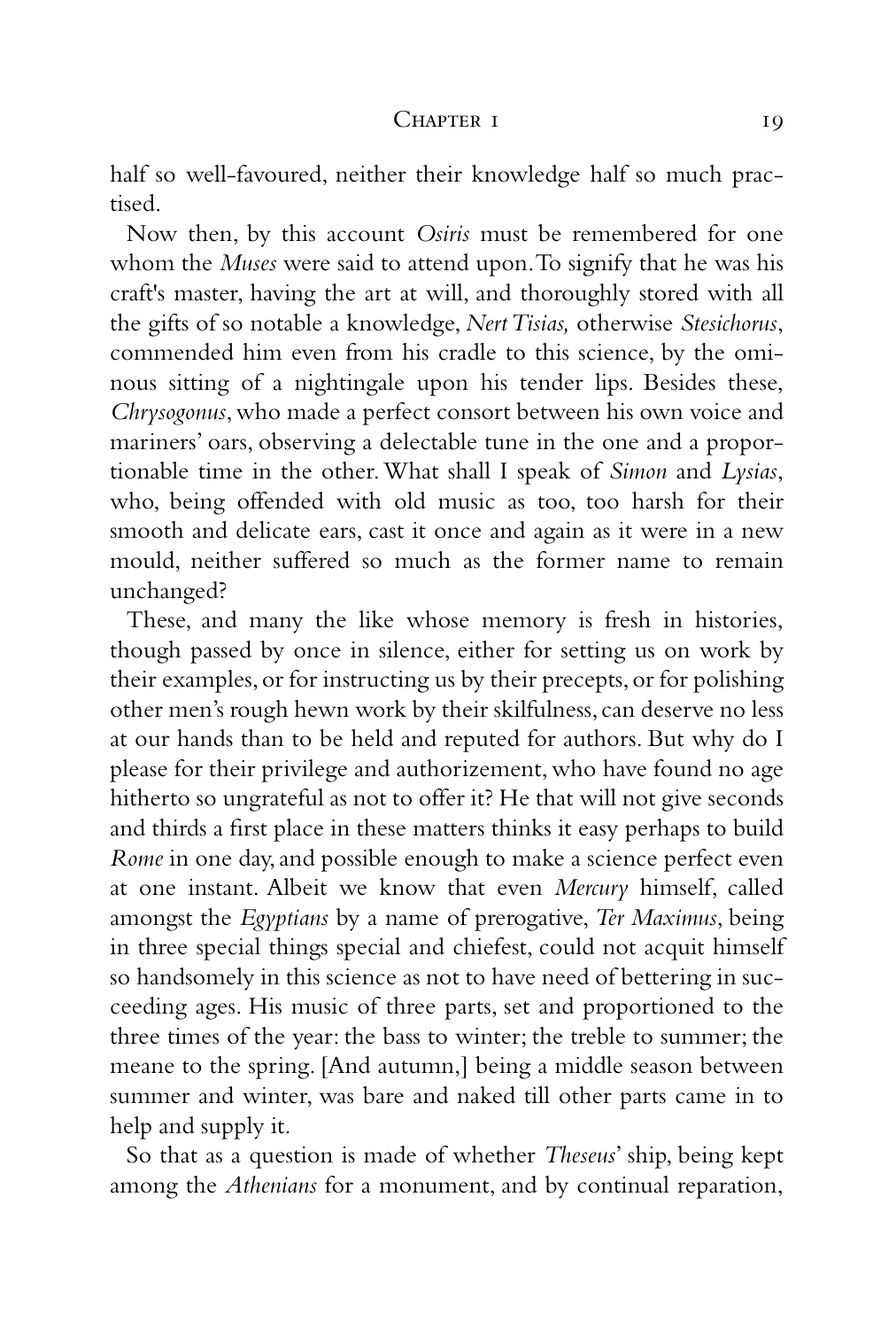half so well-favoured, neither their knowledge half so much practised.

Now then, by this account *Osiris* must be remembered for one whom the *Muses* were said to attend upon. To signify that he was his craft's master, having the art at will, and thoroughly stored with all the gifts of so notable a knowledge, *Nert Tisias,* otherwise *Stesichorus*, commended him even from his cradle to this science, by the ominous sitting of a nightingale upon his tender lips. Besides these, *Chrysogonus*, who made a perfect consort between his own voice and mariners' oars, observing a delectable tune in the one and a proportionable time in the other. What shall I speak of *Simon* and *Lysias*, who, being offended with old music as too, too harsh for their smooth and delicate ears, cast it once and again as it were in a new mould, neither suffered so much as the former name to remain unchanged?

These, and many the like whose memory is fresh in histories, though passed by once in silence, either for setting us on work by their examples, or for instructing us by their precepts, or for polishing other men's rough hewn work by their skilfulness, can deserve no less at our hands than to be held and reputed for authors. But why do I please for their privilege and authorizement, who have found no age hitherto so ungrateful as not to offer it? He that will not give seconds and thirds a first place in these matters thinks it easy perhaps to build *Rome* in one day, and possible enough to make a science perfect even at one instant. Albeit we know that even *Mercury* himself, called amongst the *Egyptians* by a name of prerogative, *Ter Maximus*, being in three special things special and chiefest, could not acquit himself so handsomely in this science as not to have need of bettering in succeeding ages. His music of three parts, set and proportioned to the three times of the year: the bass to winter; the treble to summer; the meane to the spring. [And autumn,] being a middle season between summer and winter, was bare and naked till other parts came in to help and supply it.

So that as a question is made of whether *Theseus*' ship, being kept among the *Athenians* for a monument, and by continual reparation,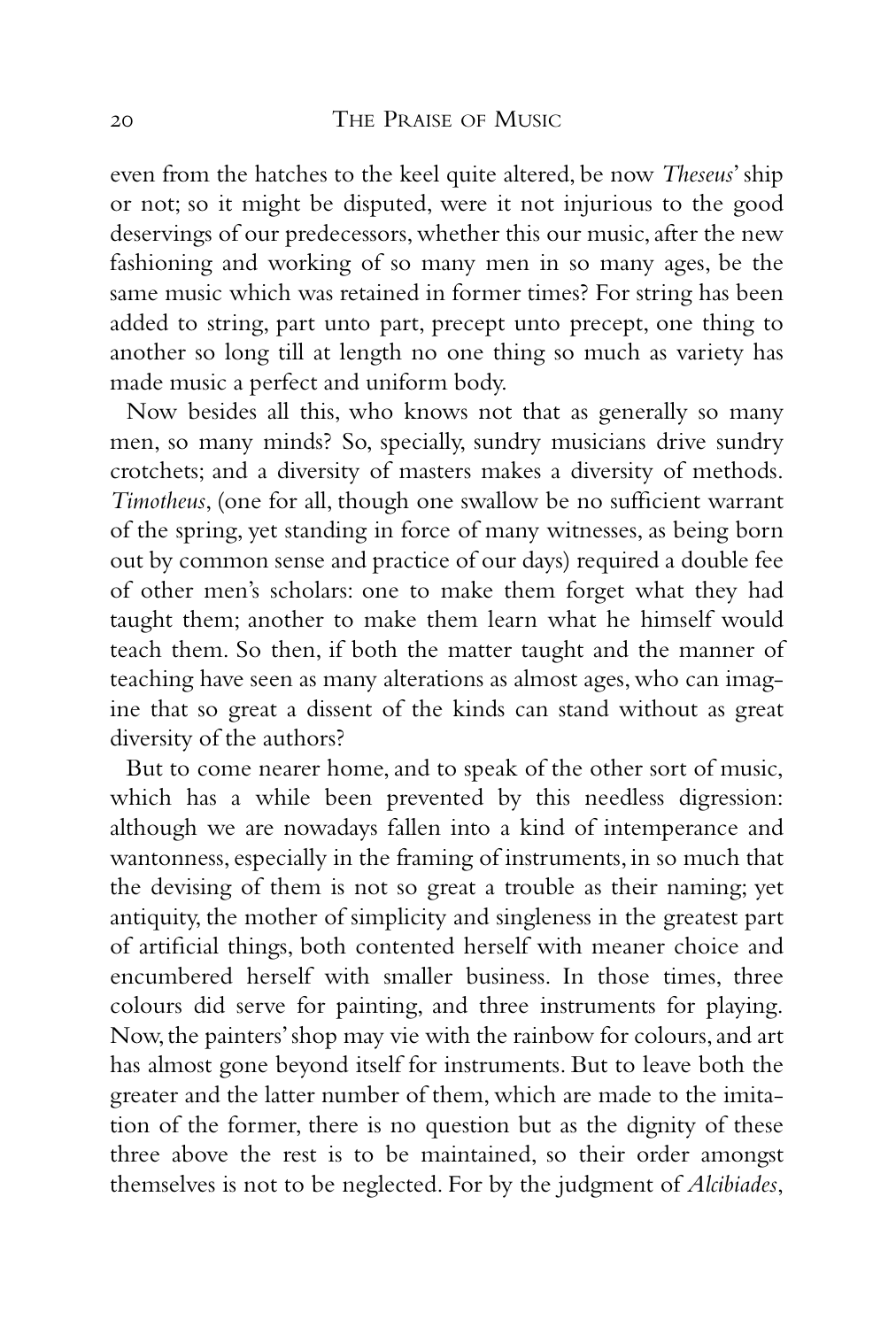even from the hatches to the keel quite altered, be now *Theseus*' ship or not; so it might be disputed, were it not injurious to the good deservings of our predecessors, whether this our music, after the new fashioning and working of so many men in so many ages, be the same music which was retained in former times? For string has been added to string, part unto part, precept unto precept, one thing to another so long till at length no one thing so much as variety has made music a perfect and uniform body.

Now besides all this, who knows not that as generally so many men, so many minds? So, specially, sundry musicians drive sundry crotchets; and a diversity of masters makes a diversity of methods. *Timotheus*, (one for all, though one swallow be no sufficient warrant of the spring, yet standing in force of many witnesses, as being born out by common sense and practice of our days) required a double fee of other men's scholars: one to make them forget what they had taught them; another to make them learn what he himself would teach them. So then, if both the matter taught and the manner of teaching have seen as many alterations as almost ages, who can imagine that so great a dissent of the kinds can stand without as great diversity of the authors?

But to come nearer home, and to speak of the other sort of music, which has a while been prevented by this needless digression: although we are nowadays fallen into a kind of intemperance and wantonness, especially in the framing of instruments, in so much that the devising of them is not so great a trouble as their naming; yet antiquity, the mother of simplicity and singleness in the greatest part of artificial things, both contented herself with meaner choice and encumbered herself with smaller business. In those times, three colours did serve for painting, and three instruments for playing. Now, the painters' shop may vie with the rainbow for colours, and art has almost gone beyond itself for instruments. But to leave both the greater and the latter number of them, which are made to the imitation of the former, there is no question but as the dignity of these three above the rest is to be maintained, so their order amongst themselves is not to be neglected. For by the judgment of *Alcibiades*,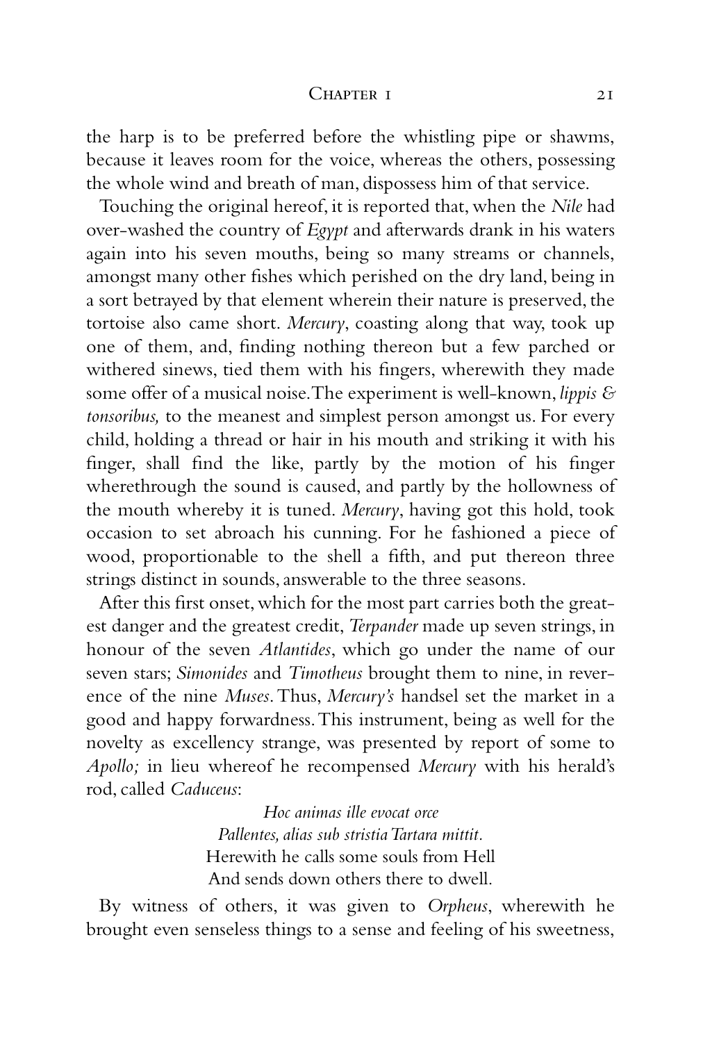the harp is to be preferred before the whistling pipe or shawms, because it leaves room for the voice, whereas the others, possessing the whole wind and breath of man, dispossess him of that service.

Touching the original hereof, it is reported that, when the *Nile* had over-washed the country of *Egypt* and afterwards drank in his waters again into his seven mouths, being so many streams or channels, amongst many other fishes which perished on the dry land, being in a sort betrayed by that element wherein their nature is preserved, the tortoise also came short. *Mercury*, coasting along that way, took up one of them, and, finding nothing thereon but a few parched or withered sinews, tied them with his fingers, wherewith they made some offer of a musical noise. The experiment is well-known, *lippis & tonsoribus,* to the meanest and simplest person amongst us. For every child, holding a thread or hair in his mouth and striking it with his finger, shall find the like, partly by the motion of his finger wherethrough the sound is caused, and partly by the hollowness of the mouth whereby it is tuned. *Mercury*, having got this hold, took occasion to set abroach his cunning. For he fashioned a piece of wood, proportionable to the shell a fifth, and put thereon three strings distinct in sounds, answerable to the three seasons.

After this first onset, which for the most part carries both the greatest danger and the greatest credit, *Terpander* made up seven strings, in honour of the seven *Atlantides*, which go under the name of our seven stars; *Simonides* and *Timotheus* brought them to nine, in reverence of the nine *Muses*. Thus, *Mercury's* handsel set the market in a good and happy forwardness. This instrument, being as well for the novelty as excellency strange, was presented by report of some to *Apollo;* in lieu whereof he recompensed *Mercury* with his herald's rod, called *Caduceus*:

*Hoc animas ille evocat orce*
*Pallentes, alias sub stristia Tartara mittit.*
Herewith he calls some souls from Hell
And sends down others there to dwell.

By witness of others, it was given to *Orpheus*, wherewith he brought even senseless things to a sense and feeling of his sweetness,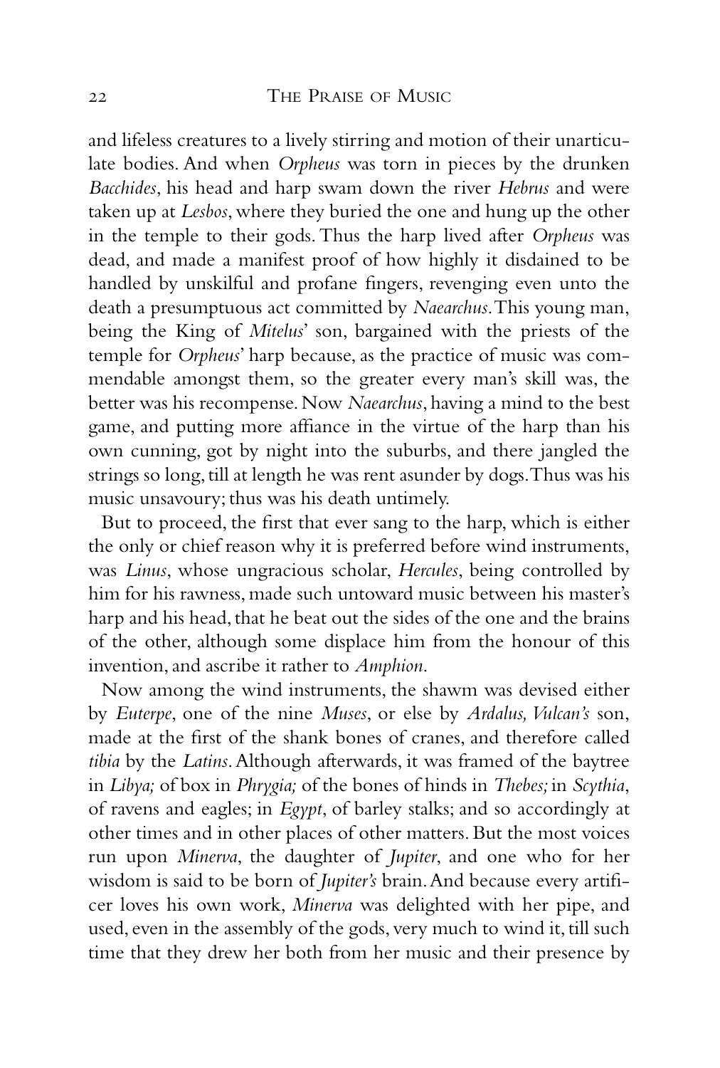and lifeless creatures to a lively stirring and motion of their unarticulate bodies. And when *Orpheus* was torn in pieces by the drunken *Bacchides*, his head and harp swam down the river *Hebrus* and were taken up at *Lesbos*, where they buried the one and hung up the other in the temple to their gods. Thus the harp lived after *Orpheus* was dead, and made a manifest proof of how highly it disdained to be handled by unskilful and profane fingers, revenging even unto the death a presumptuous act committed by *Naearchus*. This young man, being the King of *Mitelus*' son, bargained with the priests of the temple for *Orpheus*' harp because, as the practice of music was commendable amongst them, so the greater every man's skill was, the better was his recompense. Now *Naearchus*, having a mind to the best game, and putting more affiance in the virtue of the harp than his own cunning, got by night into the suburbs, and there jangled the strings so long, till at length he was rent asunder by dogs. Thus was his music unsavoury; thus was his death untimely.

But to proceed, the first that ever sang to the harp, which is either the only or chief reason why it is preferred before wind instruments, was *Linus*, whose ungracious scholar, *Hercules*, being controlled by him for his rawness, made such untoward music between his master's harp and his head, that he beat out the sides of the one and the brains of the other, although some displace him from the honour of this invention, and ascribe it rather to *Amphion*.

Now among the wind instruments, the shawm was devised either by *Euterpe*, one of the nine *Muses*, or else by *Ardalus, Vulcan's* son, made at the first of the shank bones of cranes, and therefore called *tibia* by the *Latins*. Although afterwards, it was framed of the baytree in *Libya;* of box in *Phrygia;* of the bones of hinds in *Thebes;* in *Scythia*, of ravens and eagles; in *Egypt*, of barley stalks; and so accordingly at other times and in other places of other matters. But the most voices run upon *Minerva*, the daughter of *Jupiter*, and one who for her wisdom is said to be born of *Jupiter's* brain. And because every artificer loves his own work, *Minerva* was delighted with her pipe, and used, even in the assembly of the gods, very much to wind it, till such time that they drew her both from her music and their presence by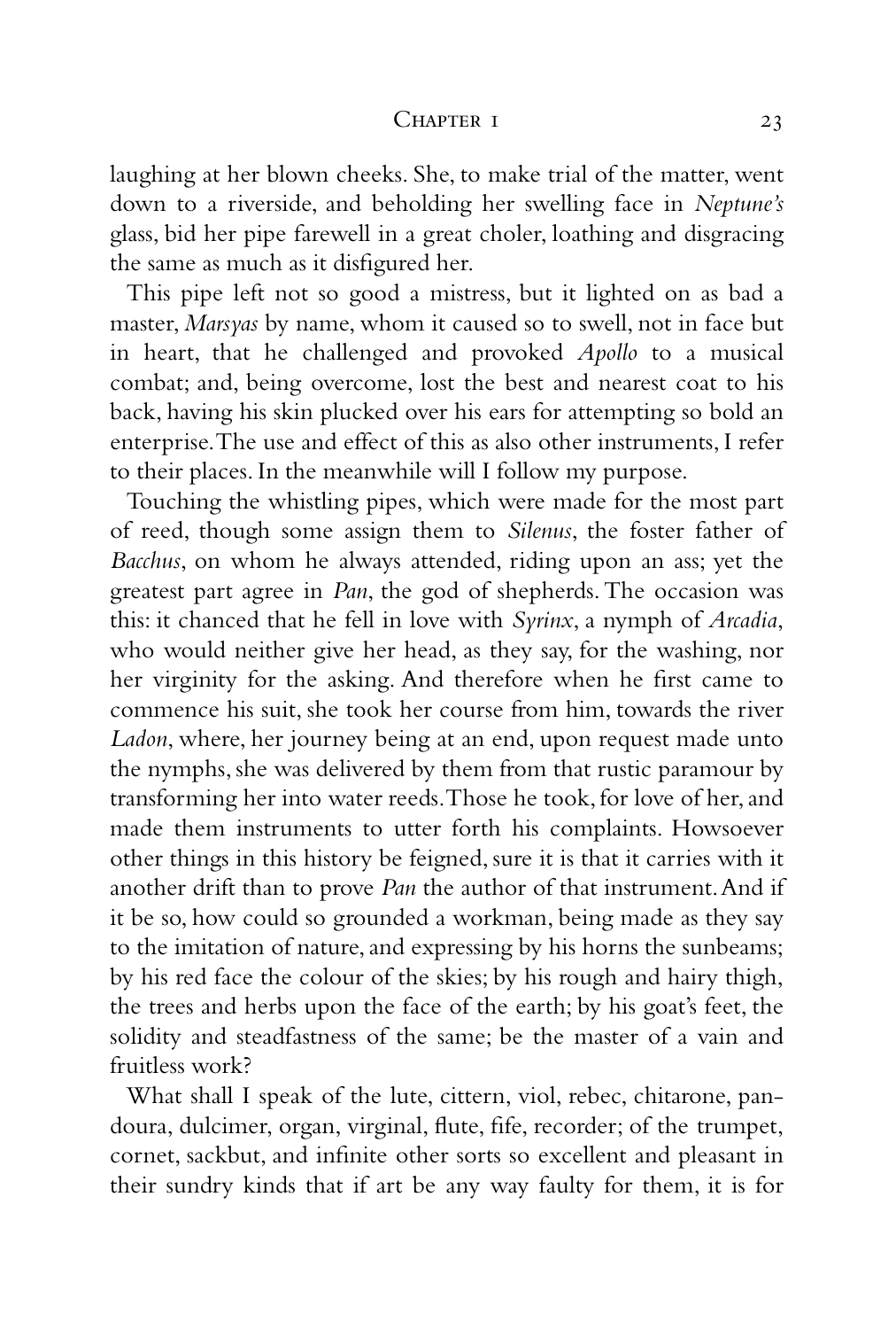laughing at her blown cheeks. She, to make trial of the matter, went down to a riverside, and beholding her swelling face in *Neptune's* glass, bid her pipe farewell in a great choler, loathing and disgracing the same as much as it disfigured her.

This pipe left not so good a mistress, but it lighted on as bad a master, *Marsyas* by name, whom it caused so to swell, not in face but in heart, that he challenged and provoked *Apollo* to a musical combat; and, being overcome, lost the best and nearest coat to his back, having his skin plucked over his ears for attempting so bold an enterprise. The use and effect of this as also other instruments, I refer to their places. In the meanwhile will I follow my purpose.

Touching the whistling pipes, which were made for the most part of reed, though some assign them to *Silenus*, the foster father of *Bacchus*, on whom he always attended, riding upon an ass; yet the greatest part agree in *Pan*, the god of shepherds. The occasion was this: it chanced that he fell in love with *Syrinx*, a nymph of *Arcadia*, who would neither give her head, as they say, for the washing, nor her virginity for the asking. And therefore when he first came to commence his suit, she took her course from him, towards the river *Ladon*, where, her journey being at an end, upon request made unto the nymphs, she was delivered by them from that rustic paramour by transforming her into water reeds. Those he took, for love of her, and made them instruments to utter forth his complaints. Howsoever other things in this history be feigned, sure it is that it carries with it another drift than to prove *Pan* the author of that instrument. And if it be so, how could so grounded a workman, being made as they say to the imitation of nature, and expressing by his horns the sunbeams; by his red face the colour of the skies; by his rough and hairy thigh, the trees and herbs upon the face of the earth; by his goat's feet, the solidity and steadfastness of the same; be the master of a vain and fruitless work?

What shall I speak of the lute, cittern, viol, rebec, chitarone, pandoura, dulcimer, organ, virginal, flute, fife, recorder; of the trumpet, cornet, sackbut, and infinite other sorts so excellent and pleasant in their sundry kinds that if art be any way faulty for them, it is for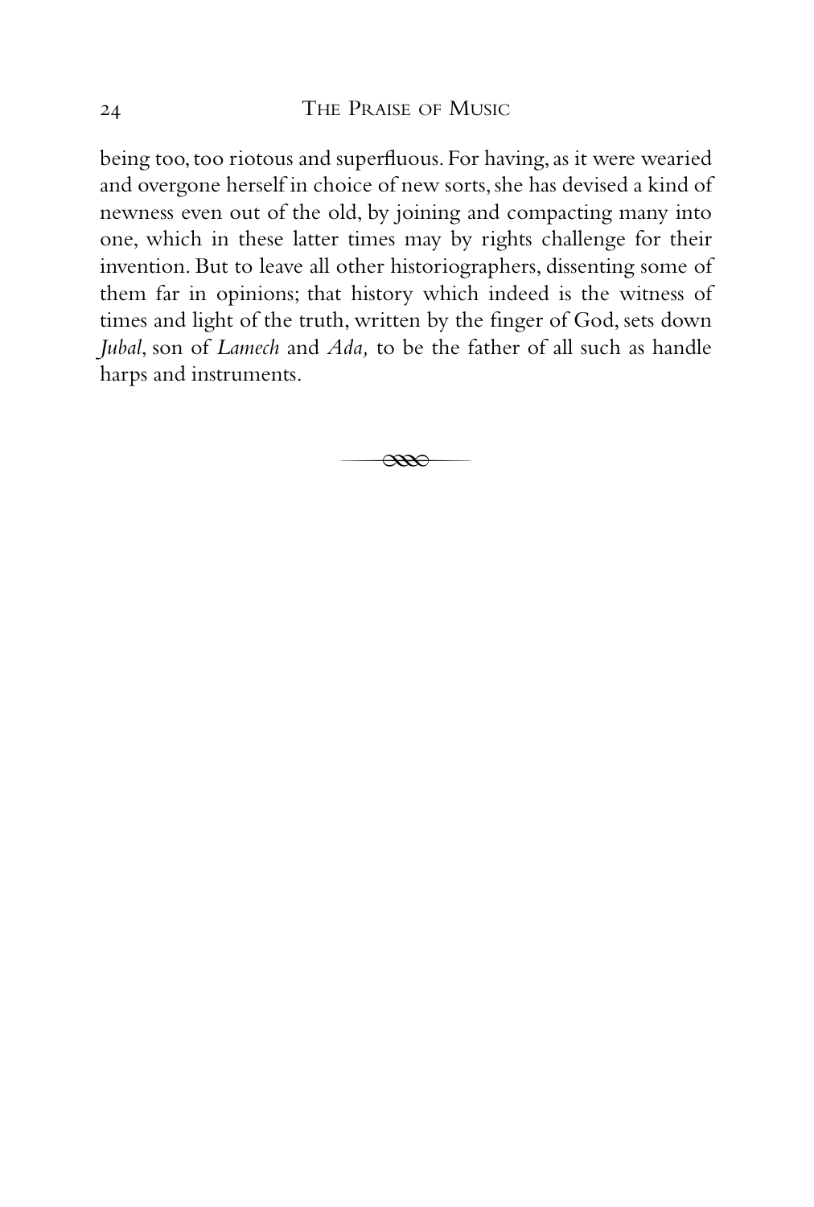being too, too riotous and superfluous. For having, as it were wearied and overgone herself in choice of new sorts, she has devised a kind of newness even out of the old, by joining and compacting many into one, which in these latter times may by rights challenge for their invention. But to leave all other historiographers, dissenting some of them far in opinions; that history which indeed is the witness of times and light of the truth, written by the finger of God, sets down *Jubal*, son of *Lamech* and *Ada,* to be the father of all such as handle harps and instruments.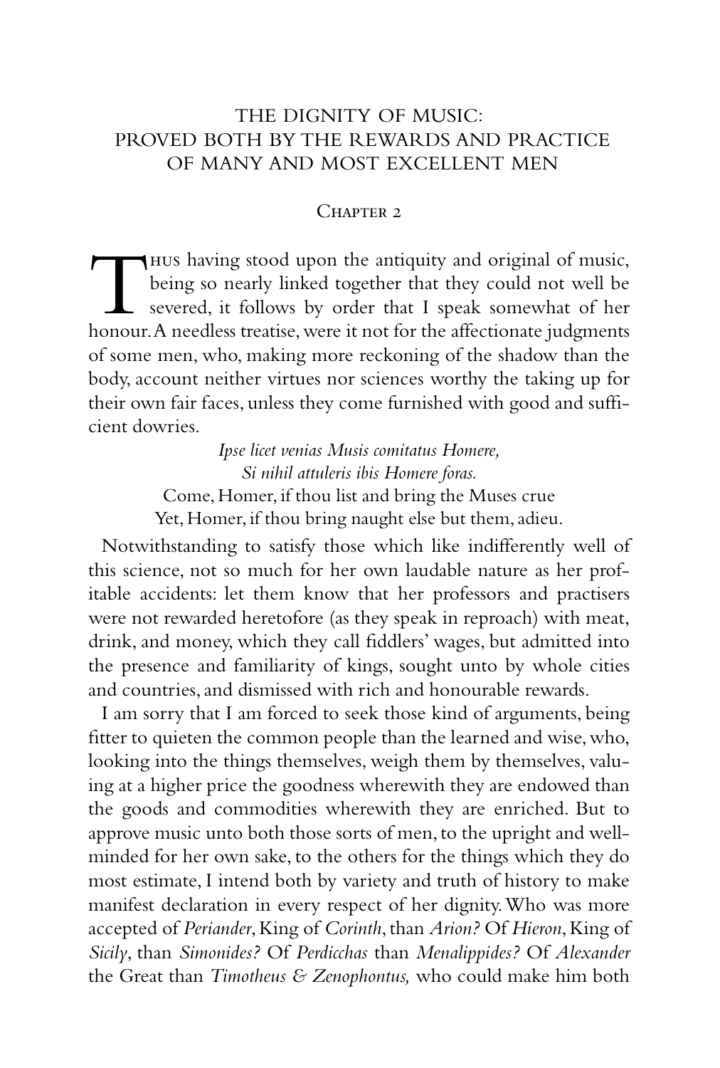# THE DIGNITY OF MUSIC: PROVED BOTH BY THE REWARDS AND PRACTICE OF MANY AND MOST EXCELLENT MEN

## Chapter 2

Thus having stood upon the antiquity and original of music, being so nearly linked together that they could not well be severed, it follows by order that I speak somewhat of her honour. A needless treatise, were it not for the affectionate judgments of some men, who, making more reckoning of the shadow than the body, account neither virtues nor sciences worthy the taking up for their own fair faces, unless they come furnished with good and sufficient dowries.

*Ipse licet venias Musis comitatus Homere,*
*Si nihil attuleris ibis Homere foras.*

Come, Homer, if thou list and bring the Muses crue
Yet, Homer, if thou bring naught else but them, adieu.

Notwithstanding to satisfy those which like indifferently well of this science, not so much for her own laudable nature as her profitable accidents: let them know that her professors and practisers were not rewarded heretofore (as they speak in reproach) with meat, drink, and money, which they call fiddlers' wages, but admitted into the presence and familiarity of kings, sought unto by whole cities and countries, and dismissed with rich and honourable rewards.

I am sorry that I am forced to seek those kind of arguments, being fitter to quieten the common people than the learned and wise, who, looking into the things themselves, weigh them by themselves, valuing at a higher price the goodness wherewith they are endowed than the goods and commodities wherewith they are enriched. But to approve music unto both those sorts of men, to the upright and well-minded for her own sake, to the others for the things which they do most estimate, I intend both by variety and truth of history to make manifest declaration in every respect of her dignity. Who was more accepted of *Periander*, King of *Corinth*, than *Arion?* Of *Hieron*, King of *Sicily*, than *Simonides?* Of *Perdicchas* than *Menalippides?* Of *Alexander* the Great than *Timotheus & Zenophontus,* who could make him both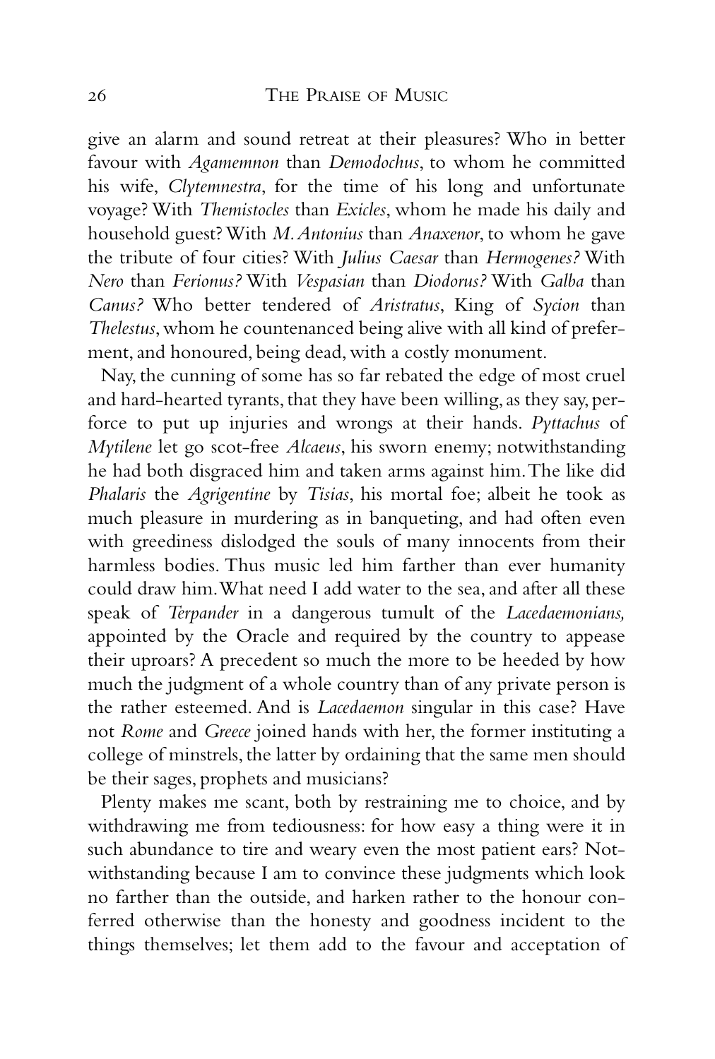give an alarm and sound retreat at their pleasures? Who in better favour with *Agamemnon* than *Demodochus*, to whom he committed his wife, *Clytemnestra*, for the time of his long and unfortunate voyage? With *Themistocles* than *Exicles*, whom he made his daily and household guest? With *M. Antonius* than *Anaxenor*, to whom he gave the tribute of four cities? With *Julius Caesar* than *Hermogenes?* With *Nero* than *Ferionus?* With *Vespasian* than *Diodorus?* With *Galba* than *Canus?* Who better tendered of *Aristratus*, King of *Sycion* than *Thelestus*, whom he countenanced being alive with all kind of preferment, and honoured, being dead, with a costly monument.

Nay, the cunning of some has so far rebated the edge of most cruel and hard-hearted tyrants, that they have been willing, as they say, perforce to put up injuries and wrongs at their hands. *Pyttachus* of *Mytilene* let go scot-free *Alcaeus*, his sworn enemy; notwithstanding he had both disgraced him and taken arms against him. The like did *Phalaris* the *Agrigentine* by *Tisias*, his mortal foe; albeit he took as much pleasure in murdering as in banqueting, and had often even with greediness dislodged the souls of many innocents from their harmless bodies. Thus music led him farther than ever humanity could draw him. What need I add water to the sea, and after all these speak of *Terpander* in a dangerous tumult of the *Lacedaemonians,* appointed by the Oracle and required by the country to appease their uproars? A precedent so much the more to be heeded by how much the judgment of a whole country than of any private person is the rather esteemed. And is *Lacedaemon* singular in this case? Have not *Rome* and *Greece* joined hands with her, the former instituting a college of minstrels, the latter by ordaining that the same men should be their sages, prophets and musicians?

Plenty makes me scant, both by restraining me to choice, and by withdrawing me from tediousness: for how easy a thing were it in such abundance to tire and weary even the most patient ears? Notwithstanding because I am to convince these judgments which look no farther than the outside, and harken rather to the honour conferred otherwise than the honesty and goodness incident to the things themselves; let them add to the favour and acceptation of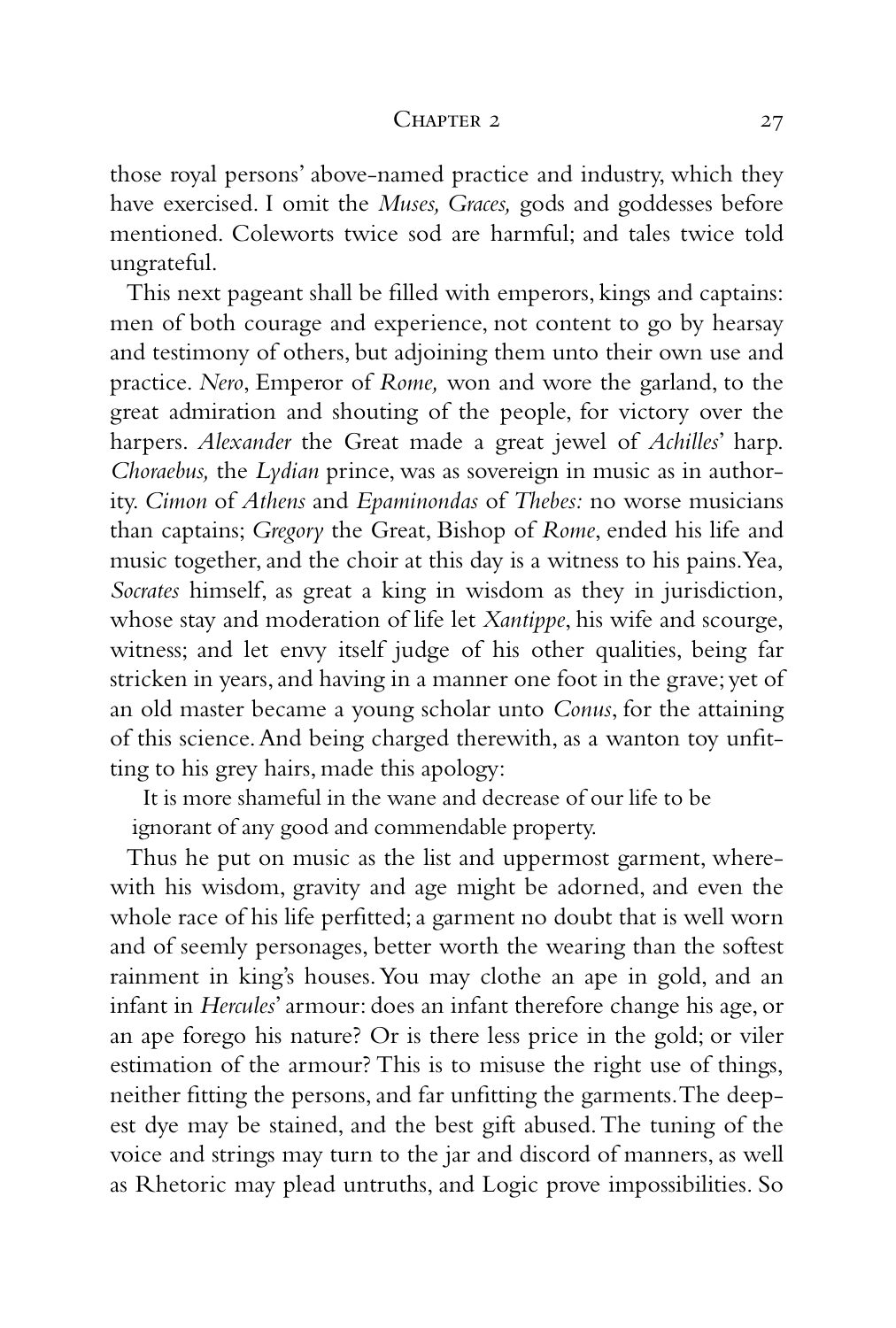those royal persons' above-named practice and industry, which they have exercised. I omit the *Muses, Graces,* gods and goddesses before mentioned. Coleworts twice sod are harmful; and tales twice told ungrateful.

This next pageant shall be filled with emperors, kings and captains: men of both courage and experience, not content to go by hearsay and testimony of others, but adjoining them unto their own use and practice. *Nero*, Emperor of *Rome,* won and wore the garland, to the great admiration and shouting of the people, for victory over the harpers. *Alexander* the Great made a great jewel of *Achilles*' harp. *Choraebus,* the *Lydian* prince, was as sovereign in music as in authority. *Cimon* of *Athens* and *Epaminondas* of *Thebes:* no worse musicians than captains; *Gregory* the Great, Bishop of *Rome*, ended his life and music together, and the choir at this day is a witness to his pains. Yea, *Socrates* himself, as great a king in wisdom as they in jurisdiction, whose stay and moderation of life let *Xantippe*, his wife and scourge, witness; and let envy itself judge of his other qualities, being far stricken in years, and having in a manner one foot in the grave; yet of an old master became a young scholar unto *Conus*, for the attaining of this science. And being charged therewith, as a wanton toy unfitting to his grey hairs, made this apology:

> It is more shameful in the wane and decrease of our life to be ignorant of any good and commendable property.

Thus he put on music as the list and uppermost garment, wherewith his wisdom, gravity and age might be adorned, and even the whole race of his life perfitted; a garment no doubt that is well worn and of seemly personages, better worth the wearing than the softest rainment in king's houses. You may clothe an ape in gold, and an infant in *Hercules*' armour: does an infant therefore change his age, or an ape forego his nature? Or is there less price in the gold; or viler estimation of the armour? This is to misuse the right use of things, neither fitting the persons, and far unfitting the garments. The deepest dye may be stained, and the best gift abused. The tuning of the voice and strings may turn to the jar and discord of manners, as well as Rhetoric may plead untruths, and Logic prove impossibilities. So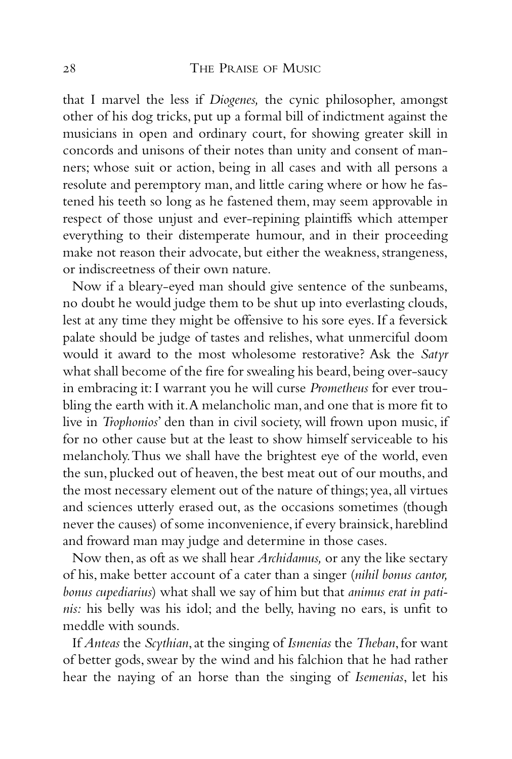that I marvel the less if *Diogenes,* the cynic philosopher, amongst other of his dog tricks, put up a formal bill of indictment against the musicians in open and ordinary court, for showing greater skill in concords and unisons of their notes than unity and consent of manners; whose suit or action, being in all cases and with all persons a resolute and peremptory man, and little caring where or how he fastened his teeth so long as he fastened them, may seem approvable in respect of those unjust and ever-repining plaintiffs which attemper everything to their distemperate humour, and in their proceeding make not reason their advocate, but either the weakness, strangeness, or indiscreetness of their own nature.

Now if a bleary-eyed man should give sentence of the sunbeams, no doubt he would judge them to be shut up into everlasting clouds, lest at any time they might be offensive to his sore eyes. If a feversick palate should be judge of tastes and relishes, what unmerciful doom would it award to the most wholesome restorative? Ask the *Satyr* what shall become of the fire for swealing his beard, being over-saucy in embracing it: I warrant you he will curse *Prometheus* for ever troubling the earth with it. A melancholic man, and one that is more fit to live in *Trophonios*' den than in civil society, will frown upon music, if for no other cause but at the least to show himself serviceable to his melancholy. Thus we shall have the brightest eye of the world, even the sun, plucked out of heaven, the best meat out of our mouths, and the most necessary element out of the nature of things; yea, all virtues and sciences utterly erased out, as the occasions sometimes (though never the causes) of some inconvenience, if every brainsick, hareblind and froward man may judge and determine in those cases.

Now then, as oft as we shall hear *Archidamus,* or any the like sectary of his, make better account of a cater than a singer (*nihil bonus cantor, bonus cupediarius*) what shall we say of him but that *animus erat in patinis:* his belly was his idol; and the belly, having no ears, is unfit to meddle with sounds.

If *Anteas* the *Scythian*, at the singing of *Ismenias* the *Theban*, for want of better gods, swear by the wind and his falchion that he had rather hear the naying of an horse than the singing of *Isemenias*, let his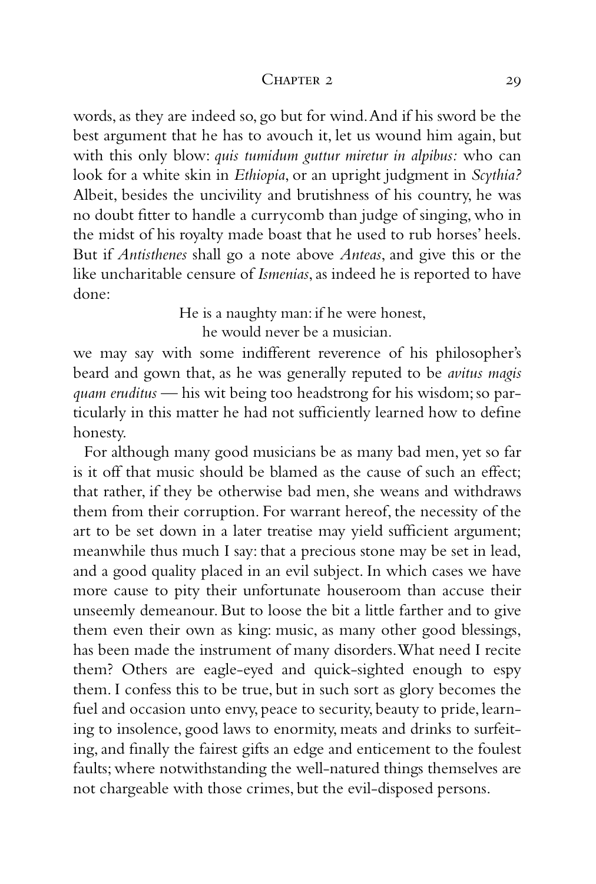words, as they are indeed so, go but for wind. And if his sword be the best argument that he has to avouch it, let us wound him again, but with this only blow: *quis tumidum guttur miretur in alpibus:* who can look for a white skin in *Ethiopia*, or an upright judgment in *Scythia?* Albeit, besides the uncivility and brutishness of his country, he was no doubt fitter to handle a currycomb than judge of singing, who in the midst of his royalty made boast that he used to rub horses' heels. But if *Antisthenes* shall go a note above *Anteas*, and give this or the like uncharitable censure of *Ismenias*, as indeed he is reported to have done:

> He is a naughty man: if he were honest,
> he would never be a musician.

we may say with some indifferent reverence of his philosopher's beard and gown that, as he was generally reputed to be *avitus magis quam eruditus* — his wit being too headstrong for his wisdom; so particularly in this matter he had not sufficiently learned how to define honesty.

For although many good musicians be as many bad men, yet so far is it off that music should be blamed as the cause of such an effect; that rather, if they be otherwise bad men, she weans and withdraws them from their corruption. For warrant hereof, the necessity of the art to be set down in a later treatise may yield sufficient argument; meanwhile thus much I say: that a precious stone may be set in lead, and a good quality placed in an evil subject. In which cases we have more cause to pity their unfortunate houseroom than accuse their unseemly demeanour. But to loose the bit a little farther and to give them even their own as king: music, as many other good blessings, has been made the instrument of many disorders. What need I recite them? Others are eagle-eyed and quick-sighted enough to espy them. I confess this to be true, but in such sort as glory becomes the fuel and occasion unto envy, peace to security, beauty to pride, learning to insolence, good laws to enormity, meats and drinks to surfeiting, and finally the fairest gifts an edge and enticement to the foulest faults; where notwithstanding the well-natured things themselves are not chargeable with those crimes, but the evil-disposed persons.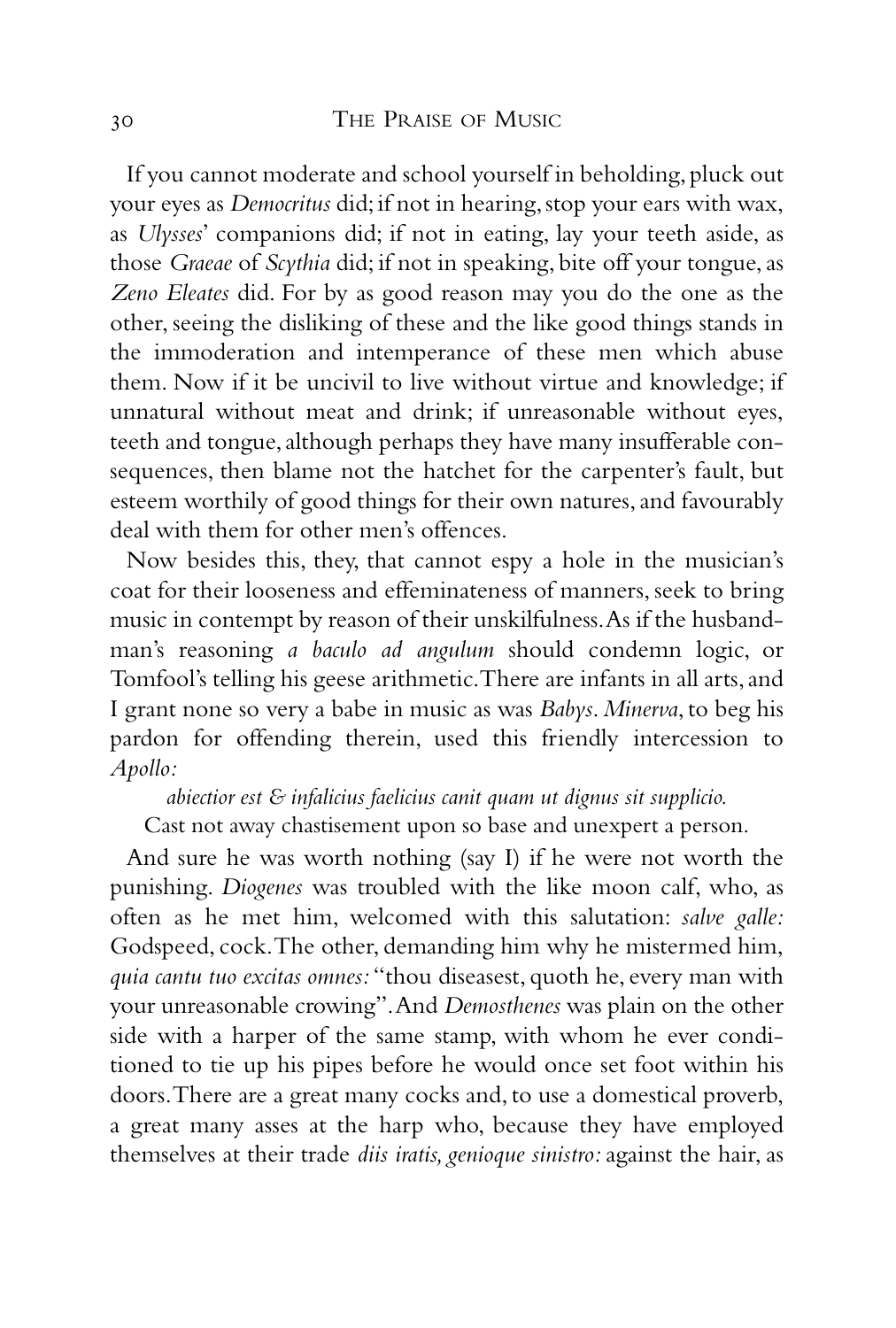If you cannot moderate and school yourself in beholding, pluck out your eyes as *Democritus* did; if not in hearing, stop your ears with wax, as *Ulysses*' companions did; if not in eating, lay your teeth aside, as those *Graeae* of *Scythia* did; if not in speaking, bite off your tongue, as *Zeno Eleates* did. For by as good reason may you do the one as the other, seeing the disliking of these and the like good things stands in the immoderation and intemperance of these men which abuse them. Now if it be uncivil to live without virtue and knowledge; if unnatural without meat and drink; if unreasonable without eyes, teeth and tongue, although perhaps they have many insufferable consequences, then blame not the hatchet for the carpenter's fault, but esteem worthily of good things for their own natures, and favourably deal with them for other men's offences.

Now besides this, they, that cannot espy a hole in the musician's coat for their looseness and effeminateness of manners, seek to bring music in contempt by reason of their unskilfulness. As if the husbandman's reasoning *a baculo ad angulum* should condemn logic, or Tomfool's telling his geese arithmetic. There are infants in all arts, and I grant none so very a babe in music as was *Babys*. *Minerva*, to beg his pardon for offending therein, used this friendly intercession to *Apollo:*

*abiectior est & infalicius faelicius canit quam ut dignus sit supplicio.*

Cast not away chastisement upon so base and unexpert a person.

And sure he was worth nothing (say I) if he were not worth the punishing. *Diogenes* was troubled with the like moon calf, who, as often as he met him, welcomed with this salutation: *salve galle:* Godspeed, cock. The other, demanding him why he mistermed him, *quia cantu tuo excitas omnes:* "thou diseasest, quoth he, every man with your unreasonable crowing". And *Demosthenes* was plain on the other side with a harper of the same stamp, with whom he ever conditioned to tie up his pipes before he would once set foot within his doors. There a great many cocks and, to use a domestical proverb, a great many asses at the harp who, because they have employed themselves at their trade *diis iratis, genioque sinistro:* against the hair, as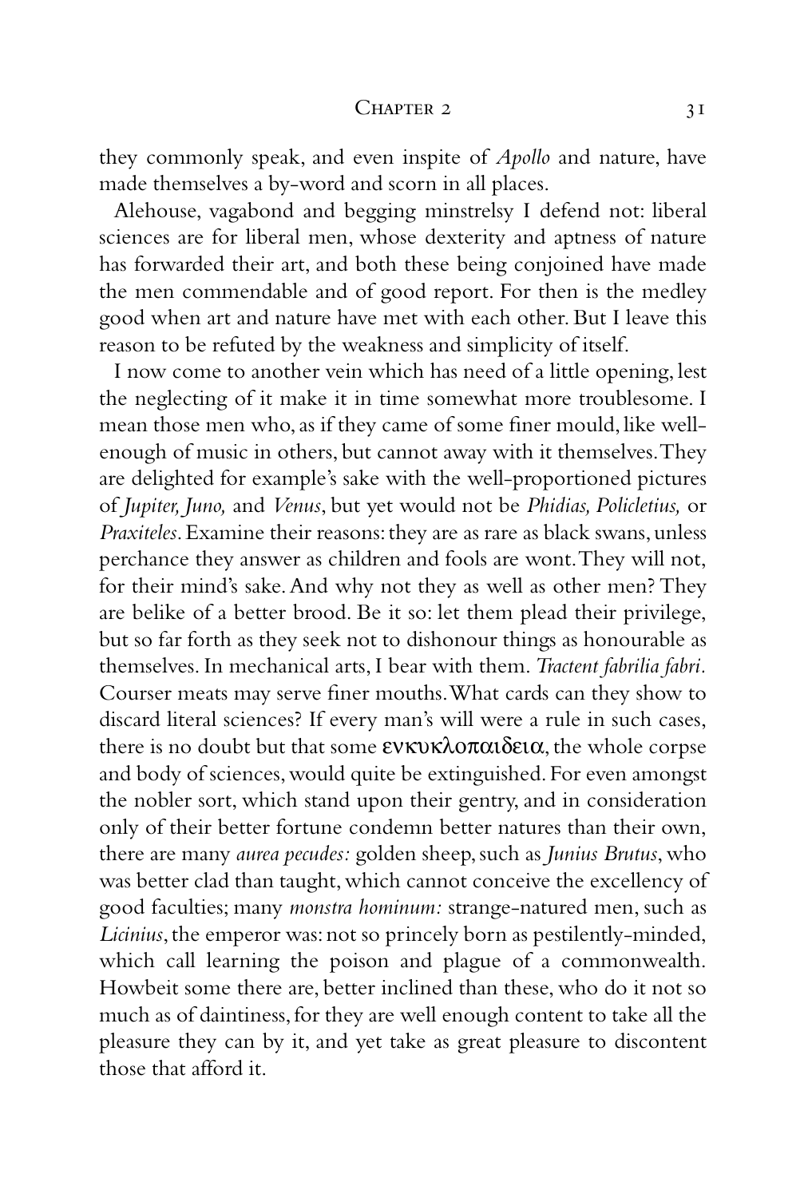they commonly speak, and even inspite of *Apollo* and nature, have made themselves a by-word and scorn in all places.

Alehouse, vagabond and begging minstrelsy I defend not: liberal sciences are for liberal men, whose dexterity and aptness of nature has forwarded their art, and both these being conjoined have made the men commendable and of good report. For then is the medley good when art and nature have met with each other. But I leave this reason to be refuted by the weakness and simplicity of itself.

I now come to another vein which has need of a little opening, lest the neglecting of it make it in time somewhat more troublesome. I mean those men who, as if they came of some finer mould, like well-enough of music in others, but cannot away with it themselves. They are delighted for example's sake with the well-proportioned pictures of *Jupiter, Juno,* and *Venus*, but yet would not be *Phidias, Policletius,* or *Praxiteles*. Examine their reasons: they are as rare as black swans, unless perchance they answer as children and fools are wont. They will not, for their mind's sake. And why not they as well as other men? They are belike of a better brood. Be it so: let them plead their privilege, but so far forth as they seek not to dishonour things as honourable as themselves. In mechanical arts, I bear with them. *Tractent fabrilia fabri.* Courser meats may serve finer mouths. What cards can they show to discard literal sciences? If every man's will were a rule in such cases, there is no doubt but that some ενκυκλοπαιδεια, the whole corpse and body of sciences, would quite be extinguished. For even amongst the nobler sort, which stand upon their gentry, and in consideration only of their better fortune condemn better natures than their own, there are many *aurea pecudes:* golden sheep, such as *Junius Brutus*, who was better clad than taught, which cannot conceive the excellency of good faculties; many *monstra hominum:* strange-natured men, such as *Licinius*, the emperor was: not so princely born as pestilently-minded, which call learning the poison and plague of a commonwealth. Howbeit some there are, better inclined than these, who do it not so much as of daintiness, for they are well enough content to take all the pleasure they can by it, and yet take as great pleasure to discontent those that afford it.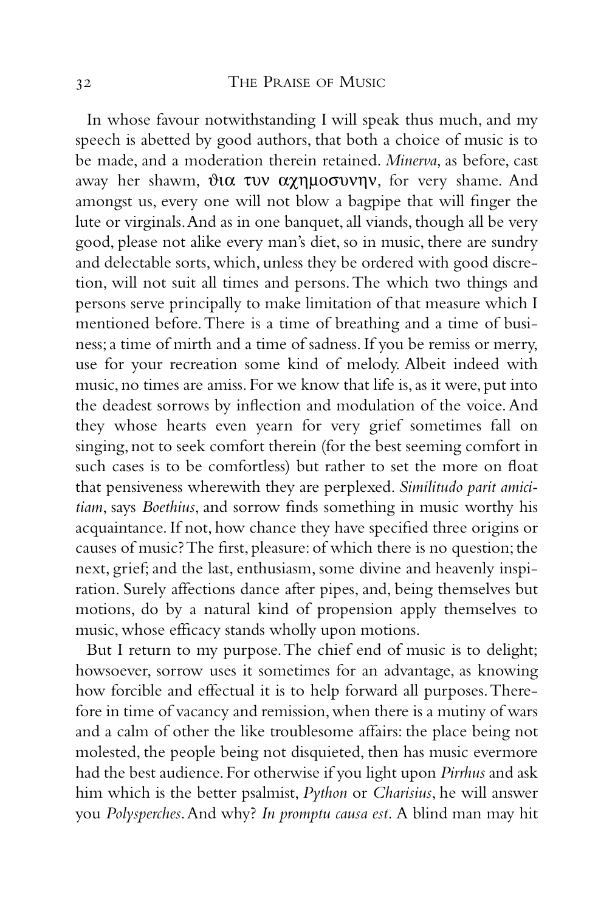In whose favour notwithstanding I will speak thus much, and my speech is abetted by good authors, that both a choice of music is to be made, and a moderation therein retained. *Minerva*, as before, cast away her shawm, ϑια τυν αχημοσυνην, for very shame. And amongst us, every one will not blow a bagpipe that will finger the lute or virginals. And as in one banquet, all viands, though all be very good, please not alike every man's diet, so in music, there are sundry and delectable sorts, which, unless they be ordered with good discretion, will not suit all times and persons. The which two things and persons serve principally to make limitation of that measure which I mentioned before. There is a time of breathing and a time of business; a time of mirth and a time of sadness. If you be remiss or merry, use for your recreation some kind of melody. Albeit indeed with music, no times are amiss. For we know that life is, as it were, put into the deadest sorrows by inflection and modulation of the voice. And they whose hearts even yearn for very grief sometimes fall on singing, not to seek comfort therein (for the best seeming comfort in such cases is to be comfortless) but rather to set the more on float that pensiveness wherewith they are perplexed. *Similitudo parit amicitiam*, says *Boethius*, and sorrow finds something in music worthy his acquaintance. If not, how chance they have specified three origins or causes of music? The first, pleasure: of which there is no question; the next, grief; and the last, enthusiasm, some divine and heavenly inspiration. Surely affections dance after pipes, and, being themselves but motions, do by a natural kind of propension apply themselves to music, whose efficacy stands wholly upon motions.

But I return to my purpose. The chief end of music is to delight; howsoever, sorrow uses it sometimes for an advantage, as knowing how forcible and effectual it is to help forward all purposes. Therefore in time of vacancy and remission, when there is a mutiny of wars and a calm of other the like troublesome affairs: the place being not molested, the people being not disquieted, then has music evermore had the best audience. For otherwise if you light upon *Pirrhus* and ask him which is the better psalmist, *Python* or *Charisius*, he will answer you *Polysperches*. And why? *In promptu causa est*. A blind man may hit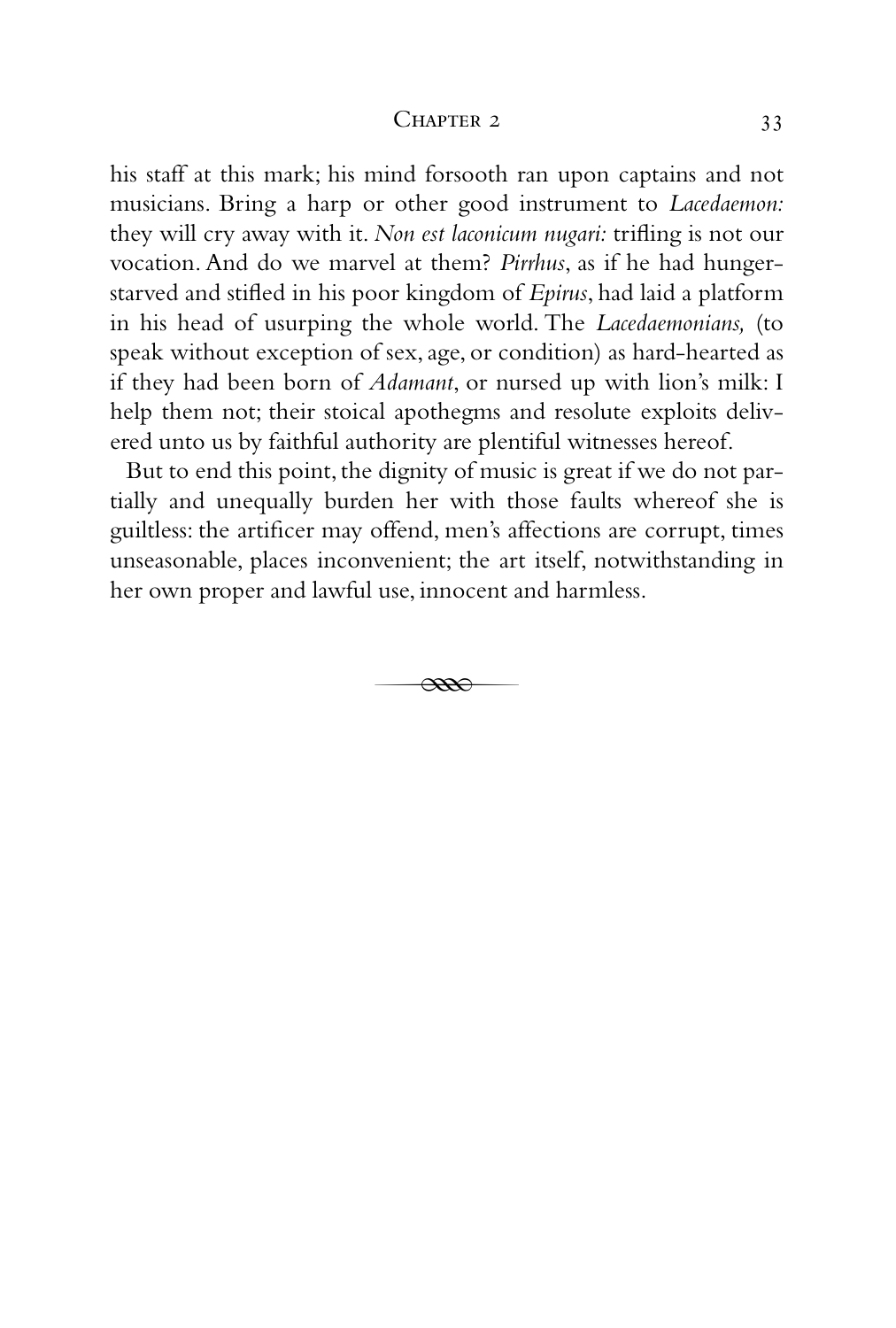his staff at this mark; his mind forsooth ran upon captains and not musicians. Bring a harp or other good instrument to *Lacedaemon:* they will cry away with it. *Non est laconicum nugari:* trifling is not our vocation. And do we marvel at them? *Pirrhus*, as if he had hunger-starved and stifled in his poor kingdom of *Epirus*, had laid a platform in his head of usurping the whole world. The *Lacedaemonians,* (to speak without exception of sex, age, or condition) as hard-hearted as if they had been born of *Adamant*, or nursed up with lion's milk: I help them not; their stoical apothegms and resolute exploits delivered unto us by faithful authority are plentiful witnesses hereof.

But to end this point, the dignity of music is great if we do not partially and unequally burden her with those faults whereof she is guiltless: the artificer may offend, men's affections are corrupt, times unseasonable, places inconvenient; the art itself, notwithstanding in her own proper and lawful use, innocent and harmless.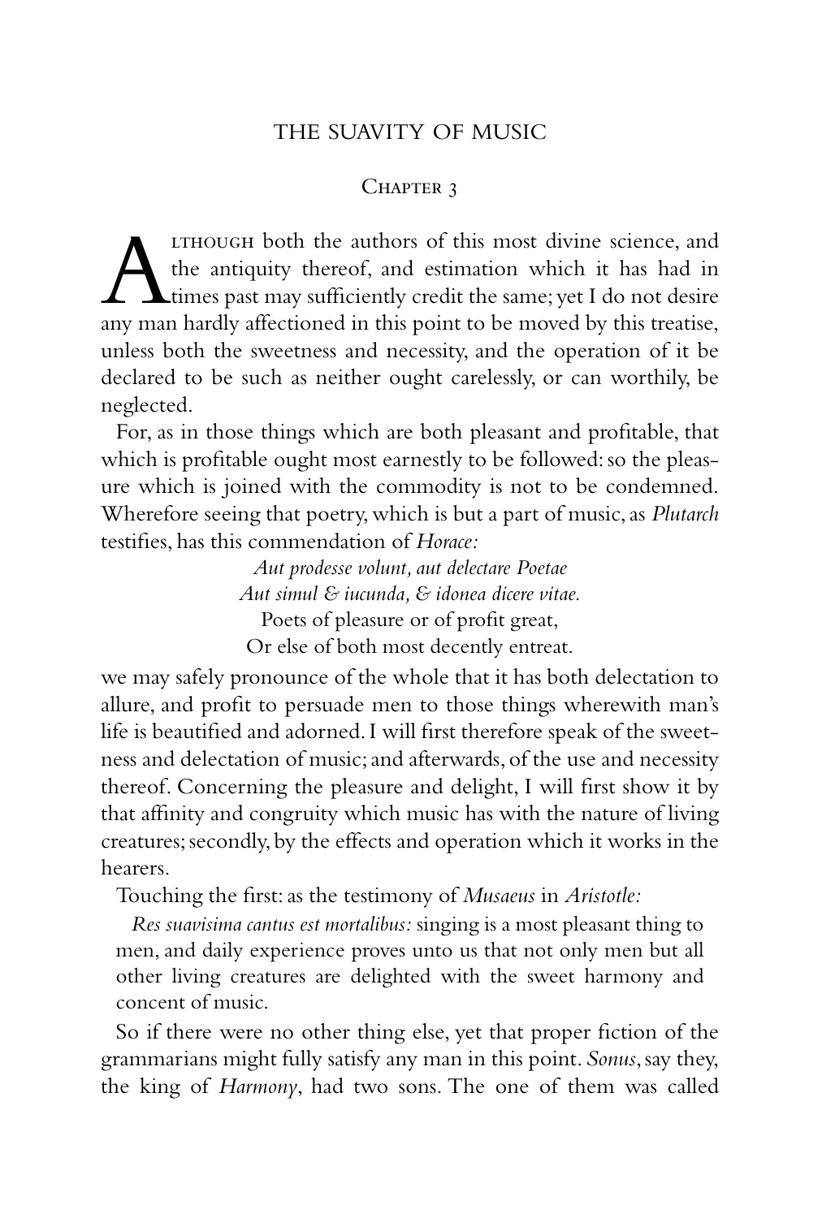# THE SUAVITY OF MUSIC

## Chapter 3

Although both the authors of this most divine science, and the antiquity thereof, and estimation which it has had in times past may sufficiently credit the same; yet I do not desire any man hardly affectioned in this point to be moved by this treatise, unless both the sweetness and necessity, and the operation of it be declared to be such as neither ought carelessly, or can worthily, be neglected.

For, as in those things which are both pleasant and profitable, that which is profitable ought most earnestly to be followed: so the pleasure which is joined with the commodity is not to be condemned. Wherefore seeing that poetry, which is but a part of music, as *Plutarch* testifies, has this commendation of *Horace:*

*Aut prodesse volunt, aut delectare Poetae*
*Aut simul & iucunda, & idonea dicere vitae.*
Poets of pleasure or of profit great,
Or else of both most decently entreat.

we may safely pronounce of the whole that it has both delectation to allure, and profit to persuade men to those things wherewith man's life is beautified and adorned. I will first therefore speak of the sweetness and delectation of music; and afterwards, of the use and necessity thereof. Concerning the pleasure and delight, I will first show it by that affinity and congruity which music has with the nature of living creatures; secondly, by the effects and operation which it works in the hearers.

Touching the first: as the testimony of *Musaeus* in *Aristotle:*

> *Res suavisima cantus est mortalibus:* singing is a most pleasant thing to men, and daily experience proves unto us that not only men but all other living creatures are delighted with the sweet harmony and concent of music.

So if there were no other thing else, yet that proper fiction of the grammarians might fully satisfy any man in this point. *Sonus*, say they, the king of *Harmony*, had two sons. The one of them was called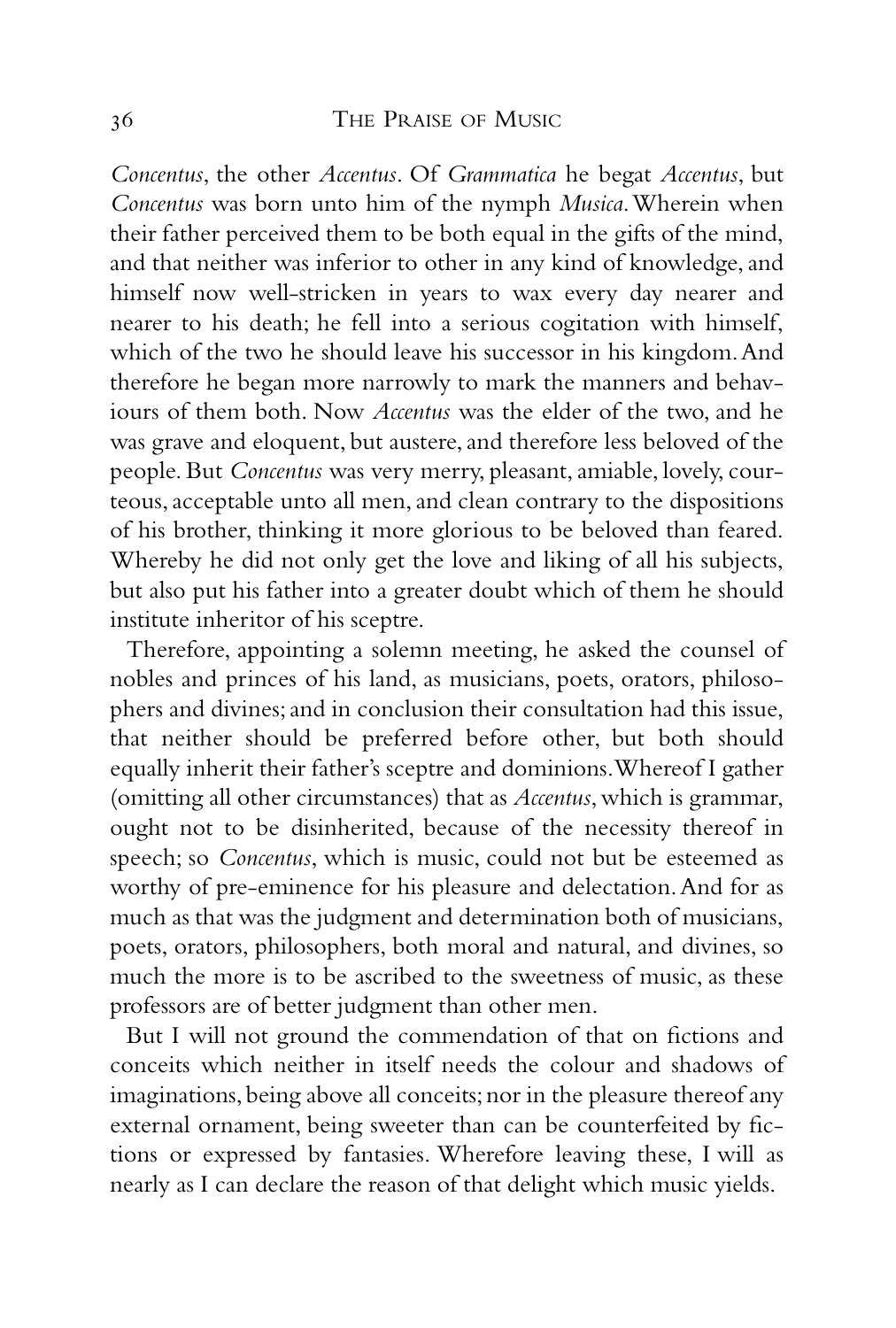*Concentus*, the other *Accentus*. Of *Grammatica* he begat *Accentus*, but *Concentus* was born unto him of the nymph *Musica*. Wherein when their father perceived them to be both equal in the gifts of the mind, and that neither was inferior to other in any kind of knowledge, and himself now well-stricken in years to wax every day nearer and nearer to his death; he fell into a serious cogitation with himself, which of the two he should leave his successor in his kingdom. And therefore he began more narrowly to mark the manners and behaviours of them both. Now *Accentus* was the elder of the two, and he was grave and eloquent, but austere, and therefore less beloved of the people. But *Concentus* was very merry, pleasant, amiable, lovely, courteous, acceptable unto all men, and clean contrary to the dispositions of his brother, thinking it more glorious to be beloved than feared. Whereby he did not only get the love and liking of all his subjects, but also put his father into a greater doubt which of them he should institute inheritor of his sceptre.

Therefore, appointing a solemn meeting, he asked the counsel of nobles and princes of his land, as musicians, poets, orators, philosophers and divines; and in conclusion their consultation had this issue, that neither should be preferred before other, but both should equally inherit their father's sceptre and dominions. Whereof I gather (omitting all other circumstances) that as *Accentus*, which is grammar, ought not to be disinherited, because of the necessity thereof in speech; so *Concentus*, which is music, could not but be esteemed as worthy of pre-eminence for his pleasure and delectation. And for as much as that was the judgment and determination both of musicians, poets, orators, philosophers, both moral and natural, and divines, so much the more is to be ascribed to the sweetness of music, as these professors are of better judgment than other men.

But I will not ground the commendation of that on fictions and conceits which neither in itself needs the colour and shadows of imaginations, being above all conceits; nor in the pleasure thereof any external ornament, being sweeter than can be counterfeited by fictions or expressed by fantasies. Wherefore leaving these, I will as nearly as I can declare the reason of that delight which music yields.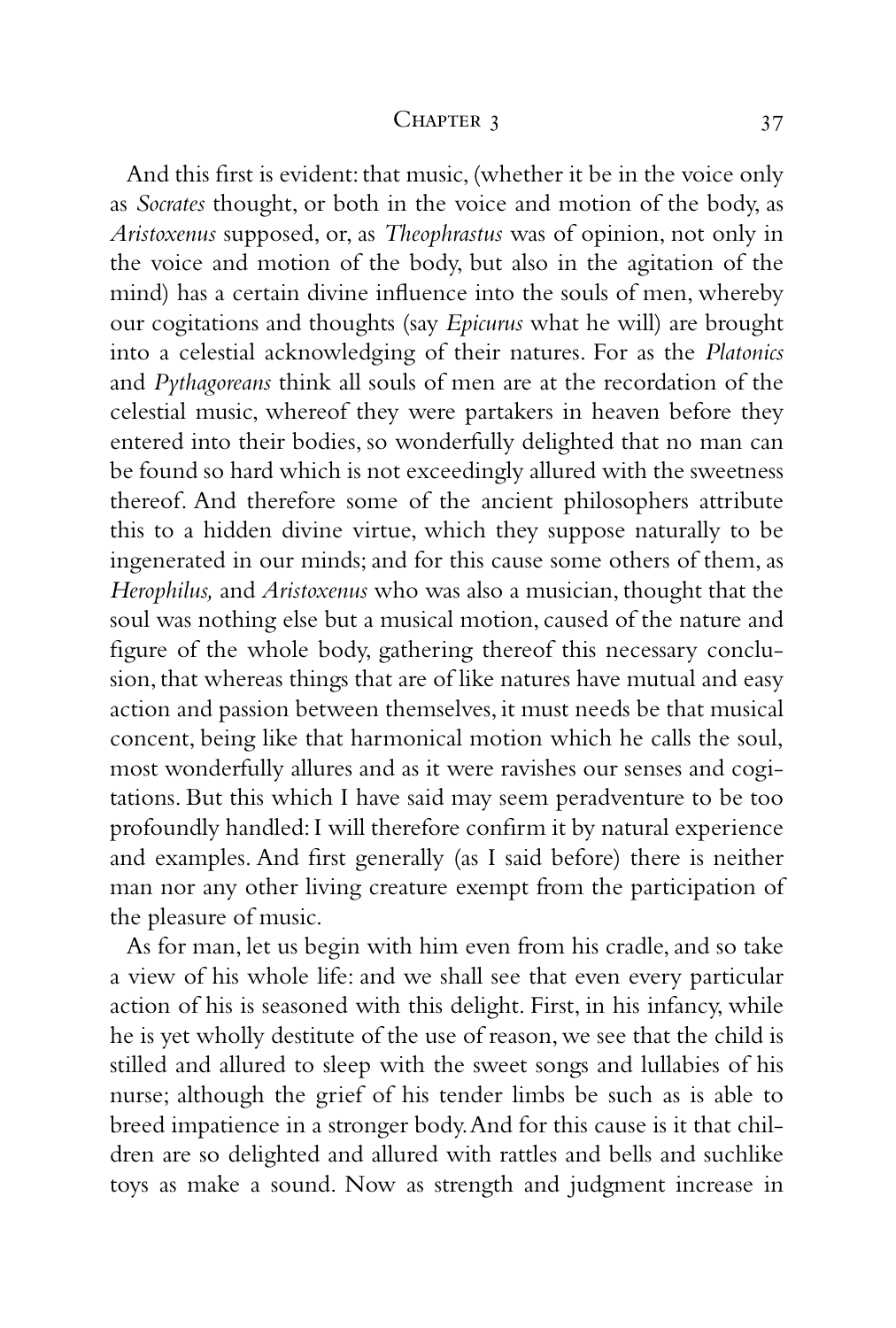And this first is evident: that music, (whether it be in the voice only as *Socrates* thought, or both in the voice and motion of the body, as *Aristoxenus* supposed, or, as *Theophrastus* was of opinion, not only in the voice and motion of the body, but also in the agitation of the mind) has a certain divine influence into the souls of men, whereby our cogitations and thoughts (say *Epicurus* what he will) are brought into a celestial acknowledging of their natures. For as the *Platonics* and *Pythagoreans* think all souls of men are at the recordation of the celestial music, whereof they were partakers in heaven before they entered into their bodies, so wonderfully delighted that no man can be found so hard which is not exceedingly allured with the sweetness thereof. And therefore some of the ancient philosophers attribute this to a hidden divine virtue, which they suppose naturally to be ingenerated in our minds; and for this cause some others of them, as *Herophilus,* and *Aristoxenus* who was also a musician, thought that the soul was nothing else but a musical motion, caused of the nature and figure of the whole body, gathering thereof this necessary conclusion, that whereas things that are of like natures have mutual and easy action and passion between themselves, it must needs be that musical concent, being like that harmonical motion which he calls the soul, most wonderfully allures and as it were ravishes our senses and cogitations. But this which I have said may seem peradventure to be too profoundly handled: I will therefore confirm it by natural experience and examples. And first generally (as I said before) there is neither man nor any other living creature exempt from the participation of the pleasure of music.

As for man, let us begin with him even from his cradle, and so take a view of his whole life: and we shall see that even every particular action of his is seasoned with this delight. First, in his infancy, while he is yet wholly destitute of the use of reason, we see that the child is stilled and allured to sleep with the sweet songs and lullabies of his nurse; although the grief of his tender limbs be such as is able to breed impatience in a stronger body. And for this cause is it that children are so delighted and allured with rattles and bells and suchlike toys as make a sound. Now as strength and judgment increase in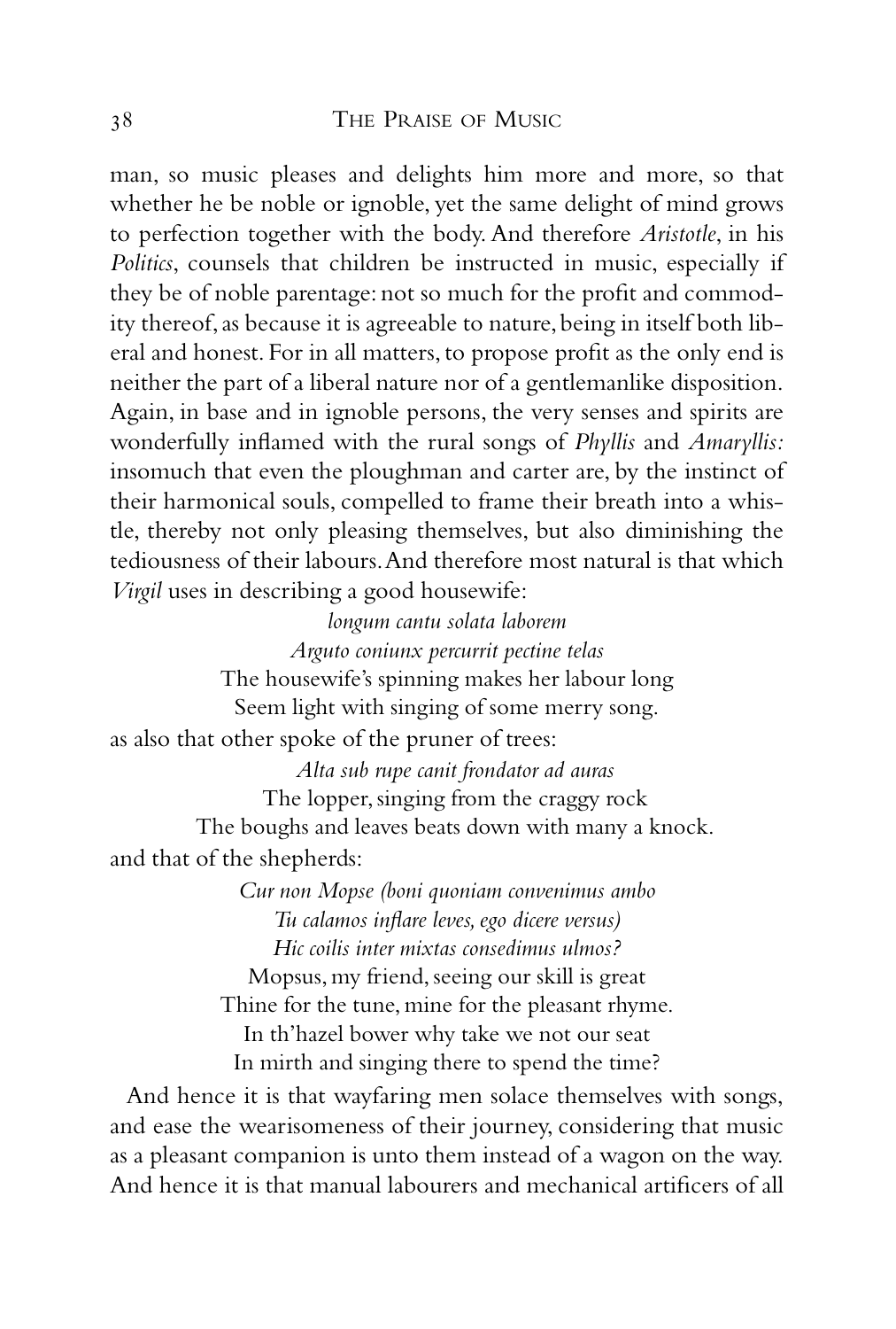man, so music pleases and delights him more and more, so that whether he be noble or ignoble, yet the same delight of mind grows to perfection together with the body. And therefore *Aristotle*, in his *Politics*, counsels that children be instructed in music, especially if they be of noble parentage: not so much for the profit and commodity thereof, as because it is agreeable to nature, being in itself both liberal and honest. For in all matters, to propose profit as the only end is neither the part of a liberal nature nor of a gentlemanlike disposition. Again, in base and in ignoble persons, the very senses and spirits are wonderfully inflamed with the rural songs of *Phyllis* and *Amaryllis:* insomuch that even the ploughman and carter are, by the instinct of their harmonical souls, compelled to frame their breath into a whistle, thereby not only pleasing themselves, but also diminishing the tediousness of their labours. And therefore most natural is that which *Virgil* uses in describing a good housewife:

*longum cantu solata laborem*
*Arguto coniunx percurrit pectine telas*
The housewife's spinning makes her labour long
Seem light with singing of some merry song.

as also that other spoke of the pruner of trees:

*Alta sub rupe canit frondator ad auras*
The lopper, singing from the craggy rock
The boughs and leaves beats down with many a knock.

and that of the shepherds:

*Cur non Mopse (boni quoniam convenimus ambo*
*Tu calamos inflare leves, ego dicere versus)*
*Hic coilis inter mixtas consedimus ulmos?*
Mopsus, my friend, seeing our skill is great
Thine for the tune, mine for the pleasant rhyme.
In th'hazel bower why take we not our seat
In mirth and singing there to spend the time?

And hence it is that wayfaring men solace themselves with songs, and ease the wearisomeness of their journey, considering that music as a pleasant companion is unto them instead of a wagon on the way. And hence it is that manual labourers and mechanical artificers of all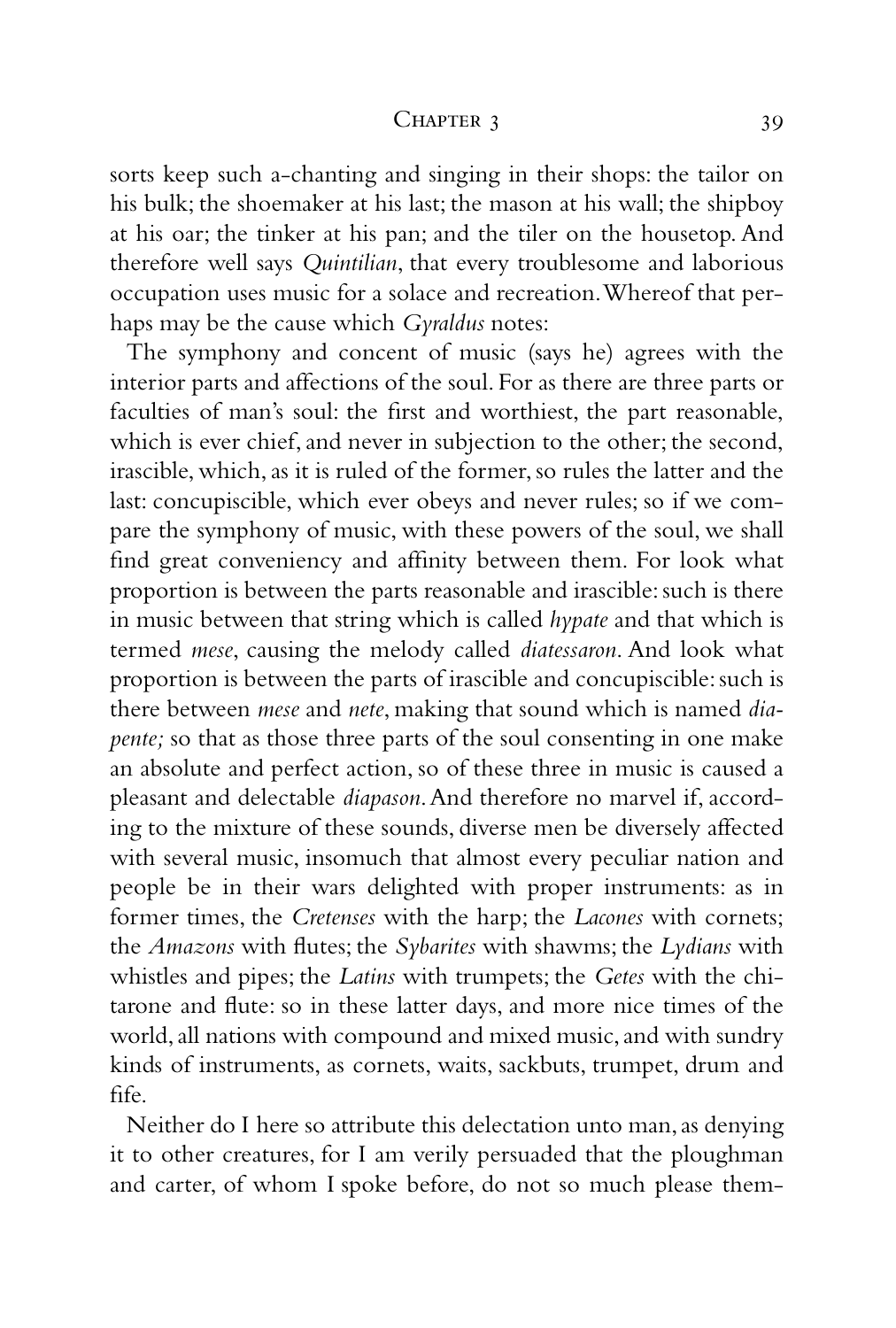sorts keep such a-chanting and singing in their shops: the tailor on his bulk; the shoemaker at his last; the mason at his wall; the shipboy at his oar; the tinker at his pan; and the tiler on the housetop. And therefore well says *Quintilian*, that every troublesome and laborious occupation uses music for a solace and recreation. Whereof that perhaps may be the cause which *Gyraldus* notes:

The symphony and concent of music (says he) agrees with the interior parts and affections of the soul. For as there are three parts or faculties of man's soul: the first and worthiest, the part reasonable, which is ever chief, and never in subjection to the other; the second, irascible, which, as it is ruled of the former, so rules the latter and the last: concupiscible, which ever obeys and never rules; so if we compare the symphony of music, with these powers of the soul, we shall find great conveniency and affinity between them. For look what proportion is between the parts reasonable and irascible: such is there in music between that string which is called *hypate* and that which is termed *mese*, causing the melody called *diatessaron*. And look what proportion is between the parts of irascible and concupiscible: such is there between *mese* and *nete*, making that sound which is named *diapente;* so that as those three parts of the soul consenting in one make an absolute and perfect action, so of these three in music is caused a pleasant and delectable *diapason*. And therefore no marvel if, according to the mixture of these sounds, diverse men be diversely affected with several music, insomuch that almost every peculiar nation and people be in their wars delighted with proper instruments: as in former times, the *Cretenses* with the harp; the *Lacones* with cornets; the *Amazons* with flutes; the *Sybarites* with shawms; the *Lydians* with whistles and pipes; the *Latins* with trumpets; the *Getes* with the chitarone and flute: so in these latter days, and more nice times of the world, all nations with compound and mixed music, and with sundry kinds of instruments, as cornets, waits, sackbuts, trumpet, drum and fife.

Neither do I here so attribute this delectation unto man, as denying it to other creatures, for I am verily persuaded that the ploughman and carter, of whom I spoke before, do not so much please them-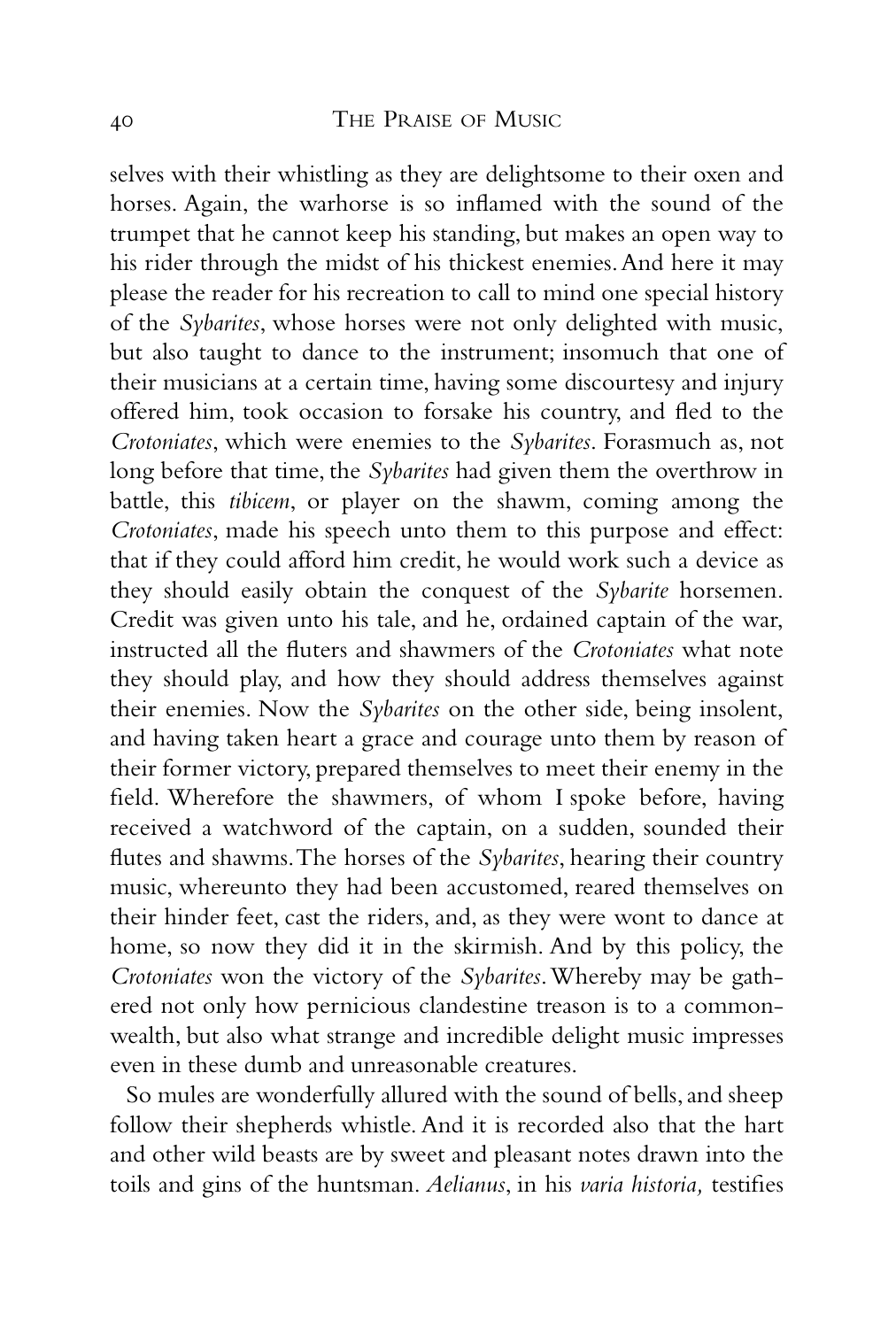selves with their whistling as they are delightsome to their oxen and horses. Again, the warhorse is so inflamed with the sound of the trumpet that he cannot keep his standing, but makes an open way to his rider through the midst of his thickest enemies. And here it may please the reader for his recreation to call to mind one special history of the *Sybarites*, whose horses were not only delighted with music, but also taught to dance to the instrument; insomuch that one of their musicians at a certain time, having some discourtesy and injury offered him, took occasion to forsake his country, and fled to the *Crotoniates*, which were enemies to the *Sybarites*. Forasmuch as, not long before that time, the *Sybarites* had given them the overthrow in battle, this *tibicem*, or player on the shawm, coming among the *Crotoniates*, made his speech unto them to this purpose and effect: that if they could afford him credit, he would work such a device as they should easily obtain the conquest of the *Sybarite* horsemen. Credit was given unto his tale, and he, ordained captain of the war, instructed all the fluters and shawmers of the *Crotoniates* what note they should play, and how they should address themselves against their enemies. Now the *Sybarites* on the other side, being insolent, and having taken heart a grace and courage unto them by reason of their former victory, prepared themselves to meet their enemy in the field. Wherefore the shawmers, of whom I spoke before, having received a watchword of the captain, on a sudden, sounded their flutes and shawms. The horses of the *Sybarites*, hearing their country music, whereunto they had been accustomed, reared themselves on their hinder feet, cast the riders, and, as they were wont to dance at home, so now they did it in the skirmish. And by this policy, the *Crotoniates* won the victory of the *Sybarites*. Whereby may be gathered not only how pernicious clandestine treason is to a commonwealth, but also what strange and incredible delight music impresses even in these dumb and unreasonable creatures.

So mules are wonderfully allured with the sound of bells, and sheep follow their shepherds whistle. And it is recorded also that the hart and other wild beasts are by sweet and pleasant notes drawn into the toils and gins of the huntsman. *Aelianus*, in his *varia historia,* testifies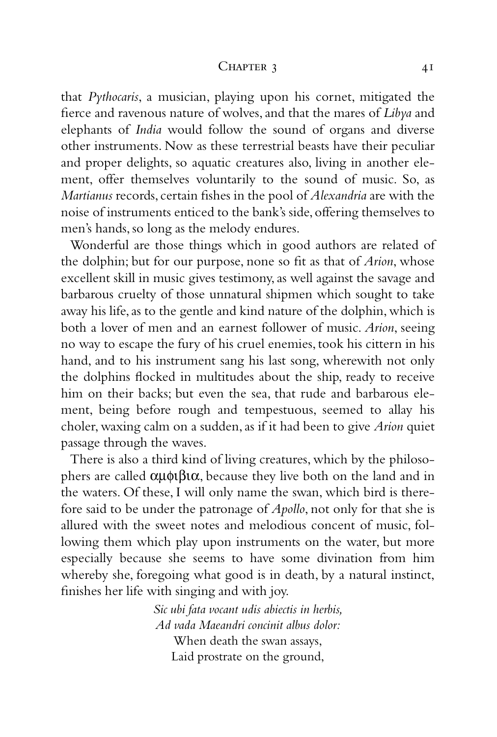that *Pythocaris*, a musician, playing upon his cornet, mitigated the fierce and ravenous nature of wolves, and that the mares of *Libya* and elephants of *India* would follow the sound of organs and diverse other instruments. Now as these terrestrial beasts have their peculiar and proper delights, so aquatic creatures also, living in another element, offer themselves voluntarily to the sound of music. So, as *Martianus* records, certain fishes in the pool of *Alexandria* are with the noise of instruments enticed to the bank's side, offering themselves to men's hands, so long as the melody endures.

Wonderful are those things which in good authors are related of the dolphin; but for our purpose, none so fit as that of *Arion*, whose excellent skill in music gives testimony, as well against the savage and barbarous cruelty of those unnatural shipmen which sought to take away his life, as to the gentle and kind nature of the dolphin, which is both a lover of men and an earnest follower of music. *Arion*, seeing no way to escape the fury of his cruel enemies, took his cittern in his hand, and to his instrument sang his last song, wherewith not only the dolphins flocked in multitudes about the ship, ready to receive him on their backs; but even the sea, that rude and barbarous element, being before rough and tempestuous, seemed to allay his choler, waxing calm on a sudden, as if it had been to give *Arion* quiet passage through the waves.

There is also a third kind of living creatures, which by the philosophers are called αμφιβια, because they live both on the land and in the waters. Of these, I will only name the swan, which bird is therefore said to be under the patronage of *Apollo*, not only for that she is allured with the sweet notes and melodious concent of music, following them which play upon instruments on the water, but more especially because she seems to have some divination from him whereby she, foregoing what good is in death, by a natural instinct, finishes her life with singing and with joy.

*Sic ubi fata vocant udis abiectis in herbis,*
*Ad vada Maeandri concinit albus dolor:*
When death the swan assays,
Laid prostrate on the ground,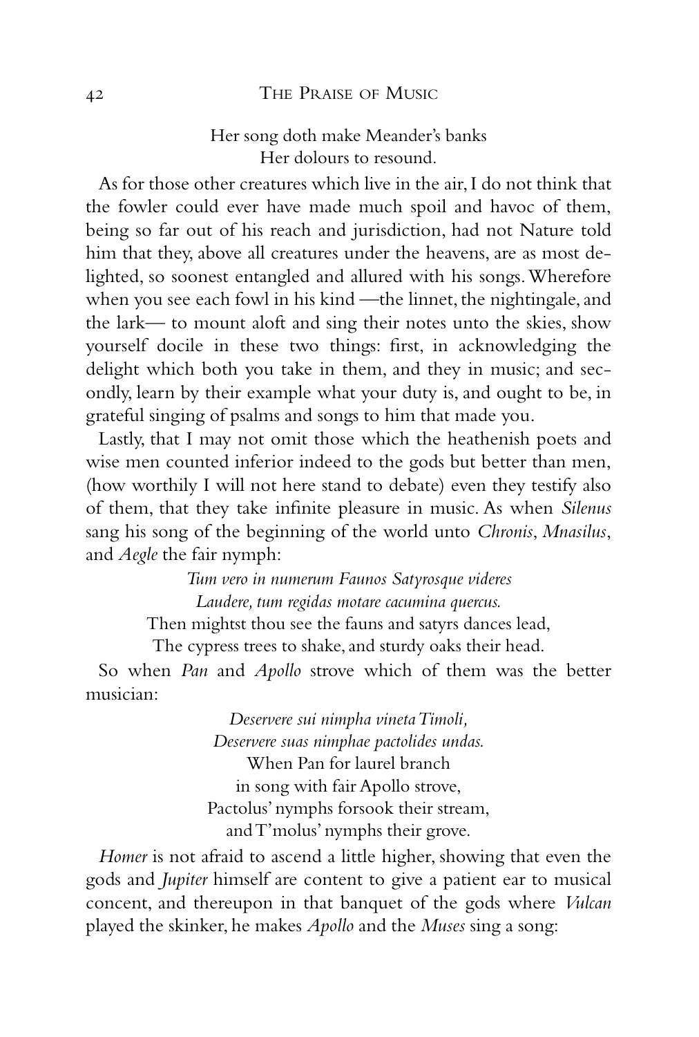Her song doth make Meander's banks
Her dolours to resound.

As for those other creatures which live in the air, I do not think that the fowler could ever have made much spoil and havoc of them, being so far out of his reach and jurisdiction, had not Nature told him that they, above all creatures under the heavens, are as most delighted, so soonest entangled and allured with his songs. Wherefore when you see each fowl in his kind —the linnet, the nightingale, and the lark— to mount aloft and sing their notes unto the skies, show yourself docile in these two things: first, in acknowledging the delight which both you take in them, and they in music; and secondly, learn by their example what your duty is, and ought to be, in grateful singing of psalms and songs to him that made you.

Lastly, that I may not omit those which the heathenish poets and wise men counted inferior indeed to the gods but better than men, (how worthily I will not here stand to debate) even they testify also of them, that they take infinite pleasure in music. As when *Silenus* sang his song of the beginning of the world unto *Chronis*, *Mnasilus*, and *Aegle* the fair nymph:

*Tum vero in numerum Faunos Satyrosque videres*
*Laudere, tum regidas motare cacumina quercus.*
Then mightst thou see the fauns and satyrs dances lead,
The cypress trees to shake, and sturdy oaks their head.

So when *Pan* and *Apollo* strove which of them was the better musician:

*Deservere sui nimpha vineta Timoli,*
*Deservere suas nimphae pactolides undas.*
When Pan for laurel branch
in song with fair Apollo strove,
Pactolus' nymphs forsook their stream,
and T'molus' nymphs their grove.

*Homer* is not afraid to ascend a little higher, showing that even the gods and *Jupiter* himself are content to give a patient ear to musical concent, and thereupon in that banquet of the gods where *Vulcan* played the skinker, he makes *Apollo* and the *Muses* sing a song: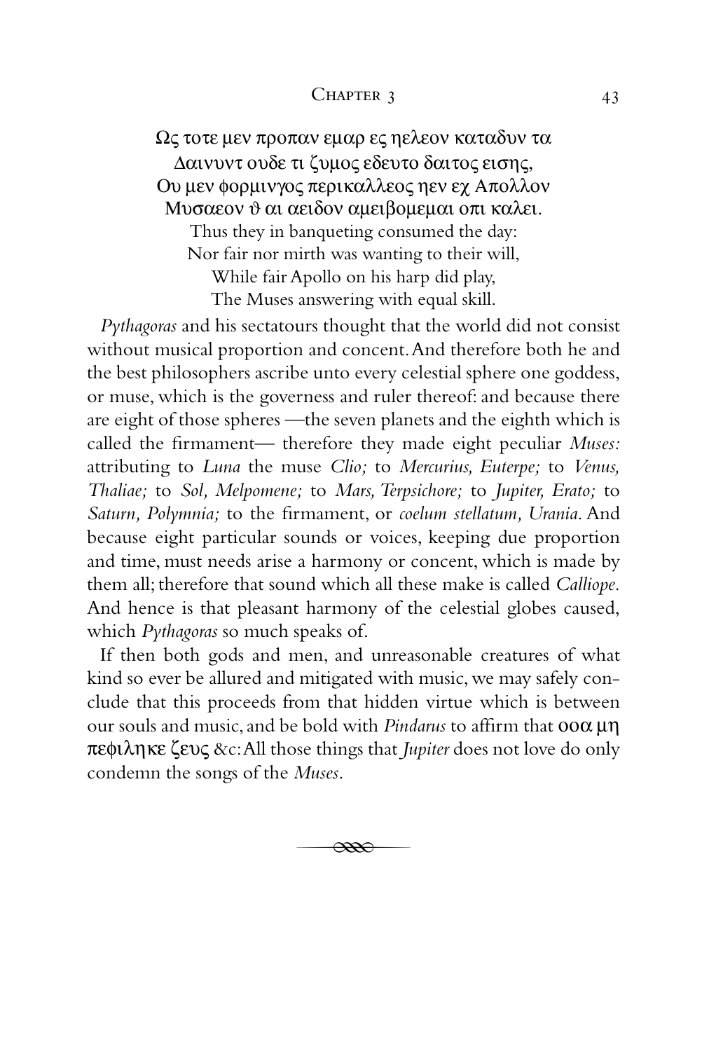Ως τοτε μεν προπαν εμαρ ες ηελεον καταδυν τα
Δαινυντ ουδε τι ζυμος εδευτο δαιτος εισης,
Ου μεν φορμιγγος περικαλλεος ηεν εχ Απολλον
Μυσαεον ϑ αι αειδον αμειβομεμαι οπι καλει.

Thus they in banqueting consumed the day:
Nor fair nor mirth was wanting to their will,
While fair Apollo on his harp did play,
The Muses answering with equal skill.

*Pythagoras* and his sectatours thought that the world did not consist without musical proportion and concent. And therefore both he and the best philosophers ascribe unto every celestial sphere one goddess, or muse, which is the governess and ruler thereof: and because there are eight of those spheres —the seven planets and the eighth which is called the firmament— therefore they made eight peculiar *Muses:* attributing to *Luna* the muse *Clio;* to *Mercurius, Euterpe;* to *Venus, Thaliae;* to *Sol, Melpomene;* to *Mars, Terpsichore;* to *Jupiter, Erato;* to *Saturn, Polymnia;* to the firmament, or *coelum stellatum, Urania*. And because eight particular sounds or voices, keeping due proportion and time, must needs arise a harmony or concent, which is made by them all; therefore that sound which all these make is called *Calliope*. And hence is that pleasant harmony of the celestial globes caused, which *Pythagoras* so much speaks of.

If then both gods and men, and unreasonable creatures of what kind so ever be allured and mitigated with music, we may safely conclude that this proceeds from that hidden virtue which is between our souls and music, and be bold with *Pindarus* to affirm that οοα μη πεφιληκε ζευς &c: All those things that *Jupiter* does not love do only condemn the songs of the *Muses*.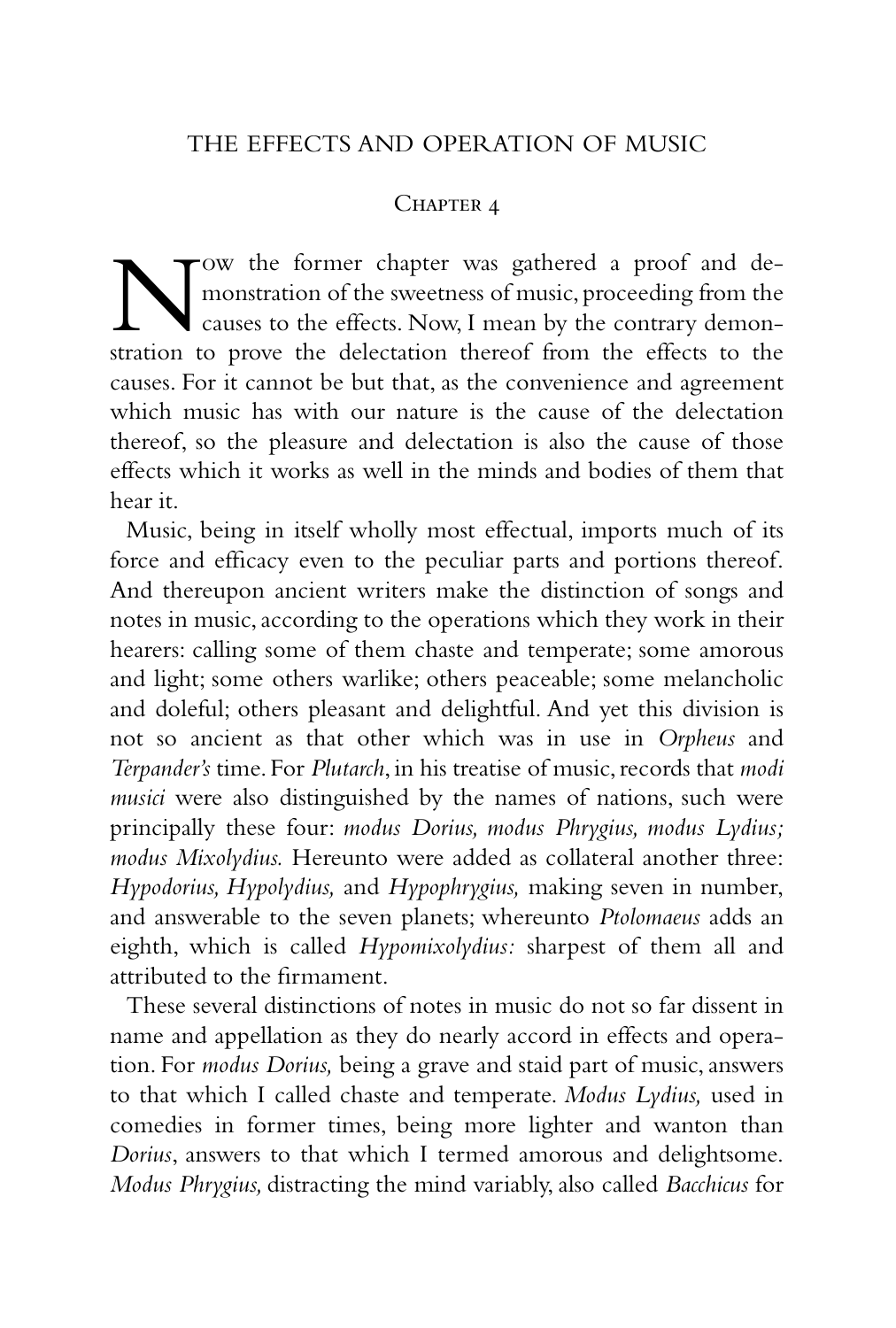# THE EFFECTS AND OPERATION OF MUSIC

## Chapter 4

Now the former chapter was gathered a proof and demonstration of the sweetness of music, proceeding from the causes to the effects. Now, I mean by the contrary demonstration to prove the delectation thereof from the effects to the causes. For it cannot be but that, as the convenience and agreement which music has with our nature is the cause of the delectation thereof, so the pleasure and delectation is also the cause of those effects which it works as well in the minds and bodies of them that hear it.

Music, being in itself wholly most effectual, imports much of its force and efficacy even to the peculiar parts and portions thereof. And thereupon ancient writers make the distinction of songs and notes in music, according to the operations which they work in their hearers: calling some of them chaste and temperate; some amorous and light; some others warlike; others peaceable; some melancholic and doleful; others pleasant and delightful. And yet this division is not so ancient as that other which was in use in *Orpheus* and *Terpander's* time. For *Plutarch*, in his treatise of music, records that *modi musici* were also distinguished by the names of nations, such were principally these four: *modus Dorius, modus Phrygius, modus Lydius; modus Mixolydius.* Hereunto were added as collateral another three: *Hypodorius, Hypolydius,* and *Hypophrygius,* making seven in number, and answerable to the seven planets; whereunto *Ptolomaeus* adds an eighth, which is called *Hypomixolydius:* sharpest of them all and attributed to the firmament.

These several distinctions of notes in music do not so far dissent in name and appellation as they do nearly accord in effects and operation. For *modus Dorius,* being a grave and staid part of music, answers to that which I called chaste and temperate. *Modus Lydius,* used in comedies in former times, being more lighter and wanton than *Dorius*, answers to that which I termed amorous and delightsome. *Modus Phrygius,* distracting the mind variably, also called *Bacchicus* for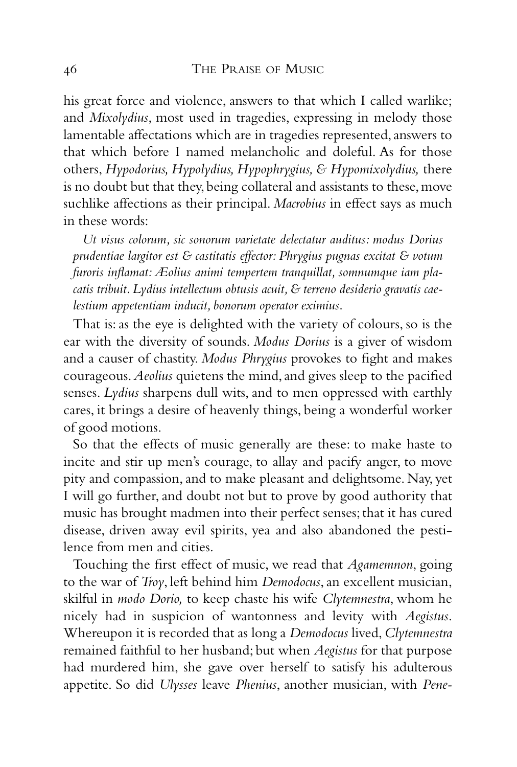his great force and violence, answers to that which I called warlike; and *Mixolydius*, most used in tragedies, expressing in melody those lamentable affectations which are in tragedies represented, answers to that which before I named melancholic and doleful. As for those others, *Hypodorius, Hypolydius, Hypophrygius, & Hypomixolydius,* there is no doubt but that they, being collateral and assistants to these, move suchlike affections as their principal. *Macrobius* in effect says as much in these words:

> *Ut visus colorum, sic sonorum varietate delectatur auditus: modus Dorius prudentiae largitor est & castitatis effector: Phrygius pugnas excitat & votum furoris inflamat: Æolius animi tempertem tranquillat, somnumque iam placatis tribuit. Lydius intellectum obtusis acuit, & terreno desiderio gravatis caelestium appetentiam inducit, bonorum operator eximius.*

That is: as the eye is delighted with the variety of colours, so is the ear with the diversity of sounds. *Modus Dorius* is a giver of wisdom and a causer of chastity. *Modus Phrygius* provokes to fight and makes courageous. *Aeolius* quietens the mind, and gives sleep to the pacified senses. *Lydius* sharpens dull wits, and to men oppressed with earthly cares, it brings a desire of heavenly things, being a wonderful worker of good motions.

So that the effects of music generally are these: to make haste to incite and stir up men's courage, to allay and pacify anger, to move pity and compassion, and to make pleasant and delightsome. Nay, yet I will go further, and doubt not but to prove by good authority that music has brought madmen into their perfect senses; that it has cured disease, driven away evil spirits, yea and also abandoned the pestilence from men and cities.

Touching the first effect of music, we read that *Agamemnon*, going to the war of *Troy*, left behind him *Demodocus*, an excellent musician, skilful in *modo Dorio,* to keep chaste his wife *Clytemnestra*, whom he nicely had in suspicion of wantonness and levity with *Aegistus*. Whereupon it is recorded that as long a *Demodocus* lived, *Clytemnestra* remained faithful to her husband; but when *Aegistus* for that purpose had murdered him, she gave over herself to satisfy his adulterous appetite. So did *Ulysses* leave *Phenius*, another musician, with *Pene-*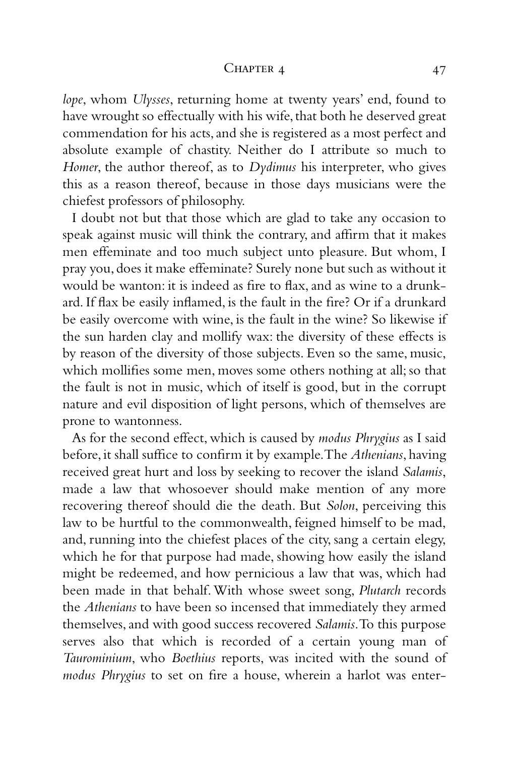*lope*, whom *Ulysses*, returning home at twenty years' end, found to have wrought so effectually with his wife, that both he deserved great commendation for his acts, and she is registered as a most perfect and absolute example of chastity. Neither do I attribute so much to *Homer*, the author thereof, as to *Dydimus* his interpreter, who gives this as a reason thereof, because in those days musicians were the chiefest professors of philosophy.

I doubt not but that those which are glad to take any occasion to speak against music will think the contrary, and affirm that it makes men effeminate and too much subject unto pleasure. But whom, I pray you, does it make effeminate? Surely none but such as without it would be wanton: it is indeed as fire to flax, and as wine to a drunkard. If flax be easily inflamed, is the fault in the fire? Or if a drunkard be easily overcome with wine, is the fault in the wine? So likewise if the sun harden clay and mollify wax: the diversity of these effects is by reason of the diversity of those subjects. Even so the same, music, which mollifies some men, moves some others nothing at all; so that the fault is not in music, which of itself is good, but in the corrupt nature and evil disposition of light persons, which of themselves are prone to wantonness.

As for the second effect, which is caused by *modus Phrygius* as I said before, it shall suffice to confirm it by example. The *Athenians*, having received great hurt and loss by seeking to recover the island *Salamis*, made a law that whosoever should make mention of any more recovering thereof should die the death. But *Solon*, perceiving this law to be hurtful to the commonwealth, feigned himself to be mad, and, running into the chiefest places of the city, sang a certain elegy, which he for that purpose had made, showing how easily the island might be redeemed, and how pernicious a law that was, which had been made in that behalf. With whose sweet song, *Plutarch* records the *Athenians* to have been so incensed that immediately they armed themselves, and with good success recovered *Salamis*. To this purpose serves also that which is recorded of a certain young man of *Taurominium*, who *Boethius* reports, was incited with the sound of *modus Phrygius* to set on fire a house, wherein a harlot was enter-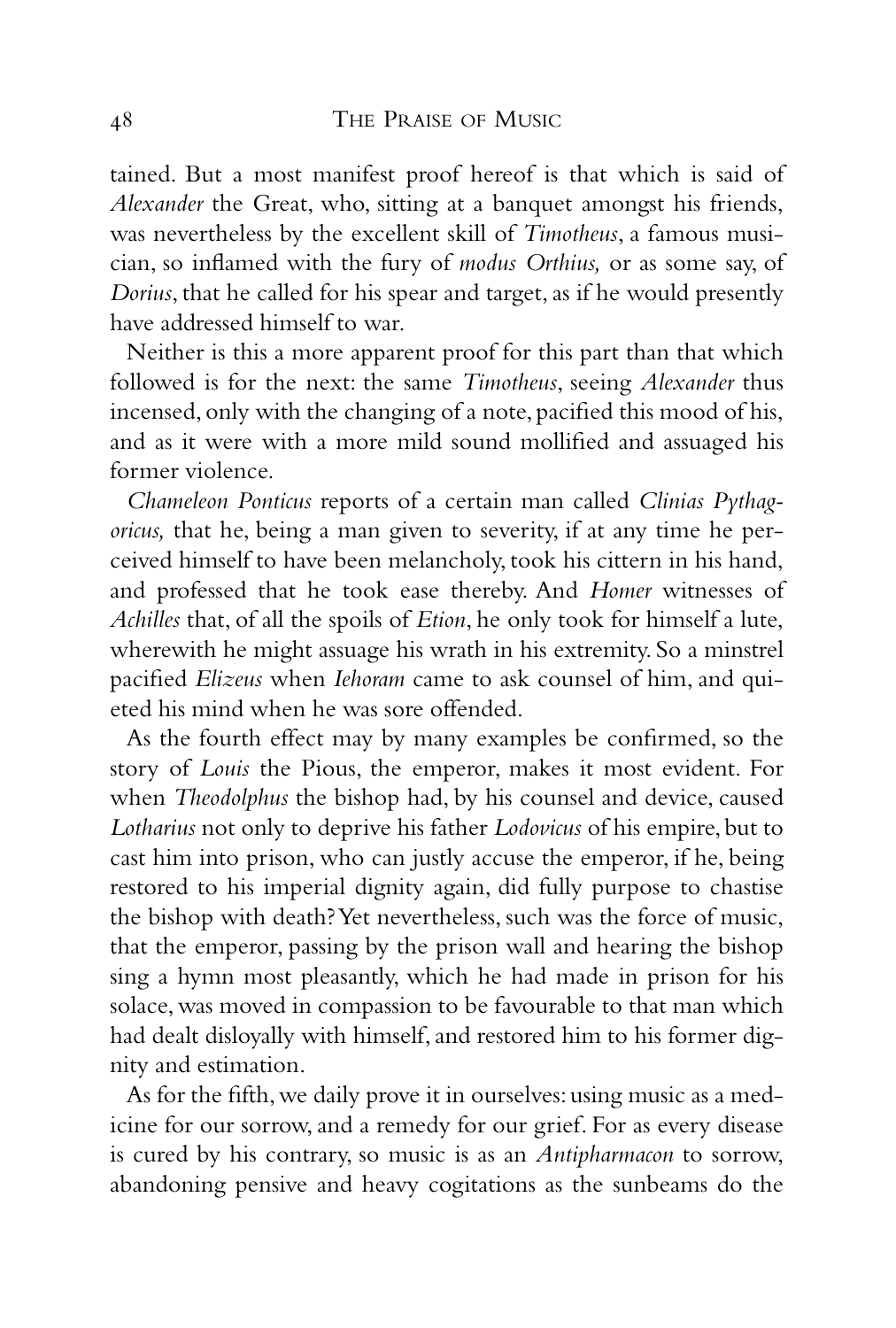tained. But a most manifest proof hereof is that which is said of *Alexander* the Great, who, sitting at a banquet amongst his friends, was nevertheless by the excellent skill of *Timotheus*, a famous musician, so inflamed with the fury of *modus Orthius,* or as some say, of *Dorius*, that he called for his spear and target, as if he would presently have addressed himself to war.

Neither is this a more apparent proof for this part than that which followed is for the next: the same *Timotheus*, seeing *Alexander* thus incensed, only with the changing of a note, pacified this mood of his, and as it were with a more mild sound mollified and assuaged his former violence.

*Chameleon Ponticus* reports of a certain man called *Clinias Pythagoricus,* that he, being a man given to severity, if at any time he perceived himself to have been melancholy, took his cittern in his hand, and professed that he took ease thereby. And *Homer* witnesses of *Achilles* that, of all the spoils of *Etion*, he only took for himself a lute, wherewith he might assuage his wrath in his extremity. So a minstrel pacified *Elizeus* when *Iehoram* came to ask counsel of him, and quieted his mind when he was sore offended.

As the fourth effect may by many examples be confirmed, so the story of *Louis* the Pious, the emperor, makes it most evident. For when *Theodolphus* the bishop had, by his counsel and device, caused *Lotharius* not only to deprive his father *Lodovicus* of his empire, but to cast him into prison, who can justly accuse the emperor, if he, being restored to his imperial dignity again, did fully purpose to chastise the bishop with death? Yet nevertheless, such was the force of music, that the emperor, passing by the prison wall and hearing the bishop sing a hymn most pleasantly, which he had made in prison for his solace, was moved in compassion to be favourable to that man which had dealt disloyally with himself, and restored him to his former dignity and estimation.

As for the fifth, we daily prove it in ourselves: using music as a medicine for our sorrow, and a remedy for our grief. For as every disease is cured by his contrary, so music is as an *Antipharmacon* to sorrow, abandoning pensive and heavy cogitations as the sunbeams do the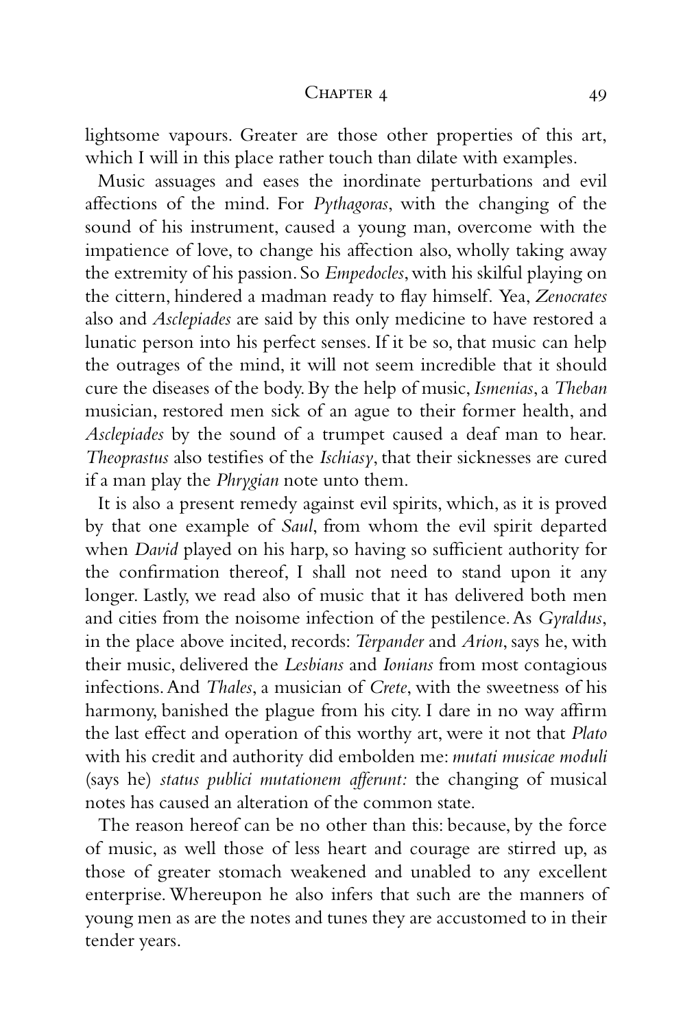lightsome vapours. Greater are those other properties of this art, which I will in this place rather touch than dilate with examples.

Music assuages and eases the inordinate perturbations and evil affections of the mind. For *Pythagoras*, with the changing of the sound of his instrument, caused a young man, overcome with the impatience of love, to change his affection also, wholly taking away the extremity of his passion. So *Empedocles*, with his skilful playing on the cittern, hindered a madman ready to flay himself. Yea, *Zenocrates* also and *Asclepiades* are said by this only medicine to have restored a lunatic person into his perfect senses. If it be so, that music can help the outrages of the mind, it will not seem incredible that it should cure the diseases of the body. By the help of music, *Ismenias*, a *Theban* musician, restored men sick of an ague to their former health, and *Asclepiades* by the sound of a trumpet caused a deaf man to hear. *Theoprastus* also testifies of the *Ischiasy*, that their sicknesses are cured if a man play the *Phrygian* note unto them.

It is also a present remedy against evil spirits, which, as it is proved by that one example of *Saul*, from whom the evil spirit departed when *David* played on his harp, so having so sufficient authority for the confirmation thereof, I shall not need to stand upon it any longer. Lastly, we read also of music that it has delivered both men and cities from the noisome infection of the pestilence. As *Gyraldus*, in the place above incited, records: *Terpander* and *Arion*, says he, with their music, delivered the *Lesbians* and *Ionians* from most contagious infections. And *Thales*, a musician of *Crete*, with the sweetness of his harmony, banished the plague from his city. I dare in no way affirm the last effect and operation of this worthy art, were it not that *Plato* with his credit and authority did embolden me: *mutati musicae moduli* (says he) *status publici mutationem afferunt:* the changing of musical notes has caused an alteration of the common state.

The reason hereof can be no other than this: because, by the force of music, as well those of less heart and courage are stirred up, as those of greater stomach weakened and unabled to any excellent enterprise. Whereupon he also infers that such are the manners of young men as are the notes and tunes they are accustomed to in their tender years.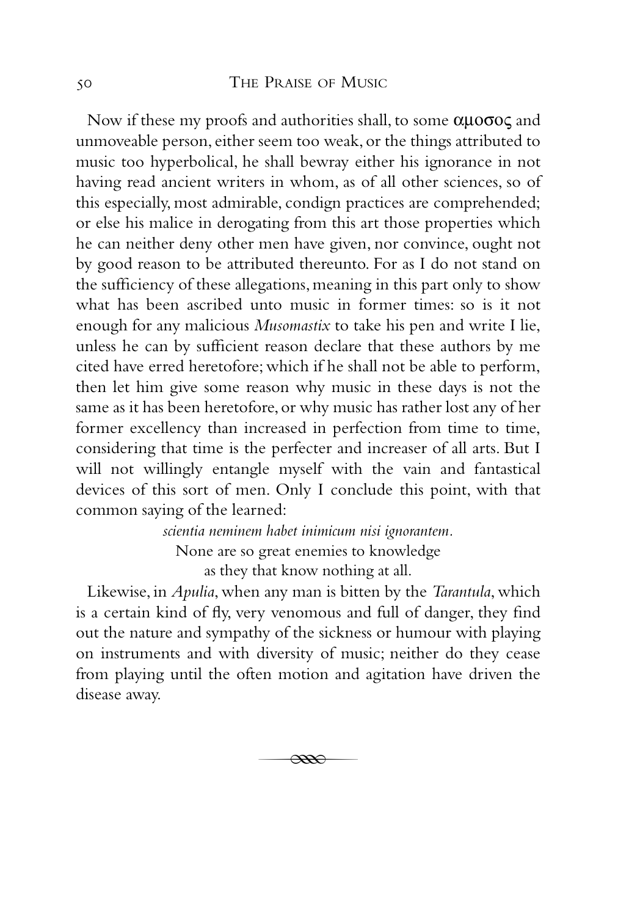Now if these my proofs and authorities shall, to some αμοσος and unmoveable person, either seem too weak, or the things attributed to music too hyperbolical, he shall bewray either his ignorance in not having read ancient writers in whom, as of all other sciences, so of this especially, most admirable, condign practices are comprehended; or else his malice in derogating from this art those properties which he can neither deny other men have given, nor convince, ought not by good reason to be attributed thereunto. For as I do not stand on the sufficiency of these allegations, meaning in this part only to show what has been ascribed unto music in former times: so is it not enough for any malicious *Musomastix* to take his pen and write I lie, unless he can by sufficient reason declare that these authors by me cited have erred heretofore; which if he shall not be able to perform, then let him give some reason why music in these days is not the same as it has been heretofore, or why music has rather lost any of her former excellency than increased in perfection from time to time, considering that time is the perfecter and increaser of all arts. But I will not willingly entangle myself with the vain and fantastical devices of this sort of men. Only I conclude this point, with that common saying of the learned:

*scientia neminem habet inimicum nisi ignorantem.*
None are so great enemies to knowledge
as they that know nothing at all.

Likewise, in *Apulia*, when any man is bitten by the *Tarantula*, which is a certain kind of fly, very venomous and full of danger, they find out the nature and sympathy of the sickness or humour with playing on instruments and with diversity of music; neither do they cease from playing until the often motion and agitation have driven the disease away.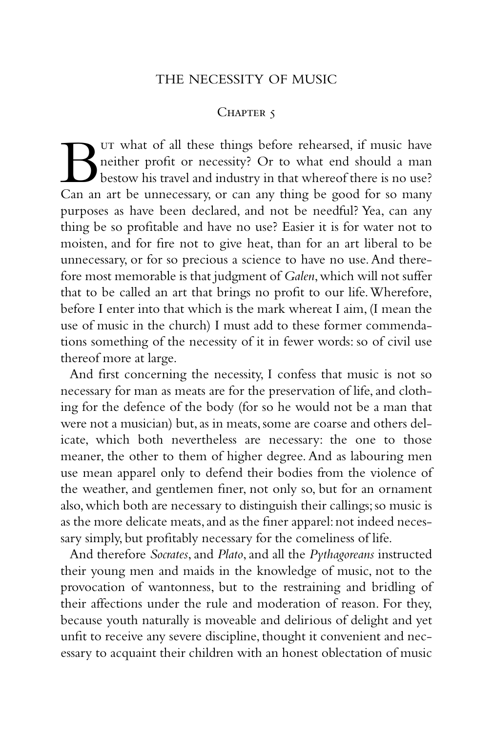# THE NECESSITY OF MUSIC

## Chapter 5

But what of all these things before rehearsed, if music have neither profit or necessity? Or to what end should a man bestow his travel and industry in that whereof there is no use? Can an art be unnecessary, or can any thing be good for so many purposes as have been declared, and not be needful? Yea, can any thing be so profitable and have no use? Easier it is for water not to moisten, and for fire not to give heat, than for an art liberal to be unnecessary, or for so precious a science to have no use. And therefore most memorable is that judgment of *Galen*, which will not suffer that to be called an art that brings no profit to our life. Wherefore, before I enter into that which is the mark whereat I aim, (I mean the use of music in the church) I must add to these former commendations something of the necessity of it in fewer words: so of civil use thereof more at large.

And first concerning the necessity, I confess that music is not so necessary for man as meats are for the preservation of life, and clothing for the defence of the body (for so he would not be a man that were not a musician) but, as in meats, some are coarse and others delicate, which both nevertheless are necessary: the one to those meaner, the other to them of higher degree. And as labouring men use mean apparel only to defend their bodies from the violence of the weather, and gentlemen finer, not only so, but for an ornament also, which both are necessary to distinguish their callings; so music is as the more delicate meats, and as the finer apparel: not indeed necessary simply, but profitably necessary for the comeliness of life.

And therefore *Socrates*, and *Plato*, and all the *Pythagoreans* instructed their young men and maids in the knowledge of music, not to the provocation of wantonness, but to the restraining and bridling of their affections under the rule and moderation of reason. For they, because youth naturally is moveable and delirious of delight and yet unfit to receive any severe discipline, thought it convenient and necessary to acquaint their children with an honest oblectation of music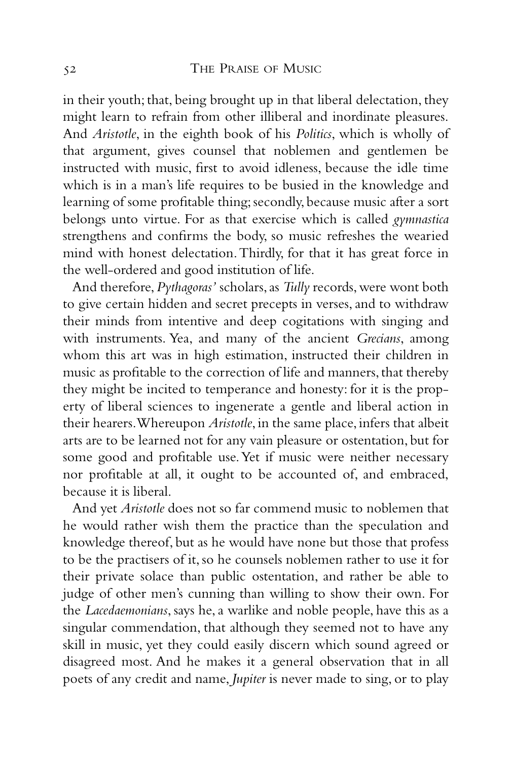in their youth; that, being brought up in that liberal delectation, they might learn to refrain from other illiberal and inordinate pleasures. And *Aristotle*, in the eighth book of his *Politics*, which is wholly of that argument, gives counsel that noblemen and gentlemen be instructed with music, first to avoid idleness, because the idle time which is in a man's life requires to be busied in the knowledge and learning of some profitable thing; secondly, because music after a sort belongs unto virtue. For as that exercise which is called *gymnastica* strengthens and confirms the body, so music refreshes the wearied mind with honest delectation. Thirdly, for that it has great force in the well-ordered and good institution of life.

And therefore, *Pythagoras'* scholars, as *Tully* records, were wont both to give certain hidden and secret precepts in verses, and to withdraw their minds from intentive and deep cogitations with singing and with instruments. Yea, and many of the ancient *Grecians*, among whom this art was in high estimation, instructed their children in music as profitable to the correction of life and manners, that thereby they might be incited to temperance and honesty: for it is the property of liberal sciences to ingenerate a gentle and liberal action in their hearers. Whereupon *Aristotle*, in the same place, infers that albeit arts are to be learned not for any vain pleasure or ostentation, but for some good and profitable use. Yet if music were neither necessary nor profitable at all, it ought to be accounted of, and embraced, because it is liberal.

And yet *Aristotle* does not so far commend music to noblemen that he would rather wish them the practice than the speculation and knowledge thereof, but as he would have none but those that profess to be the practisers of it, so he counsels noblemen rather to use it for their private solace than public ostentation, and rather be able to judge of other men's cunning than willing to show their own. For the *Lacedaemonians*, says he, a warlike and noble people, have this as a singular commendation, that although they seemed not to have any skill in music, yet they could easily discern which sound agreed or disagreed most. And he makes it a general observation that in all poets of any credit and name, *Jupiter* is never made to sing, or to play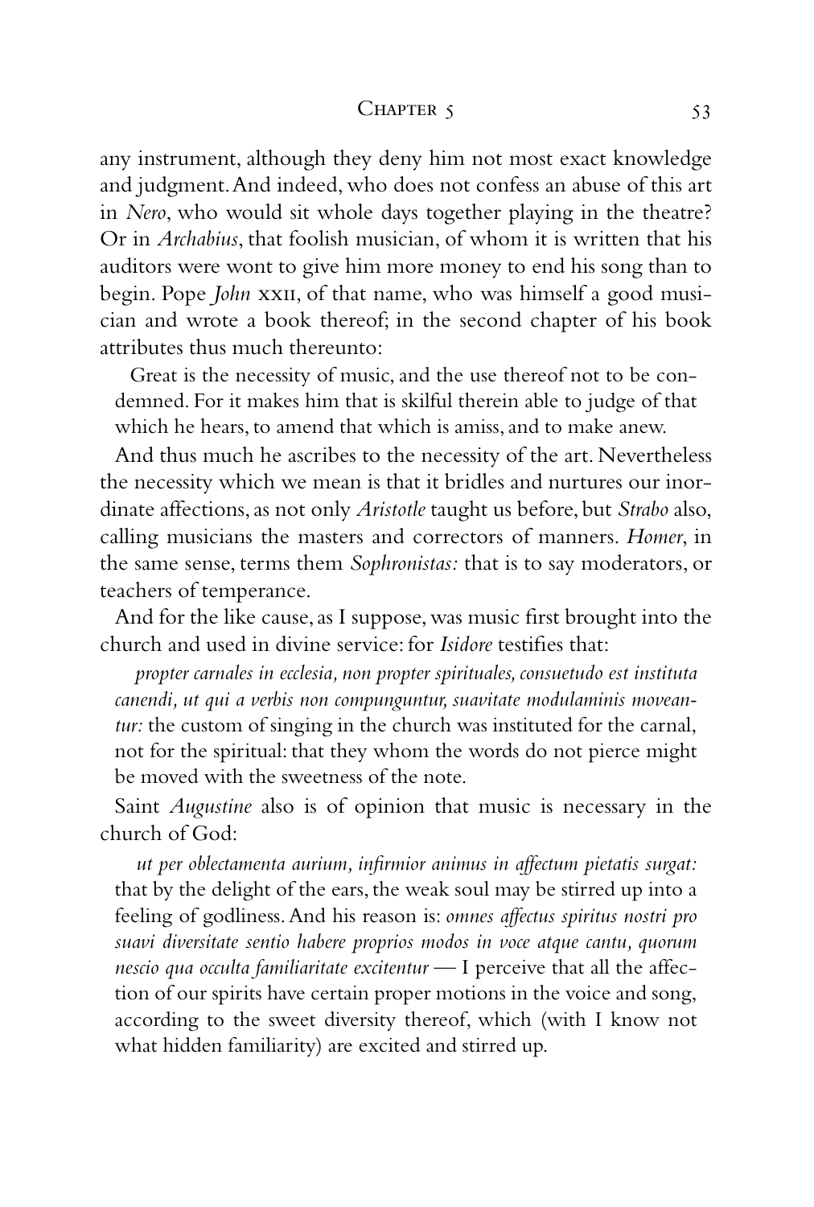any instrument, although they deny him not most exact knowledge and judgment. And indeed, who does not confess an abuse of this art in *Nero*, who would sit whole days together playing in the theatre? Or in *Archabius*, that foolish musician, of whom it is written that his auditors were wont to give him more money to end his song than to begin. Pope *John* XXII, of that name, who was himself a good musician and wrote a book thereof; in the second chapter of his book attributes thus much thereunto:

> Great is the necessity of music, and the use thereof not to be condemned. For it makes him that is skilful therein able to judge of that which he hears, to amend that which is amiss, and to make anew.

And thus much he ascribes to the necessity of the art. Nevertheless the necessity which we mean is that it bridles and nurtures our inordinate affections, as not only *Aristotle* taught us before, but *Strabo* also, calling musicians the masters and correctors of manners. *Homer*, in the same sense, terms them *Sophronistas:* that is to say moderators, or teachers of temperance.

And for the like cause, as I suppose, was music first brought into the church and used in divine service: for *Isidore* testifies that:

> *propter carnales in ecclesia, non propter spirituales, consuetudo est instituta canendi, ut qui a verbis non compunguntur, suavitate modulaminis moveantur:* the custom of singing in the church was instituted for the carnal, not for the spiritual: that they whom the words do not pierce might be moved with the sweetness of the note.

Saint *Augustine* also is of opinion that music is necessary in the church of God:

> *ut per oblectamenta aurium, infirmior animus in affectum pietatis surgat:* that by the delight of the ears, the weak soul may be stirred up into a feeling of godliness. And his reason is: *omnes affectus spiritus nostri pro suavi diversitate sentio habere proprios modos in voce atque cantu, quorum nescio qua occulta familiaritate excitentur* — I perceive that all the affection of our spirits have certain proper motions in the voice and song, according to the sweet diversity thereof, which (with I know not what hidden familiarity) are excited and stirred up.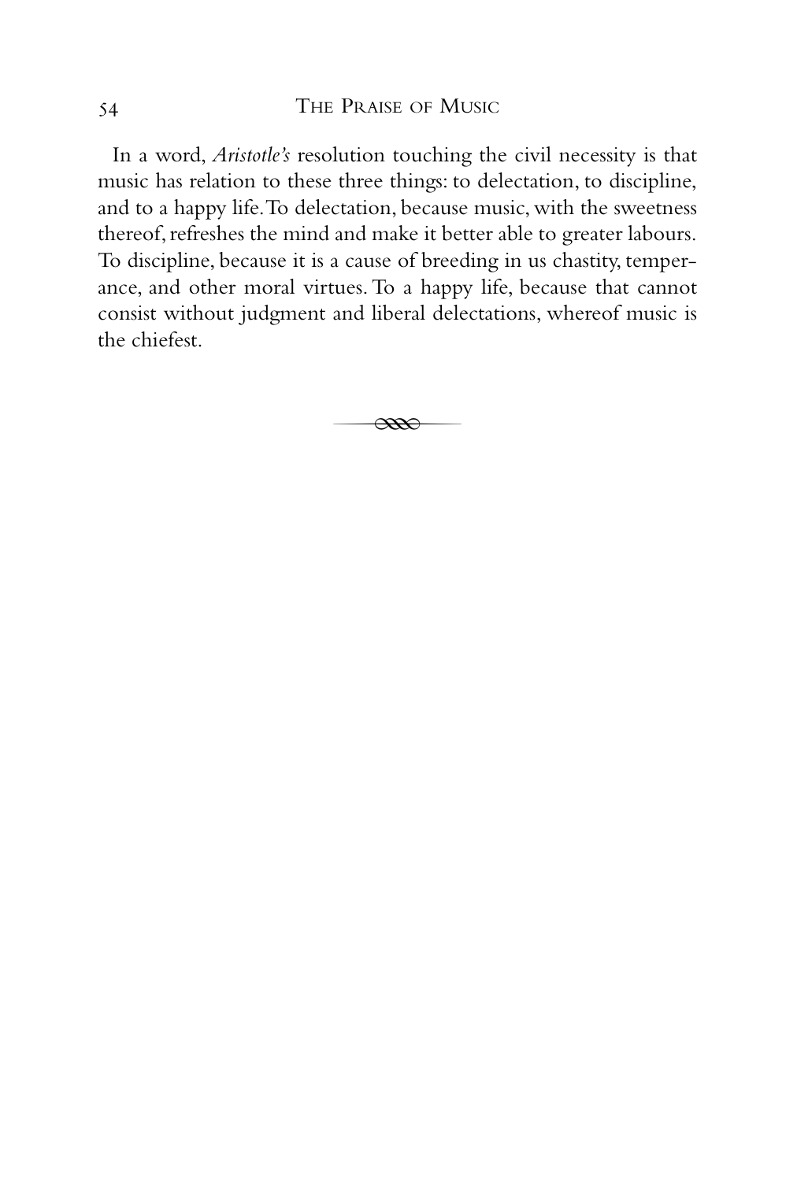In a word, *Aristotle's* resolution touching the civil necessity is that music has relation to these three things: to delectation, to discipline, and to a happy life. To delectation, because music, with the sweetness thereof, refreshes the mind and make it better able to greater labours. To discipline, because it is a cause of breeding in us chastity, temperance, and other moral virtues. To a happy life, because that cannot consist without judgment and liberal delectations, whereof music is the chiefest.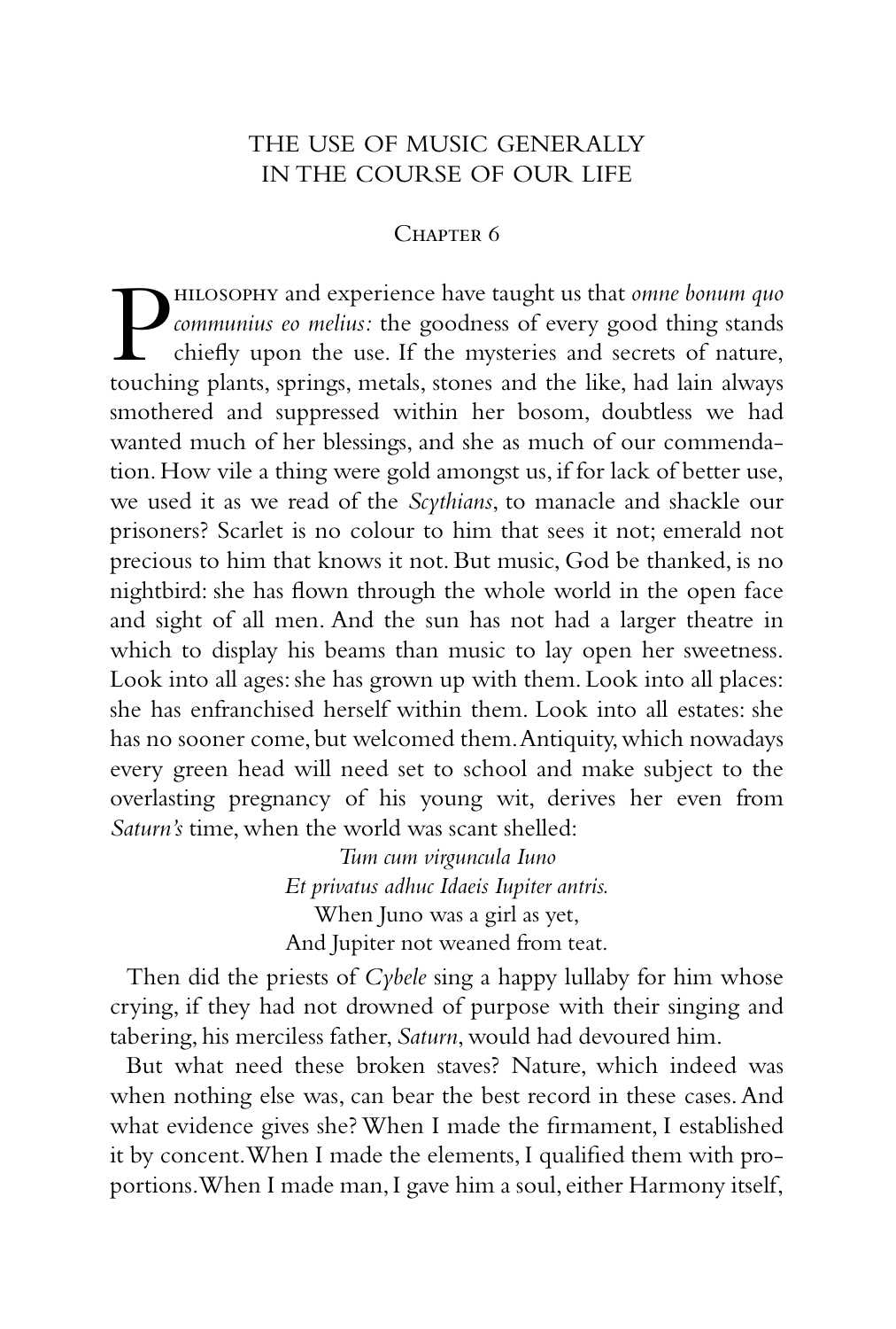## THE USE OF MUSIC GENERALLY IN THE COURSE OF OUR LIFE

### Chapter 6

Philosophy and experience have taught us that *omne bonum quo communius eo melius:* the goodness of every good thing stands chiefly upon the use. If the mysteries and secrets of nature, touching plants, springs, metals, stones and the like, had lain always smothered and suppressed within her bosom, doubtless we had wanted much of her blessings, and she as much of our commendation. How vile a thing were gold amongst us, if for lack of better use, we used it as we read of the *Scythians*, to manacle and shackle our prisoners? Scarlet is no colour to him that sees it not; emerald not precious to him that knows it not. But music, God be thanked, is no nightbird: she has flown through the whole world in the open face and sight of all men. And the sun has not had a larger theatre in which to display his beams than music to lay open her sweetness. Look into all ages: she has grown up with them. Look into all places: she has enfranchised herself within them. Look into all estates: she has no sooner come, but welcomed them. Antiquity, which nowadays every green head will need set to school and make subject to the overlasting pregnancy of his young wit, derives her even from *Saturn's* time, when the world was scant shelled:

*Tum cum virguncula Iuno*
*Et privatus adhuc Idaeis Iupiter antris.*
When Juno was a girl as yet,
And Jupiter not weaned from teat.

Then did the priests of *Cybele* sing a happy lullaby for him whose crying, if they had not drowned of purpose with their singing and tabering, his merciless father, *Saturn*, would had devoured him.

But what need these broken staves? Nature, which indeed was when nothing else was, can bear the best record in these cases. And what evidence gives she? When I made the firmament, I established it by concent. When I made the elements, I qualified them with proportions. When I made man, I gave him a soul, either Harmony itself,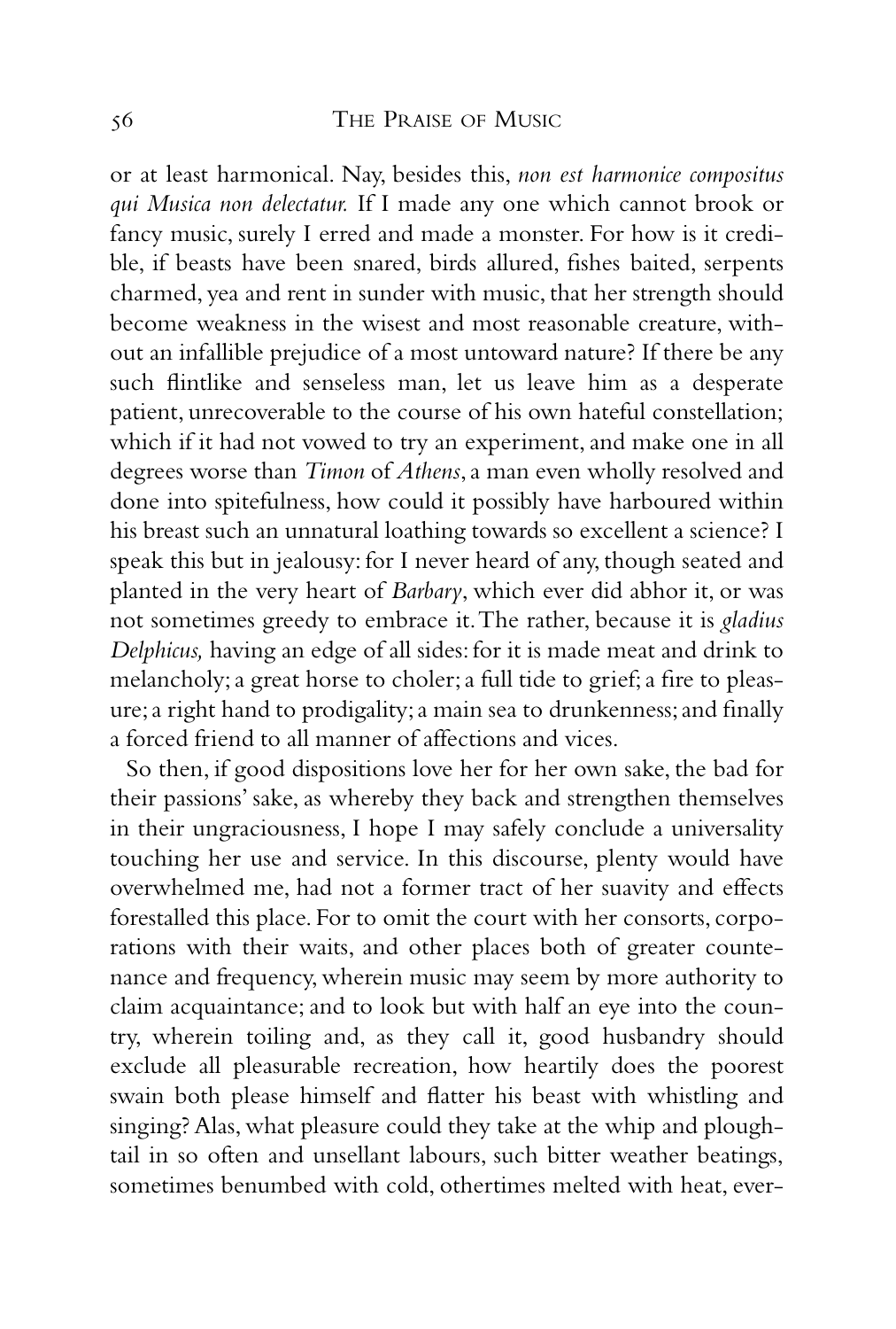or at least harmonical. Nay, besides this, *non est harmonice compositus qui Musica non delectatur.* If I made any one which cannot brook or fancy music, surely I erred and made a monster. For how is it credible, if beasts have been snared, birds allured, fishes baited, serpents charmed, yea and rent in sunder with music, that her strength should become weakness in the wisest and most reasonable creature, without an infallible prejudice of a most untoward nature? If there be any such flintlike and senseless man, let us leave him as a desperate patient, unrecoverable to the course of his own hateful constellation; which if it had not vowed to try an experiment, and make one in all degrees worse than *Timon* of *Athens*, a man even wholly resolved and done into spitefulness, how could it possibly have harboured within his breast such an unnatural loathing towards so excellent a science? I speak this but in jealousy: for I never heard of any, though seated and planted in the very heart of *Barbary*, which ever did abhor it, or was not sometimes greedy to embrace it. The rather, because it is *gladius Delphicus,* having an edge of all sides: for it is made meat and drink to melancholy; a great horse to choler; a full tide to grief; a fire to pleasure; a right hand to prodigality; a main sea to drunkenness; and finally a forced friend to all manner of affections and vices.

So then, if good dispositions love her for her own sake, the bad for their passions' sake, as whereby they back and strengthen themselves in their ungraciousness, I hope I may safely conclude a universality touching her use and service. In this discourse, plenty would have overwhelmed me, had not a former tract of her suavity and effects forestalled this place. For to omit the court with her consorts, corporations with their waits, and other places both of greater countenance and frequency, wherein music may seem by more authority to claim acquaintance; and to look but with half an eye into the country, wherein toiling and, as they call it, good husbandry should exclude all pleasurable recreation, how heartily does the poorest swain both please himself and flatter his beast with whistling and singing? Alas, what pleasure could they take at the whip and plough-tail in so often and unsellant labours, such bitter weather beatings, sometimes benumbed with cold, othertimes melted with heat, ever-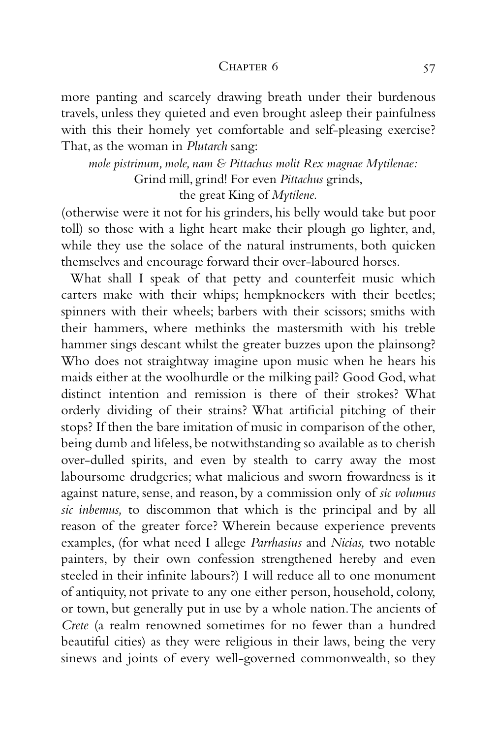more panting and scarcely drawing breath under their burdenous travels, unless they quieted and even brought asleep their painfulness with this their homely yet comfortable and self-pleasing exercise? That, as the woman in *Plutarch* sang:

*mole pistrinum, mole, nam & Pittachus molit Rex magnae Mytilenae:*
Grind mill, grind! For even *Pittachus* grinds,
the great King of *Mytilene.*

(otherwise were it not for his grinders, his belly would take but poor toll) so those with a light heart make their plough go lighter, and, while they use the solace of the natural instruments, both quicken themselves and encourage forward their over-laboured horses.

What shall I speak of that petty and counterfeit music which carters make with their whips; hempknockers with their beetles; spinners with their wheels; barbers with their scissors; smiths with their hammers, where methinks the mastersmith with his treble hammer sings descant whilst the greater buzzes upon the plainsong? Who does not straightway imagine upon music when he hears his maids either at the woolhurdle or the milking pail? Good God, what distinct intention and remission is there of their strokes? What orderly dividing of their strains? What artificial pitching of their stops? If then the bare imitation of music in comparison of the other, being dumb and lifeless, be notwithstanding so available as to cherish over-dulled spirits, and even by stealth to carry away the most laboursome drudgeries; what malicious and sworn frowardness is it against nature, sense, and reason, by a commission only of *sic volumus sic inbemus,* to discommon that which is the principal and by all reason of the greater force? Wherein because experience prevents examples, (for what need I allege *Parrhasius* and *Nicias,* two notable painters, by their own confession strengthened hereby and even steeled in their infinite labours?) I will reduce all to one monument of antiquity, not private to any one either person, household, colony, or town, but generally put in use by a whole nation. The ancients of *Crete* (a realm renowned sometimes for no fewer than a hundred beautiful cities) as they were religious in their laws, being the very sinews and joints of every well-governed commonwealth, so they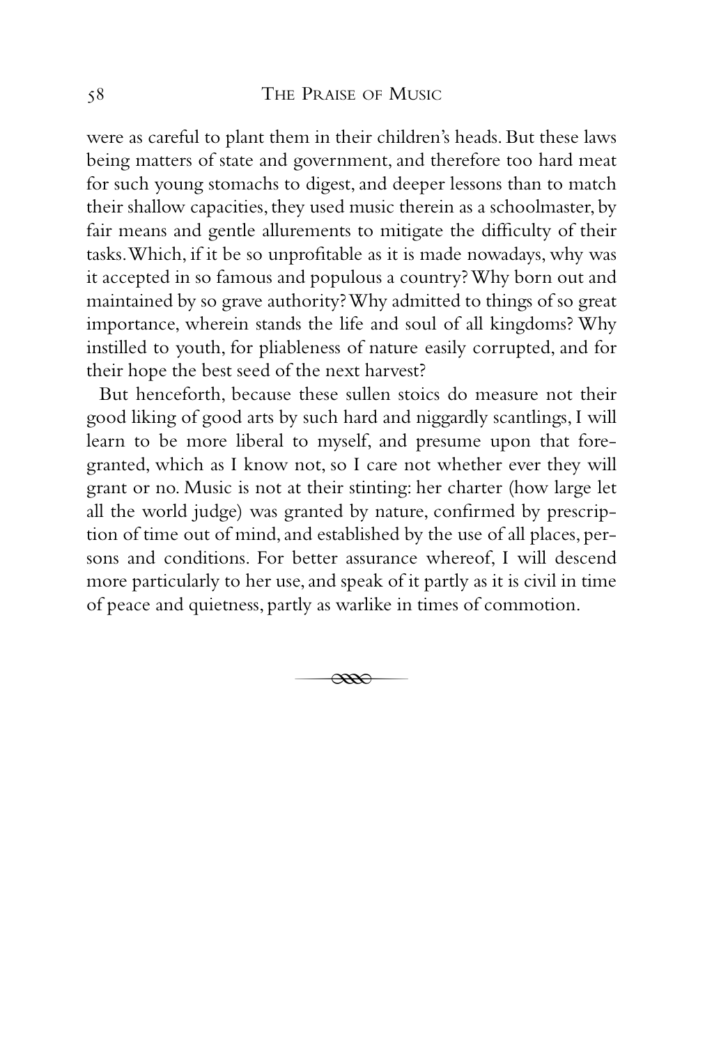were as careful to plant them in their children's heads. But these laws being matters of state and government, and therefore too hard meat for such young stomachs to digest, and deeper lessons than to match their shallow capacities, they used music therein as a schoolmaster, by fair means and gentle allurements to mitigate the difficulty of their tasks. Which, if it be so unprofitable as it is made nowadays, why was it accepted in so famous and populous a country? Why born out and maintained by so grave authority? Why admitted to things of so great importance, wherein stands the life and soul of all kingdoms? Why instilled to youth, for pliableness of nature easily corrupted, and for their hope the best seed of the next harvest?

But henceforth, because these sullen stoics do measure not their good liking of good arts by such hard and niggardly scantlings, I will learn to be more liberal to myself, and presume upon that fore-granted, which as I know not, so I care not whether ever they will grant or no. Music is not at their stinting: her charter (how large let all the world judge) was granted by nature, confirmed by prescription of time out of mind, and established by the use of all places, persons and conditions. For better assurance whereof, I will descend more particularly to her use, and speak of it partly as it is civil in time of peace and quietness, partly as warlike in times of commotion.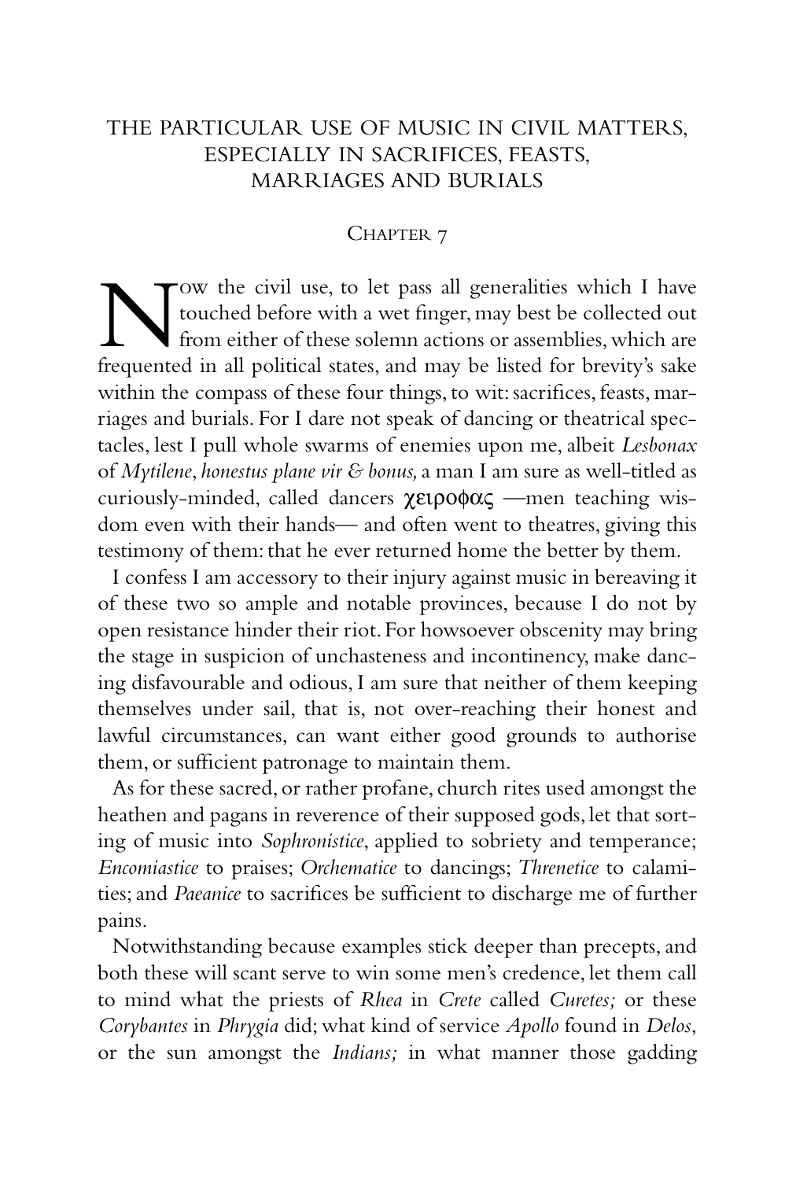## THE PARTICULAR USE OF MUSIC IN CIVIL MATTERS, ESPECIALLY IN SACRIFICES, FEASTS, MARRIAGES AND BURIALS

### Chapter 7

Now the civil use, to let pass all generalities which I have touched before with a wet finger, may best be collected out from either of these solemn actions or assemblies, which are frequented in all political states, and may be listed for brevity's sake within the compass of these four things, to wit: sacrifices, feasts, marriages and burials. For I dare not speak of dancing or theatrical spectacles, lest I pull whole swarms of enemies upon me, albeit *Lesbonax* of *Mytilene*, *honestus plane vir & bonus,* a man I am sure as well-titled as curiously-minded, called dancers χειροφας —men teaching wisdom even with their hands— and often went to theatres, giving this testimony of them: that he ever returned home the better by them.

I confess I am accessory to their injury against music in bereaving it of these two so ample and notable provinces, because I do not by open resistance hinder their riot. For howsoever obscenity may bring the stage in suspicion of unchasteness and incontinency, make dancing disfavourable and odious, I am sure that neither of them keeping themselves under sail, that is, not over-reaching their honest and lawful circumstances, can want either good grounds to authorise them, or sufficient patronage to maintain them.

As for these sacred, or rather profane, church rites used amongst the heathen and pagans in reverence of their supposed gods, let that sorting of music into *Sophronistice*, applied to sobriety and temperance; *Encomiastice* to praises; *Orchematice* to dancings; *Threnetice* to calamities; and *Paeanice* to sacrifices be sufficient to discharge me of further pains.

Notwithstanding because examples stick deeper than precepts, and both these will scant serve to win some men's credence, let them call to mind what the priests of *Rhea* in *Crete* called *Curetes;* or these *Corybantes* in *Phrygia* did; what kind of service *Apollo* found in *Delos*, or the sun amongst the *Indians;* in what manner those gadding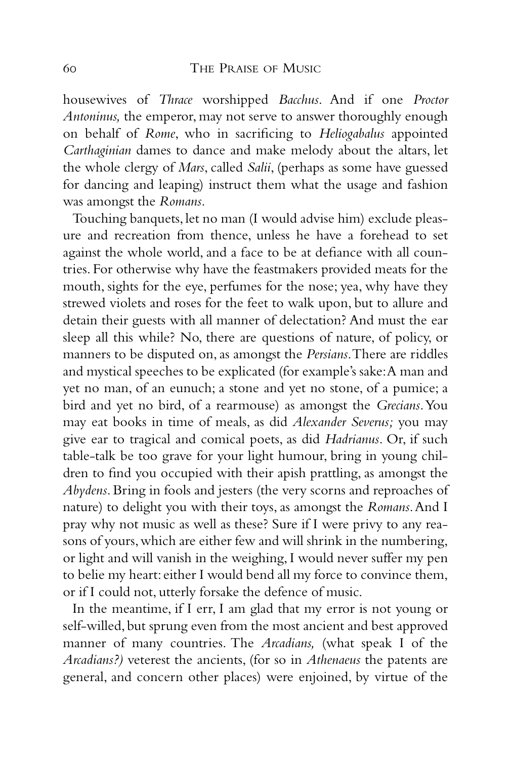housewives of *Thrace* worshipped *Bacchus*. And if one *Proctor Antoninus,* the emperor, may not serve to answer thoroughly enough on behalf of *Rome*, who in sacrificing to *Heliogabalus* appointed *Carthaginian* dames to dance and make melody about the altars, let the whole clergy of *Mars*, called *Salii*, (perhaps as some have guessed for dancing and leaping) instruct them what the usage and fashion was amongst the *Romans*.

Touching banquets, let no man (I would advise him) exclude pleasure and recreation from thence, unless he have a forehead to set against the whole world, and a face to be at defiance with all countries. For otherwise why have the feastmakers provided meats for the mouth, sights for the eye, perfumes for the nose; yea, why have they strewed violets and roses for the feet to walk upon, but to allure and detain their guests with all manner of delectation? And must the ear sleep all this while? No, there are questions of nature, of policy, or manners to be disputed on, as amongst the *Persians*. There are riddles and mystical speeches to be explicated (for example's sake: A man and yet no man, of an eunuch; a stone and yet no stone, of a pumice; a bird and yet no bird, of a rearmouse) as amongst the *Grecians*. You may eat books in time of meals, as did *Alexander Severus;* you may give ear to tragical and comical poets, as did *Hadrianus*. Or, if such table-talk be too grave for your light humour, bring in young children to find you occupied with their apish prattling, as amongst the *Abydens*. Bring in fools and jesters (the very scorns and reproaches of nature) to delight you with their toys, as amongst the *Romans*. And I pray why not music as well as these? Sure if I were privy to any reasons of yours, which are either few and will shrink in the numbering, or light and will vanish in the weighing, I would never suffer my pen to belie my heart: either I would bend all my force to convince them, or if I could not, utterly forsake the defence of music.

In the meantime, if I err, I am glad that my error is not young or self-willed, but sprung even from the most ancient and best approved manner of many countries. The *Arcadians,* (what speak I of the *Arcadians?)* veterest the ancients, (for so in *Athenaeus* the patents are general, and concern other places) were enjoined, by virtue of the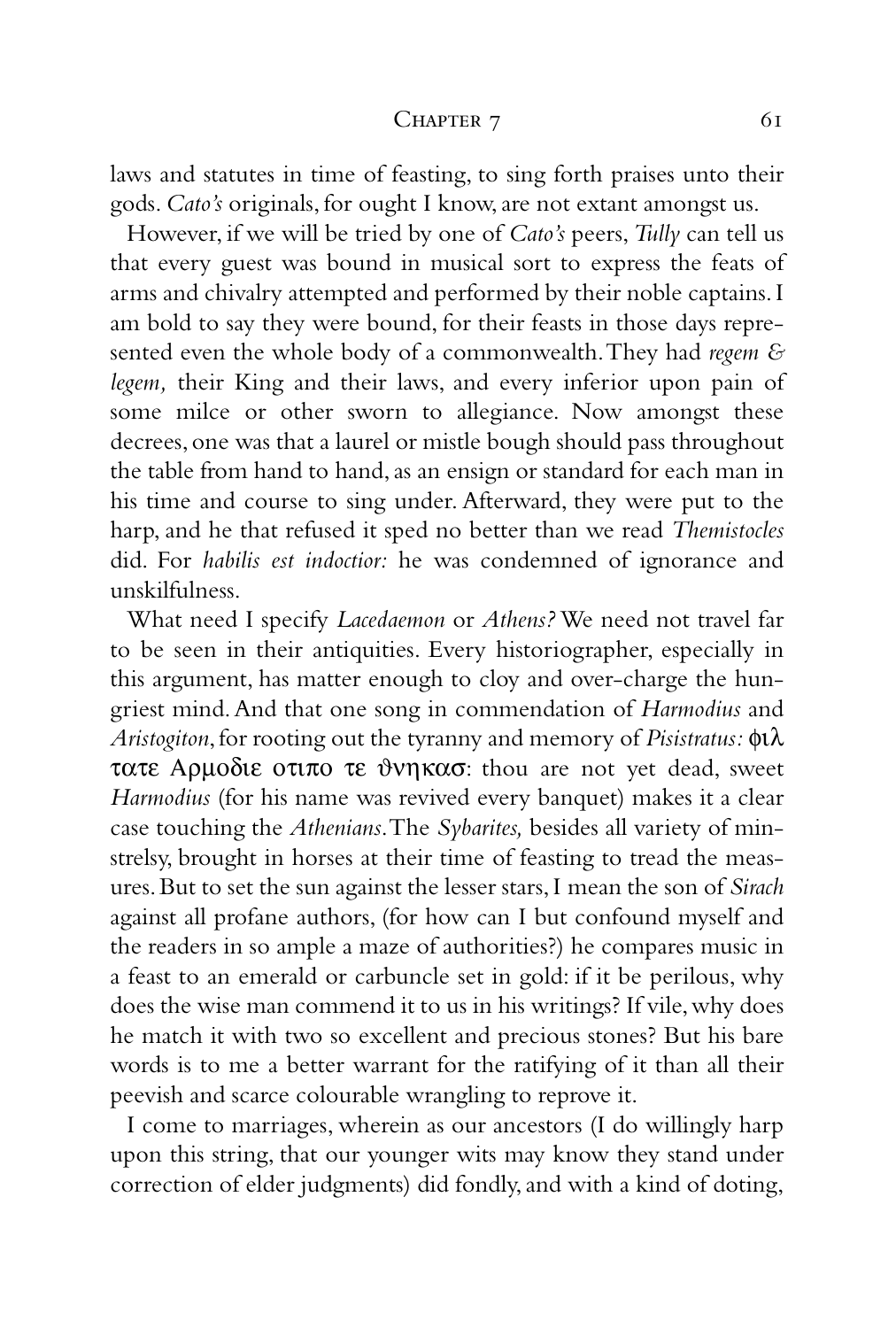laws and statutes in time of feasting, to sing forth praises unto their gods. *Cato's* originals, for ought I know, are not extant amongst us.

However, if we will be tried by one of *Cato's* peers, *Tully* can tell us that every guest was bound in musical sort to express the feats of arms and chivalry attempted and performed by their noble captains. I am bold to say they were bound, for their feasts in those days represented even the whole body of a commonwealth. They had *regem & legem,* their King and their laws, and every inferior upon pain of some milce or other sworn to allegiance. Now amongst these decrees, one was that a laurel or mistle bough should pass throughout the table from hand to hand, as an ensign or standard for each man in his time and course to sing under. Afterward, they were put to the harp, and he that refused it sped no better than we read *Themistocles* did. For *habilis est indoctior:* he was condemned of ignorance and unskilfulness.

What need I specify *Lacedaemon* or *Athens?* We need not travel far to be seen in their antiquities. Every historiographer, especially in this argument, has matter enough to cloy and over-charge the hungriest mind. And that one song in commendation of *Harmodius* and *Aristogiton*, for rooting out the tyranny and memory of *Pisistratus:* φιλ τατε Αρμοδιε οτιπο τε ϑνηκασ: thou are not yet dead, sweet *Harmodius* (for his name was revived every banquet) makes it a clear case touching the *Athenians*. The *Sybarites,* besides all variety of minstrelsy, brought in horses at their time of feasting to tread the measures. But to set the sun against the lesser stars, I mean the son of *Sirach* against all profane authors, (for how can I but confound myself and the readers in so ample a maze of authorities?) he compares music in a feast to an emerald or carbuncle set in gold: if it be perilous, why does the wise man commend it to us in his writings? If vile, why does he match it with two so excellent and precious stones? But his bare words is to me a better warrant for the ratifying of it than all their peevish and scarce colourable wrangling to reprove it.

I come to marriages, wherein as our ancestors (I do willingly harp upon this string, that our younger wits may know they stand under correction of elder judgments) did fondly, and with a kind of doting,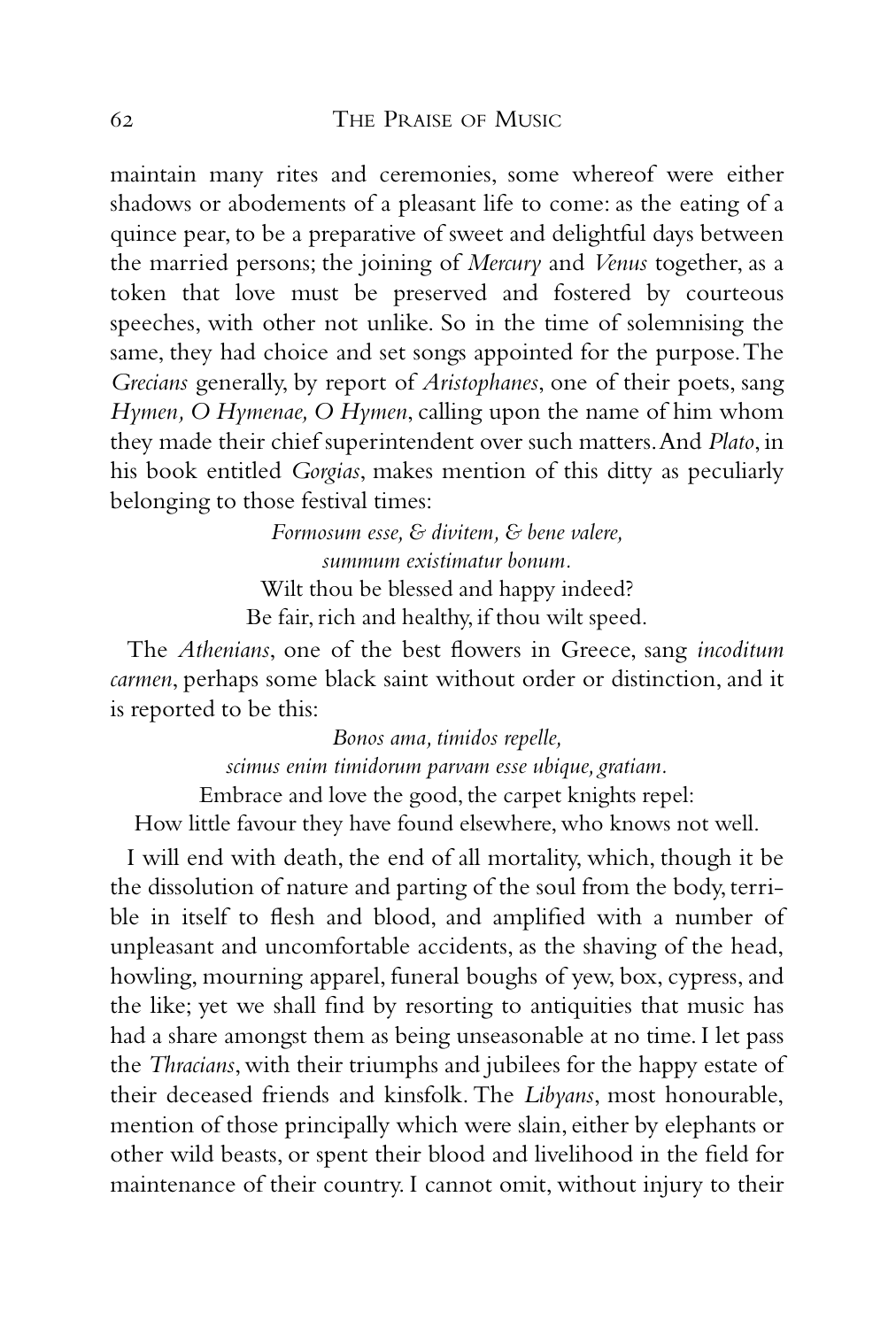maintain many rites and ceremonies, some whereof were either shadows or abodements of a pleasant life to come: as the eating of a quince pear, to be a preparative of sweet and delightful days between the married persons; the joining of *Mercury* and *Venus* together, as a token that love must be preserved and fostered by courteous speeches, with other not unlike. So in the time of solemnising the same, they had choice and set songs appointed for the purpose. The *Grecians* generally, by report of *Aristophanes*, one of their poets, sang *Hymen, O Hymenae, O Hymen*, calling upon the name of him whom they made their chief superintendent over such matters. And *Plato*, in his book entitled *Gorgias*, makes mention of this ditty as peculiarly belonging to those festival times:

*Formosum esse, & divitem, & bene valere,*
*summum existimatur bonum.*
Wilt thou be blessed and happy indeed?
Be fair, rich and healthy, if thou wilt speed.

The *Athenians*, one of the best flowers in Greece, sang *incoditum carmen*, perhaps some black saint without order or distinction, and it is reported to be this:

*Bonos ama, timidos repelle,*
*scimus enim timidorum parvam esse ubique, gratiam.*
Embrace and love the good, the carpet knights repel:
How little favour they have found elsewhere, who knows not well.

I will end with death, the end of all mortality, which, though it be the dissolution of nature and parting of the soul from the body, terrible in itself to flesh and blood, and amplified with a number of unpleasant and uncomfortable accidents, as the shaving of the head, howling, mourning apparel, funeral boughs of yew, box, cypress, and the like; yet we shall find by resorting to antiquities that music has had a share amongst them as being unseasonable at no time. I let pass the *Thracians*, with their triumphs and jubilees for the happy estate of their deceased friends and kinsfolk. The *Libyans*, most honourable, mention of those principally which were slain, either by elephants or other wild beasts, or spent their blood and livelihood in the field for maintenance of their country. I cannot omit, without injury to their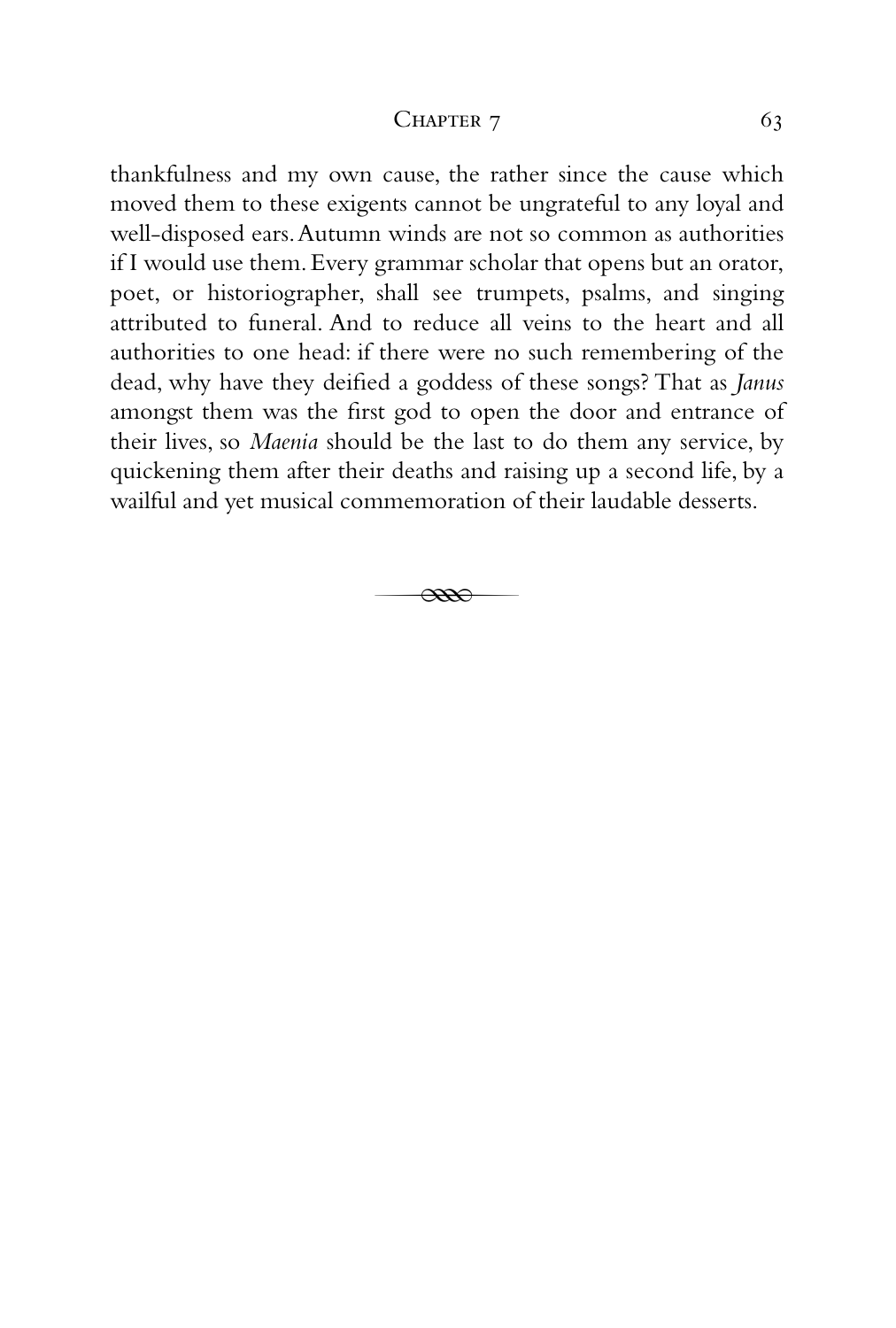thankfulness and my own cause, the rather since the cause which moved them to these exigents cannot be ungrateful to any loyal and well-disposed ears. Autumn winds are not so common as authorities if I would use them. Every grammar scholar that opens but an orator, poet, or historiographer, shall see trumpets, psalms, and singing attributed to funeral. And to reduce all veins to the heart and all authorities to one head: if there were no such remembering of the dead, why have they deified a goddess of these songs? That as *Janus* amongst them was the first god to open the door and entrance of their lives, so *Maenia* should be the last to do them any service, by quickening them after their deaths and raising up a second life, by a wailful and yet musical commemoration of their laudable desserts.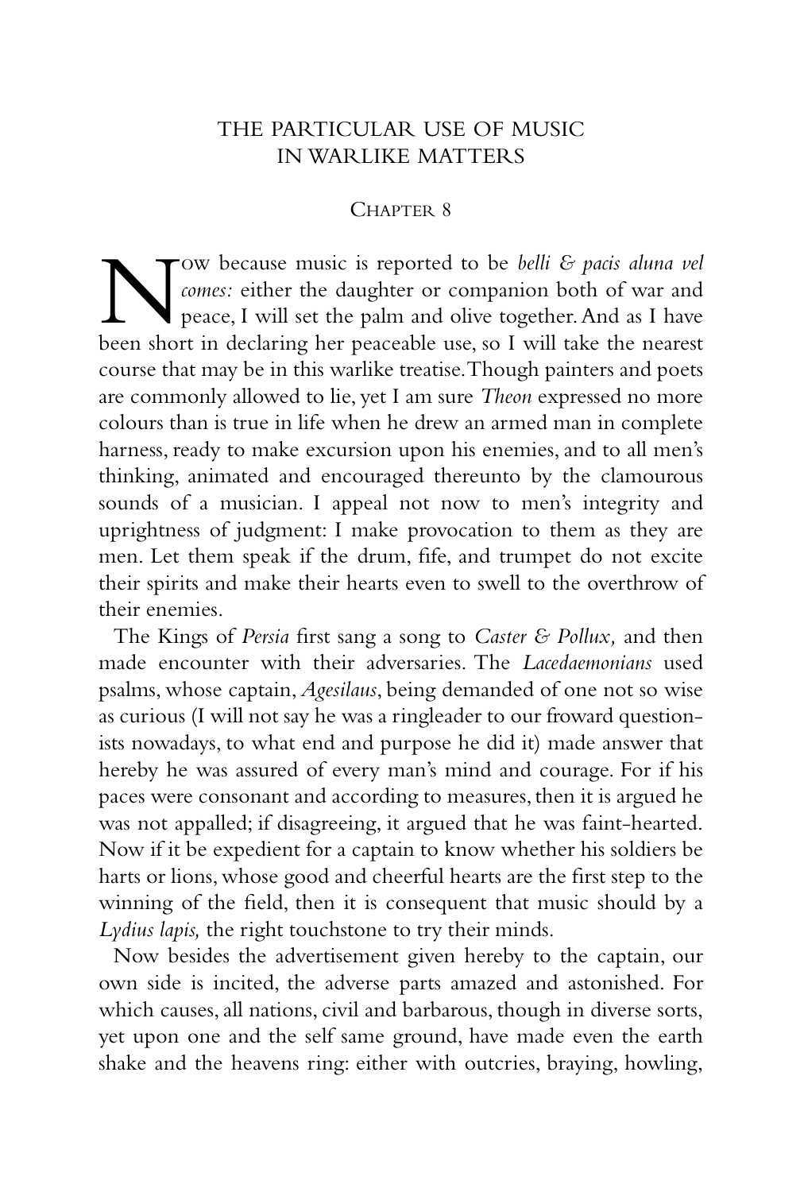# THE PARTICULAR USE OF MUSIC IN WARLIKE MATTERS

## Chapter 8

Now because music is reported to be *belli & pacis aluna vel comes:* either the daughter or companion both of war and peace, I will set the palm and olive together. And as I have been short in declaring her peaceable use, so I will take the nearest course that may be in this warlike treatise. Though painters and poets are commonly allowed to lie, yet I am sure *Theon* expressed no more colours than is true in life when he drew an armed man in complete harness, ready to make excursion upon his enemies, and to all men's thinking, animated and encouraged thereunto by the clamourous sounds of a musician. I appeal not now to men's integrity and uprightness of judgment: I make provocation to them as they are men. Let them speak if the drum, fife, and trumpet do not excite their spirits and make their hearts even to swell to the overthrow of their enemies.

The Kings of *Persia* first sang a song to *Caster & Pollux,* and then made encounter with their adversaries. The *Lacedaemonians* used psalms, whose captain, *Agesilaus*, being demanded of one not so wise as curious (I will not say he was a ringleader to our froward questionists nowadays, to what end and purpose he did it) made answer that hereby he was assured of every man's mind and courage. For if his paces were consonant and according to measures, then it is argued he was not appalled; if disagreeing, it argued that he was faint-hearted. Now if it be expedient for a captain to know whether his soldiers be harts or lions, whose good and cheerful hearts are the first step to the winning of the field, then it is consequent that music should by a *Lydius lapis,* the right touchstone to try their minds.

Now besides the advertisement given hereby to the captain, our own side is incited, the adverse parts amazed and astonished. For which causes, all nations, civil and barbarous, though in diverse sorts, yet upon one and the self same ground, have made even the earth shake and the heavens ring: either with outcries, braying, howling,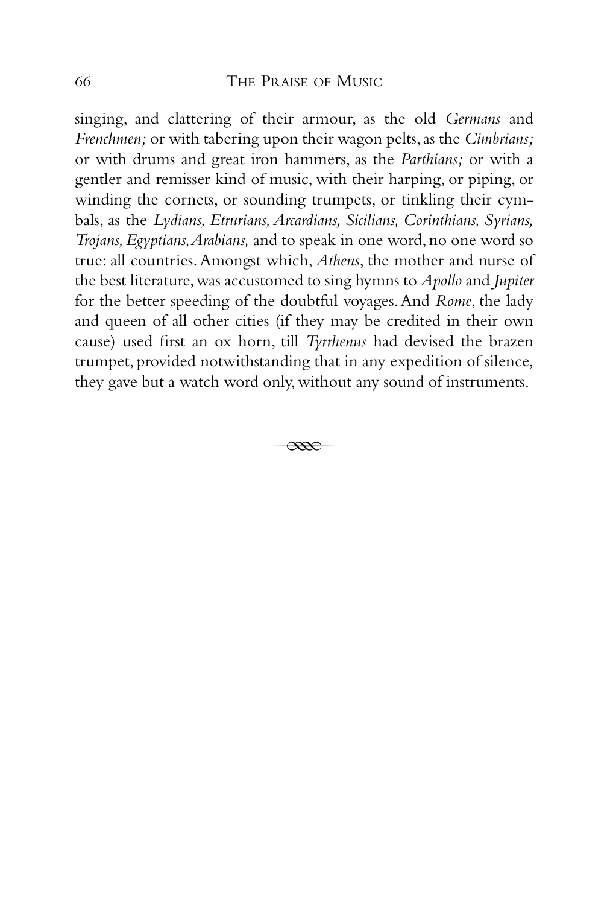singing, and clattering of their armour, as the old *Germans* and *Frenchmen;* or with tabering upon their wagon pelts, as the *Cimbrians;* or with drums and great iron hammers, as the *Parthians;* or with a gentler and remisser kind of music, with their harping, or piping, or winding the cornets, or sounding trumpets, or tinkling their cymbals, as the *Lydians, Etrurians, Arcardians, Sicilians, Corinthians, Syrians, Trojans, Egyptians, Arabians,* and to speak in one word, no one word so true: all countries. Amongst which, *Athens*, the mother and nurse of the best literature, was accustomed to sing hymns to *Apollo* and *Jupiter* for the better speeding of the doubtful voyages. And *Rome*, the lady and queen of all other cities (if they may be credited in their own cause) used first an ox horn, till *Tyrrhenus* had devised the brazen trumpet, provided notwithstanding that in any expedition of silence, they gave but a watch word only, without any sound of instruments.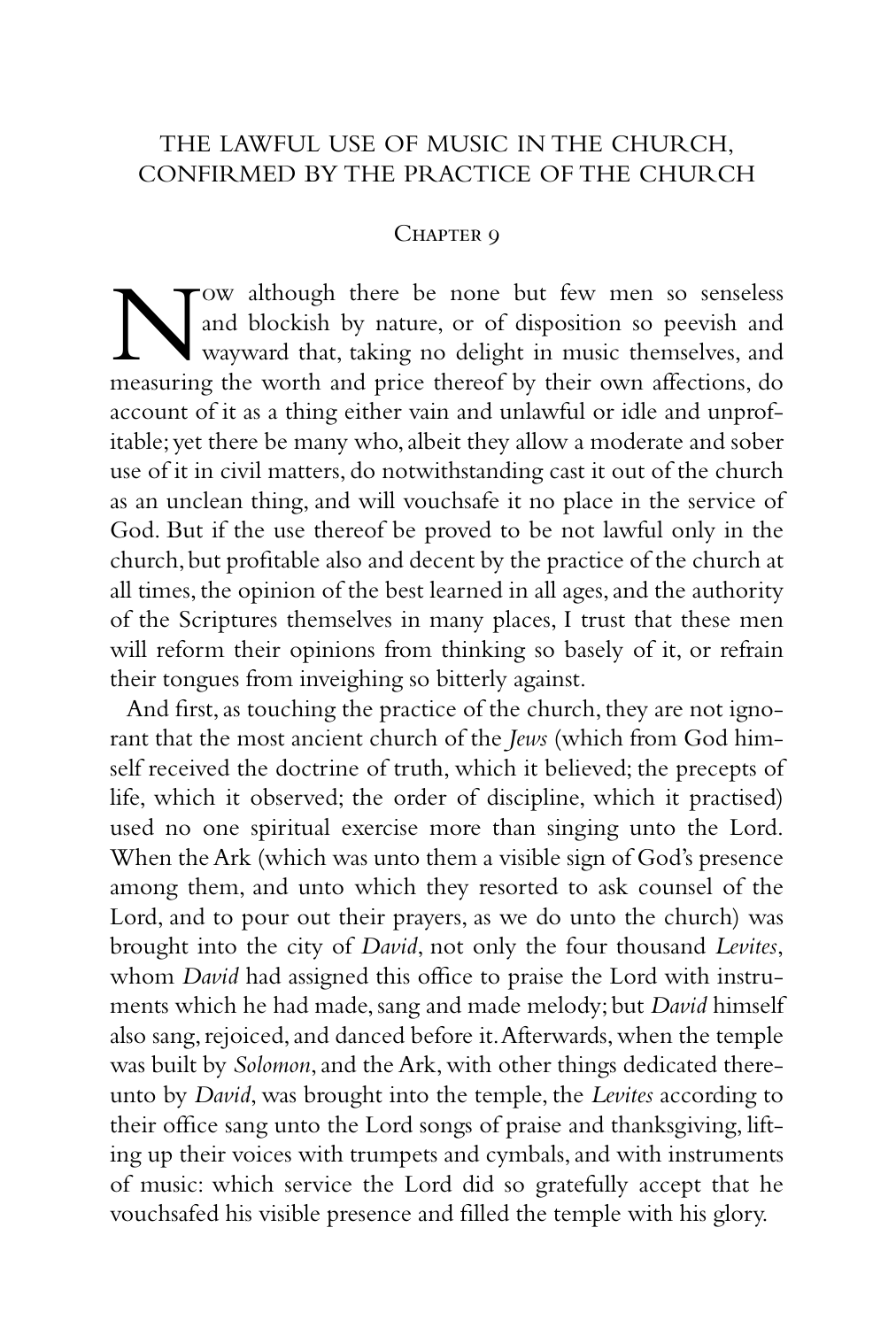# THE LAWFUL USE OF MUSIC IN THE CHURCH, CONFIRMED BY THE PRACTICE OF THE CHURCH

## Chapter 9

Now although there be none but few men so senseless and blockish by nature, or of disposition so peevish and wayward that, taking no delight in music themselves, and measuring the worth and price thereof by their own affections, do account of it as a thing either vain and unlawful or idle and unprofitable; yet there be many who, albeit they allow a moderate and sober use of it in civil matters, do notwithstanding cast it out of the church as an unclean thing, and will vouchsafe it no place in the service of God. But if the use thereof be proved to be not lawful only in the church, but profitable also and decent by the practice of the church at all times, the opinion of the best learned in all ages, and the authority of the Scriptures themselves in many places, I trust that these men will reform their opinions from thinking so basely of it, or refrain their tongues from inveighing so bitterly against.

And first, as touching the practice of the church, they are not ignorant that the most ancient church of the *Jews* (which from God himself received the doctrine of truth, which it believed; the precepts of life, which it observed; the order of discipline, which it practised) used no one spiritual exercise more than singing unto the Lord. When the Ark (which was unto them a visible sign of God's presence among them, and unto which they resorted to ask counsel of the Lord, and to pour out their prayers, as we do unto the church) was brought into the city of *David*, not only the four thousand *Levites*, whom *David* had assigned this office to praise the Lord with instruments which he had made, sang and made melody; but *David* himself also sang, rejoiced, and danced before it. Afterwards, when the temple was built by *Solomon*, and the Ark, with other things dedicated thereunto by *David*, was brought into the temple, the *Levites* according to their office sang unto the Lord songs of praise and thanksgiving, lifting up their voices with trumpets and cymbals, and with instruments of music: which service the Lord did so gratefully accept that he vouchsafed his visible presence and filled the temple with his glory.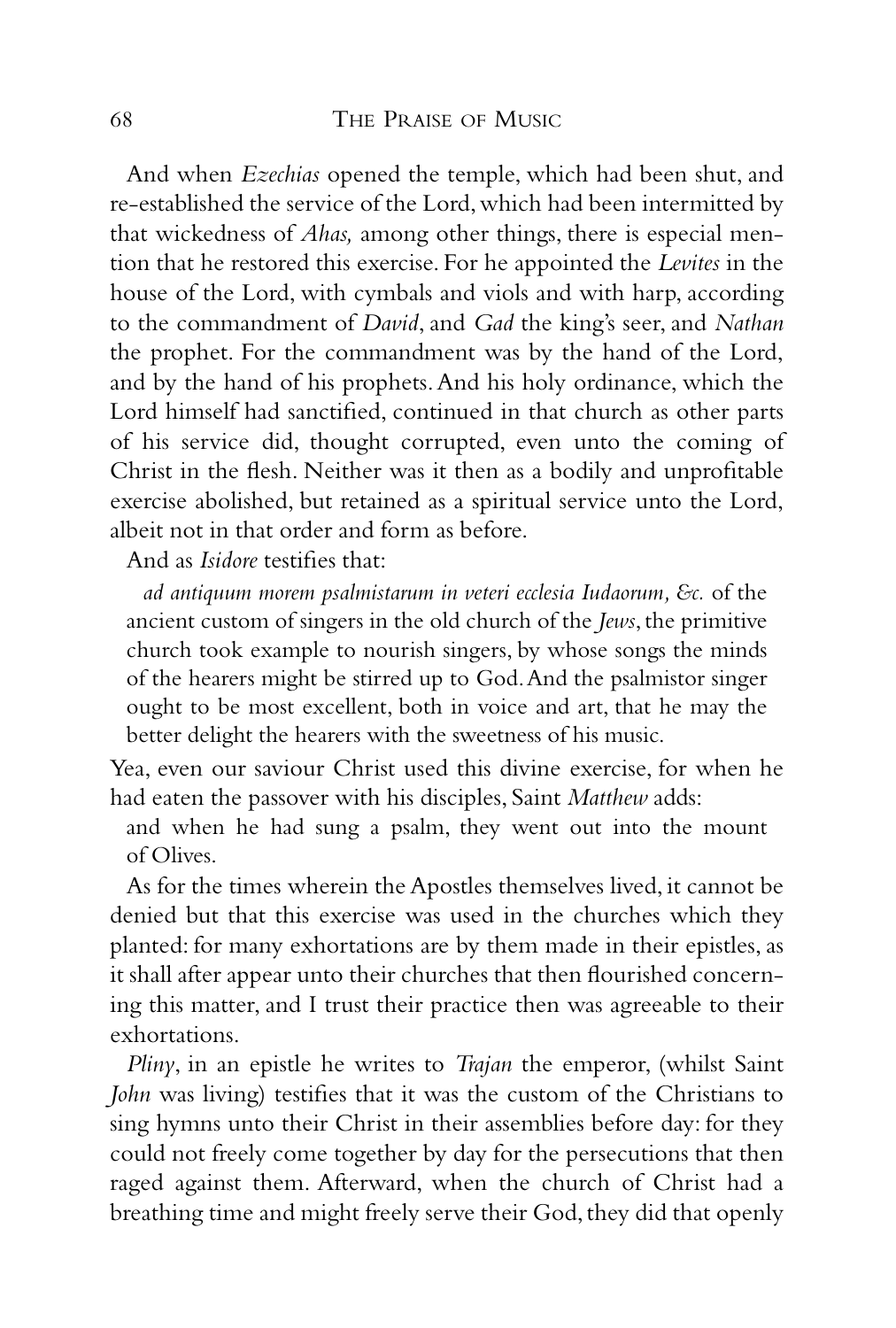And when *Ezechias* opened the temple, which had been shut, and re-established the service of the Lord, which had been intermitted by that wickedness of *Ahas,* among other things, there is especial mention that he restored this exercise. For he appointed the *Levites* in the house of the Lord, with cymbals and viols and with harp, according to the commandment of *David*, and *Gad* the king's seer, and *Nathan* the prophet. For the commandment was by the hand of the Lord, and by the hand of his prophets. And his holy ordinance, which the Lord himself had sanctified, continued in that church as other parts of his service did, thought corrupted, even unto the coming of Christ in the flesh. Neither was it then as a bodily and unprofitable exercise abolished, but retained as a spiritual service unto the Lord, albeit not in that order and form as before.

And as *Isidore* testifies that:

> *ad antiquum morem psalmistarum in veteri ecclesia Iudaorum, &c.* of the ancient custom of singers in the old church of the *Jews*, the primitive church took example to nourish singers, by whose songs the minds of the hearers might be stirred up to God. And the psalmistor singer ought to be most excellent, both in voice and art, that he may the better delight the hearers with the sweetness of his music.

Yea, even our saviour Christ used this divine exercise, for when he had eaten the passover with his disciples, Saint *Matthew* adds:

> and when he had sung a psalm, they went out into the mount of Olives.

As for the times wherein the Apostles themselves lived, it cannot be denied but that this exercise was used in the churches which they planted: for many exhortations are by them made in their epistles, as it shall after appear unto their churches that then flourished concerning this matter, and I trust their practice then was agreeable to their exhortations.

*Pliny*, in an epistle he writes to *Trajan* the emperor, (whilst Saint *John* was living) testifies that it was the custom of the Christians to sing hymns unto their Christ in their assemblies before day: for they could not freely come together by day for the persecutions that then raged against them. Afterward, when the church of Christ had a breathing time and might freely serve their God, they did that openly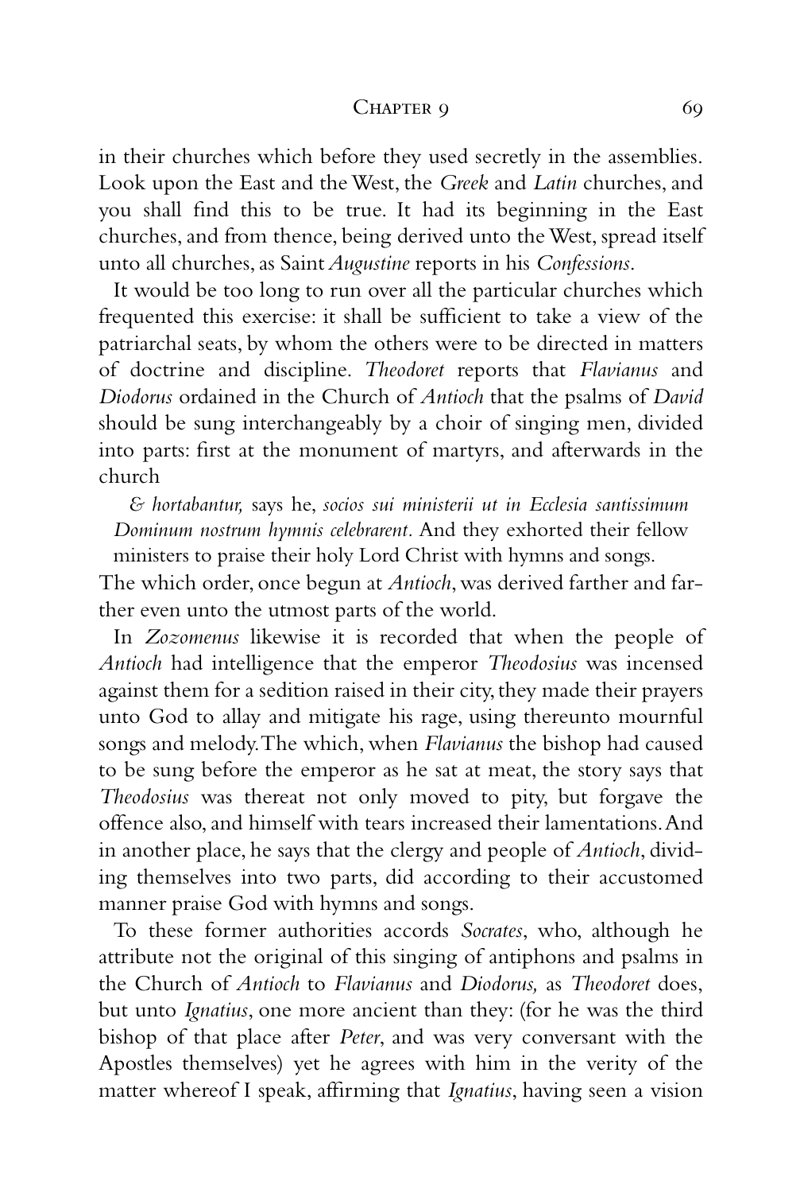in their churches which before they used secretly in the assemblies. Look upon the East and the West, the *Greek* and *Latin* churches, and you shall find this to be true. It had its beginning in the East churches, and from thence, being derived unto the West, spread itself unto all churches, as Saint *Augustine* reports in his *Confessions*.

It would be too long to run over all the particular churches which frequented this exercise: it shall be sufficient to take a view of the patriarchal seats, by whom the others were to be directed in matters of doctrine and discipline. *Theodoret* reports that *Flavianus* and *Diodorus* ordained in the Church of *Antioch* that the psalms of *David* should be sung interchangeably by a choir of singing men, divided into parts: first at the monument of martyrs, and afterwards in the church

> *& hortabantur,* says he, *socios sui ministerii ut in Ecclesia santissimum Dominum nostrum hymnis celebrarent*. And they exhorted their fellow ministers to praise their holy Lord Christ with hymns and songs.

The which order, once begun at *Antioch*, was derived farther and farther even unto the utmost parts of the world.

In *Zozomenus* likewise it is recorded that when the people of *Antioch* had intelligence that the emperor *Theodosius* was incensed against them for a sedition raised in their city, they made their prayers unto God to allay and mitigate his rage, using thereunto mournful songs and melody. The which, when *Flavianus* the bishop had caused to be sung before the emperor as he sat at meat, the story says that *Theodosius* was thereat not only moved to pity, but forgave the offence also, and himself with tears increased their lamentations. And in another place, he says that the clergy and people of *Antioch*, dividing themselves into two parts, did according to their accustomed manner praise God with hymns and songs.

To these former authorities accords *Socrates*, who, although he attribute not the original of this singing of antiphons and psalms in the Church of *Antioch* to *Flavianus* and *Diodorus,* as *Theodoret* does, but unto *Ignatius*, one more ancient than they: (for he was the third bishop of that place after *Peter*, and was very conversant with the Apostles themselves) yet he agrees with him in the verity of the matter whereof I speak, affirming that *Ignatius*, having seen a vision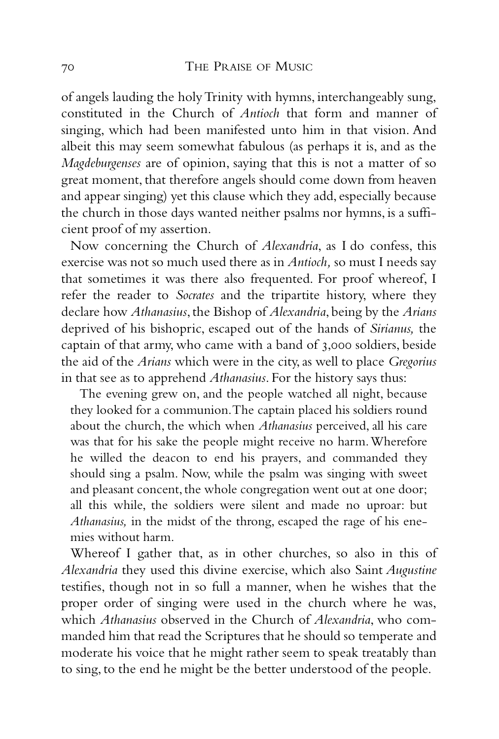of angels lauding the holy Trinity with hymns, interchangeably sung, constituted in the Church of *Antioch* that form and manner of singing, which had been manifested unto him in that vision. And albeit this may seem somewhat fabulous (as perhaps it is, and as the *Magdeburgenses* are of opinion, saying that this is not a matter of so great moment, that therefore angels should come down from heaven and appear singing) yet this clause which they add, especially because the church in those days wanted neither psalms nor hymns, is a sufficient proof of my assertion.

Now concerning the Church of *Alexandria*, as I do confess, this exercise was not so much used there as in *Antioch,* so must I needs say that sometimes it was there also frequented. For proof whereof, I refer the reader to *Socrates* and the tripartite history, where they declare how *Athanasius*, the Bishop of *Alexandria*, being by the *Arians* deprived of his bishopric, escaped out of the hands of *Sirianus,* the captain of that army, who came with a band of 3,000 soldiers, beside the aid of the *Arians* which were in the city, as well to place *Gregorius* in that see as to apprehend *Athanasius*. For the history says thus:

> The evening grew on, and the people watched all night, because they looked for a communion. The captain placed his soldiers round about the church, the which when *Athanasius* perceived, all his care was that for his sake the people might receive no harm. Wherefore he willed the deacon to end his prayers, and commanded they should sing a psalm. Now, while the psalm was singing with sweet and pleasant concent, the whole congregation went out at one door; all this while, the soldiers were silent and made no uproar: but *Athanasius,* in the midst of the throng, escaped the rage of his enemies without harm.

Whereof I gather that, as in other churches, so also in this of *Alexandria* they used this divine exercise, which also Saint *Augustine* testifies, though not in so full a manner, when he wishes that the proper order of singing were used in the church where he was, which *Athanasius* observed in the Church of *Alexandria*, who commanded him that read the Scriptures that he should so temperate and moderate his voice that he might rather seem to speak treatably than to sing, to the end he might be the better understood of the people.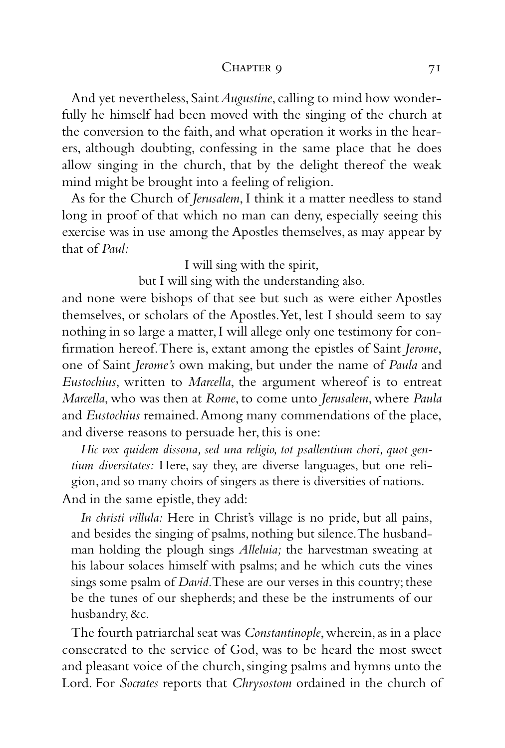And yet nevertheless, Saint *Augustine*, calling to mind how wonderfully he himself had been moved with the singing of the church at the conversion to the faith, and what operation it works in the hearers, although doubting, confessing in the same place that he does allow singing in the church, that by the delight thereof the weak mind might be brought into a feeling of religion.

As for the Church of *Jerusalem*, I think it a matter needless to stand long in proof of that which no man can deny, especially seeing this exercise was in use among the Apostles themselves, as may appear by that of *Paul:*

> I will sing with the spirit,
> but I will sing with the understanding also.

and none were bishops of that see but such as were either Apostles themselves, or scholars of the Apostles. Yet, lest I should seem to say nothing in so large a matter, I will allege only one testimony for confirmation hereof. There is, extant among the epistles of Saint *Jerome*, one of Saint *Jerome's* own making, but under the name of *Paula* and *Eustochius*, written to *Marcella*, the argument whereof is to entreat *Marcella*, who was then at *Rome*, to come unto *Jerusalem*, where *Paula* and *Eustochius* remained. Among many commendations of the place, and diverse reasons to persuade her, this is one:

> *Hic vox quidem dissona, sed una religio, tot psallentium chori, quot gentium diversitates:* Here, say they, are diverse languages, but one religion, and so many choirs of singers as there is diversities of nations.

And in the same epistle, they add:

> *In christi villula:* Here in Christ's village is no pride, but all pains, and besides the singing of psalms, nothing but silence. The husbandman holding the plough sings *Alleluia;* the harvestman sweating at his labour solaces himself with psalms; and he which cuts the vines sings some psalm of *David*. These are our verses in this country; these be the tunes of our shepherds; and these be the instruments of our husbandry, &c.

The fourth patriarchal seat was *Constantinople*, wherein, as in a place consecrated to the service of God, was to be heard the most sweet and pleasant voice of the church, singing psalms and hymns unto the Lord. For *Socrates* reports that *Chrysostom* ordained in the church of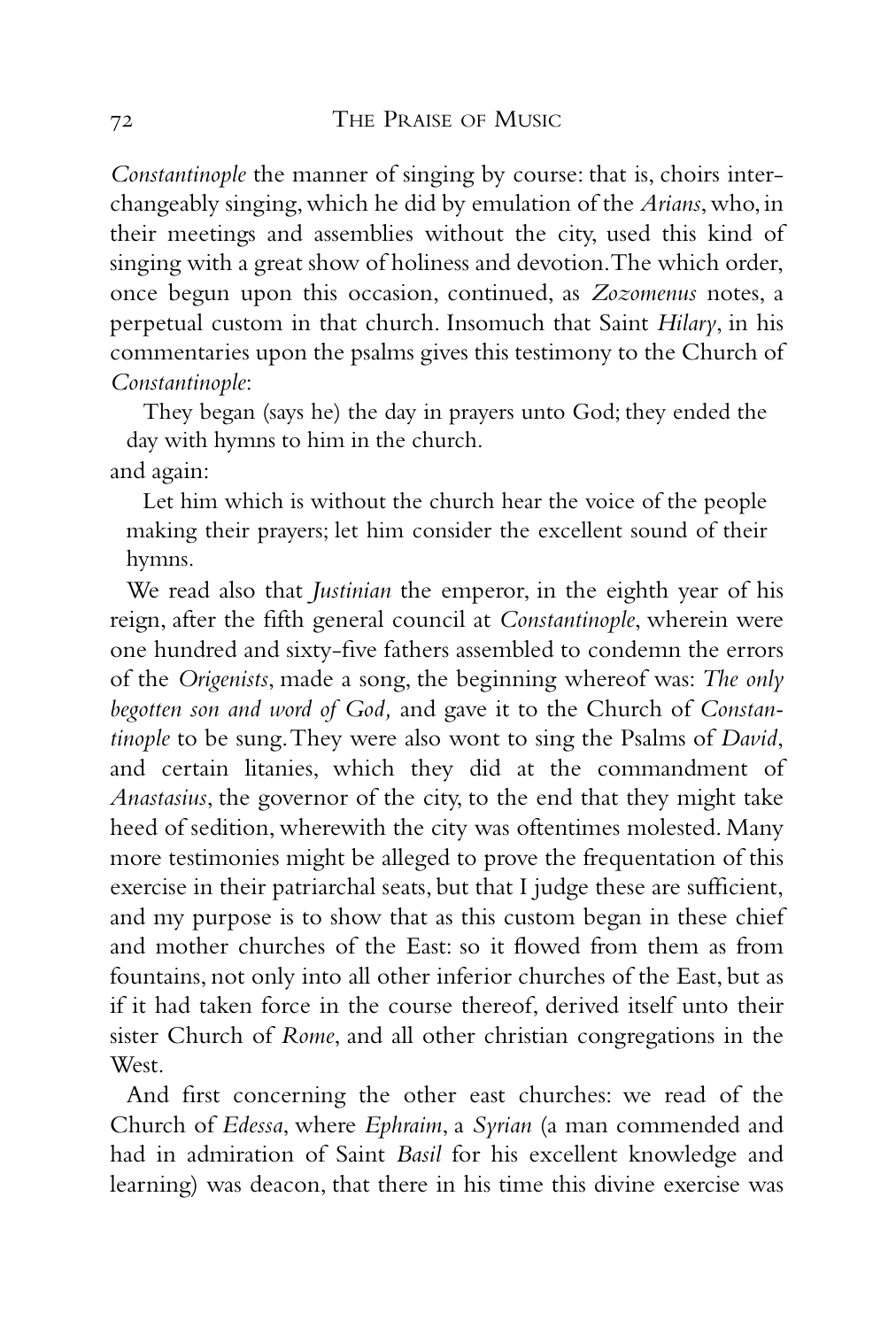*Constantinople* the manner of singing by course: that is, choirs interchangeably singing, which he did by emulation of the *Arians*, who, in their meetings and assemblies without the city, used this kind of singing with a great show of holiness and devotion. The which order, once begun upon this occasion, continued, as *Zozomenus* notes, a perpetual custom in that church. Insomuch that Saint *Hilary*, in his commentaries upon the psalms gives this testimony to the Church of *Constantinople*:

> They began (says he) the day in prayers unto God; they ended the day with hymns to him in the church.

and again:

> Let him which is without the church hear the voice of the people making their prayers; let him consider the excellent sound of their hymns.

We read also that *Justinian* the emperor, in the eighth year of his reign, after the fifth general council at *Constantinople*, wherein were one hundred and sixty-five fathers assembled to condemn the errors of the *Origenists*, made a song, the beginning whereof was: *The only begotten son and word of God,* and gave it to the Church of *Constantinople* to be sung. They were also wont to sing the Psalms of *David*, and certain litanies, which they did at the commandment of *Anastasius*, the governor of the city, to the end that they might take heed of sedition, wherewith the city was oftentimes molested. Many more testimonies might be alleged to prove the frequentation of this exercise in their patriarchal seats, but that I judge these are sufficient, and my purpose is to show that as this custom began in these chief and mother churches of the East: so it flowed from them as from fountains, not only into all other inferior churches of the East, but as if it had taken force in the course thereof, derived itself unto their sister Church of *Rome*, and all other christian congregations in the West.

And first concerning the other east churches: we read of the Church of *Edessa*, where *Ephraim*, a *Syrian* (a man commended and had in admiration of Saint *Basil* for his excellent knowledge and learning) was deacon, that there in his time this divine exercise was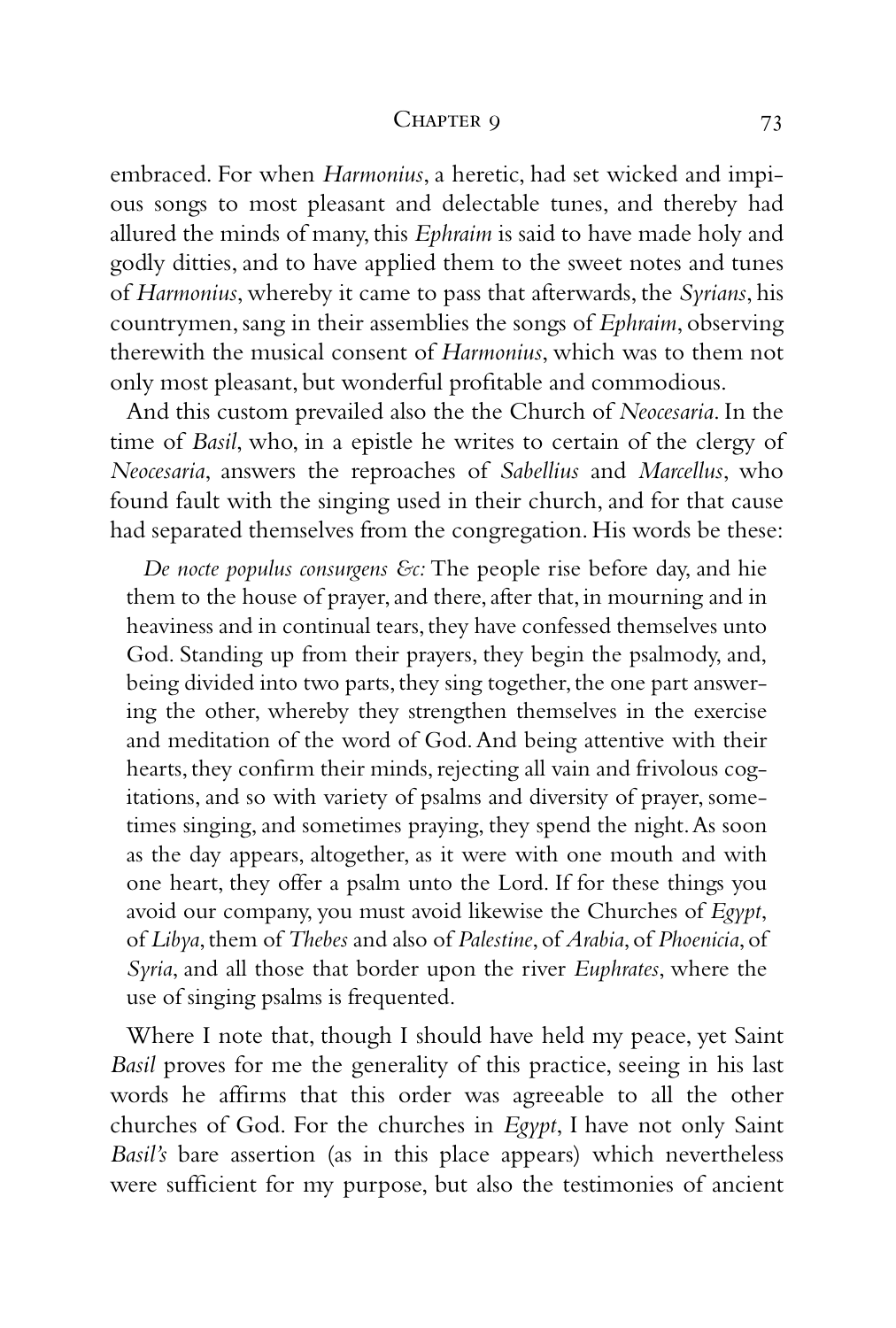embraced. For when *Harmonius*, a heretic, had set wicked and impious songs to most pleasant and delectable tunes, and thereby had allured the minds of many, this *Ephraim* is said to have made holy and godly ditties, and to have applied them to the sweet notes and tunes of *Harmonius*, whereby it came to pass that afterwards, the *Syrians*, his countrymen, sang in their assemblies the songs of *Ephraim*, observing therewith the musical consent of *Harmonius*, which was to them not only most pleasant, but wonderful profitable and commodious.

And this custom prevailed also the the Church of *Neocesaria*. In the time of *Basil*, who, in a epistle he writes to certain of the clergy of *Neocesaria*, answers the reproaches of *Sabellius* and *Marcellus*, who found fault with the singing used in their church, and for that cause had separated themselves from the congregation. His words be these:

> *De nocte populus consurgens &c:* The people rise before day, and hie them to the house of prayer, and there, after that, in mourning and in heaviness and in continual tears, they have confessed themselves unto God. Standing up from their prayers, they begin the psalmody, and, being divided into two parts, they sing together, the one part answering the other, whereby they strengthen themselves in the exercise and meditation of the word of God. And being attentive with their hearts, they confirm their minds, rejecting all vain and frivolous cogitations, and so with variety of psalms and diversity of prayer, sometimes singing, and sometimes praying, they spend the night. As soon as the day appears, altogether, as it were with one mouth and with one heart, they offer a psalm unto the Lord. If for these things you avoid our company, you must avoid likewise the Churches of *Egypt*, of *Libya*, them of *Thebes* and also of *Palestine*, of *Arabia*, of *Phoenicia*, of *Syria*, and all those that border upon the river *Euphrates*, where the use of singing psalms is frequented.

Where I note that, though I should have held my peace, yet Saint *Basil* proves for me the generality of this practice, seeing in his last words he affirms that this order was agreeable to all the other churches of God. For the churches in *Egypt*, I have not only Saint *Basil's* bare assertion (as in this place appears) which nevertheless were sufficient for my purpose, but also the testimonies of ancient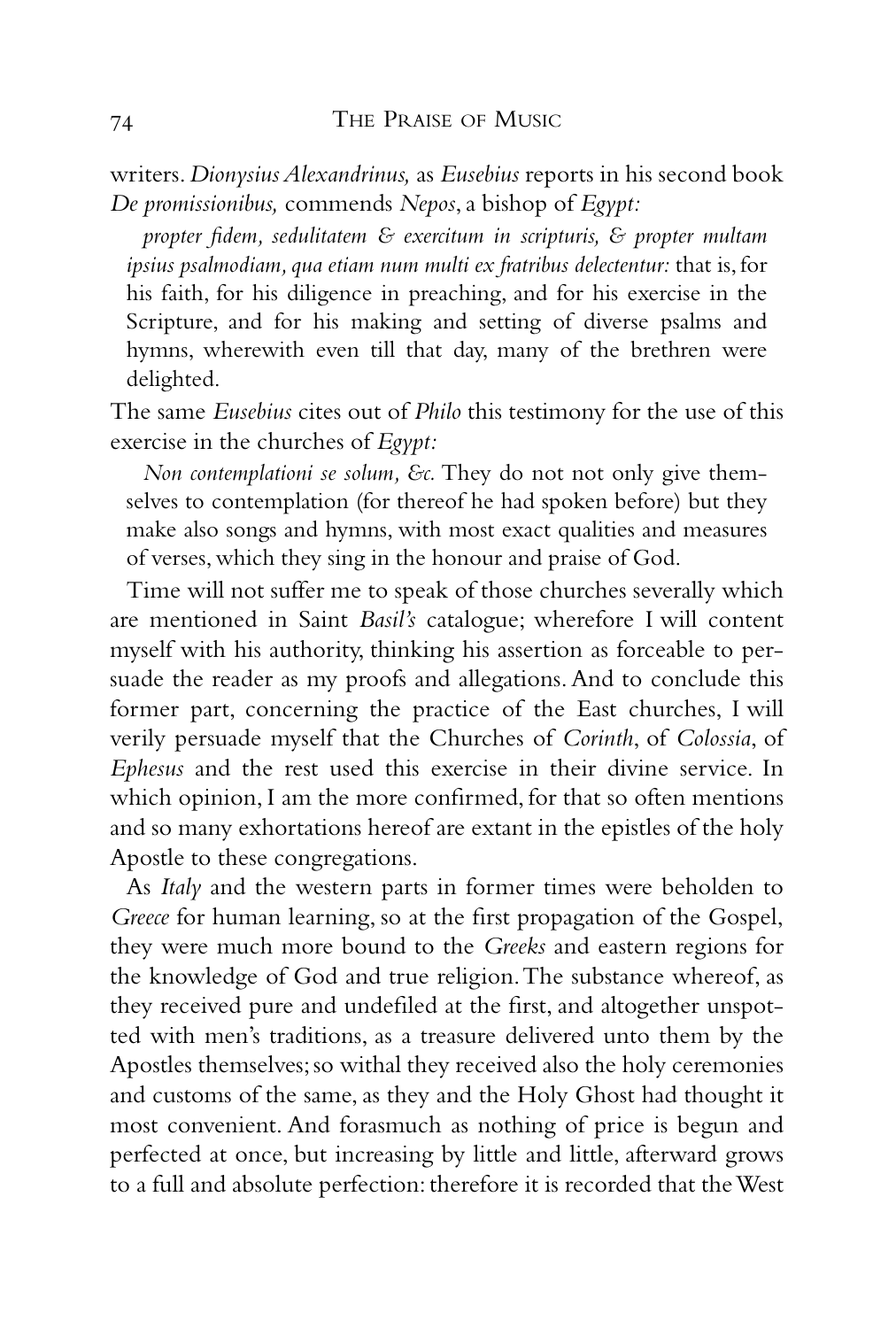writers. *Dionysius Alexandrinus,* as *Eusebius* reports in his second book *De promissionibus,* commends *Nepos*, a bishop of *Egypt:*

> *propter fidem, sedulitatem & exercitum in scripturis, & propter multam ipsius psalmodiam, qua etiam num multi ex fratribus delectentur:* that is, for his faith, for his diligence in preaching, and for his exercise in the Scripture, and for his making and setting of diverse psalms and hymns, wherewith even till that day, many of the brethren were delighted.

The same *Eusebius* cites out of *Philo* this testimony for the use of this exercise in the churches of *Egypt:*

> *Non contemplationi se solum, &c.* They do not not only give themselves to contemplation (for thereof he had spoken before) but they make also songs and hymns, with most exact qualities and measures of verses, which they sing in the honour and praise of God.

Time will not suffer me to speak of those churches severally which are mentioned in Saint *Basil's* catalogue; wherefore I will content myself with his authority, thinking his assertion as forceable to persuade the reader as my proofs and allegations. And to conclude this former part, concerning the practice of the East churches, I will verily persuade myself that the Churches of *Corinth*, of *Colossia*, of *Ephesus* and the rest used this exercise in their divine service. In which opinion, I am the more confirmed, for that so often mentions and so many exhortations hereof are extant in the epistles of the holy Apostle to these congregations.

As *Italy* and the western parts in former times were beholden to *Greece* for human learning, so at the first propagation of the Gospel, they were much more bound to the *Greeks* and eastern regions for the knowledge of God and true religion. The substance whereof, as they received pure and undefiled at the first, and altogether unspotted with men's traditions, as a treasure delivered unto them by the Apostles themselves; so withal they received also the holy ceremonies and customs of the same, as they and the Holy Ghost had thought it most convenient. And forasmuch as nothing of price is begun and perfected at once, but increasing by little and little, afterward grows to a full and absolute perfection: therefore it is recorded that the West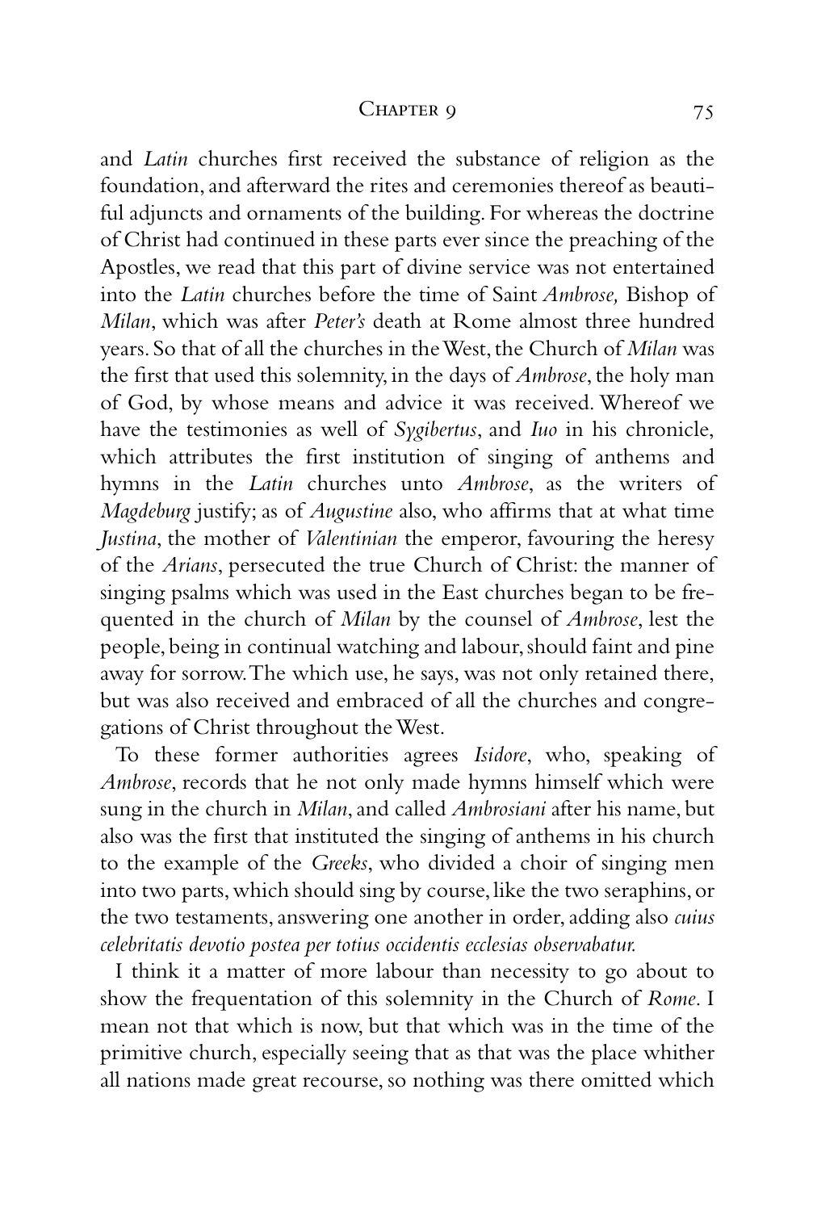and *Latin* churches first received the substance of religion as the foundation, and afterward the rites and ceremonies thereof as beautiful adjuncts and ornaments of the building. For whereas the doctrine of Christ had continued in these parts ever since the preaching of the Apostles, we read that this part of divine service was not entertained into the *Latin* churches before the time of Saint *Ambrose,* Bishop of *Milan*, which was after *Peter's* death at Rome almost three hundred years. So that of all the churches in the West, the Church of *Milan* was the first that used this solemnity, in the days of *Ambrose*, the holy man of God, by whose means and advice it was received. Whereof we have the testimonies as well of *Sygibertus*, and *Iuo* in his chronicle, which attributes the first institution of singing of anthems and hymns in the *Latin* churches unto *Ambrose*, as the writers of *Magdeburg* justify; as of *Augustine* also, who affirms that at what time *Justina*, the mother of *Valentinian* the emperor, favouring the heresy of the *Arians*, persecuted the true Church of Christ: the manner of singing psalms which was used in the East churches began to be frequented in the church of *Milan* by the counsel of *Ambrose*, lest the people, being in continual watching and labour, should faint and pine away for sorrow. The which use, he says, was not only retained there, but was also received and embraced of all the churches and congregations of Christ throughout the West.

To these former authorities agrees *Isidore*, who, speaking of *Ambrose*, records that he not only made hymns himself which were sung in the church in *Milan*, and called *Ambrosiani* after his name, but also was the first that instituted the singing of anthems in his church to the example of the *Greeks*, who divided a choir of singing men into two parts, which should sing by course, like the two seraphins, or the two testaments, answering one another in order, adding also *cuius celebritatis devotio postea per totius occidentis ecclesias observabatur.*

I think it a matter of more labour than necessity to go about to show the frequentation of this solemnity in the Church of *Rome*. I mean not that which is now, but that which was in the time of the primitive church, especially seeing that as that was the place whither all nations made great recourse, so nothing was there omitted which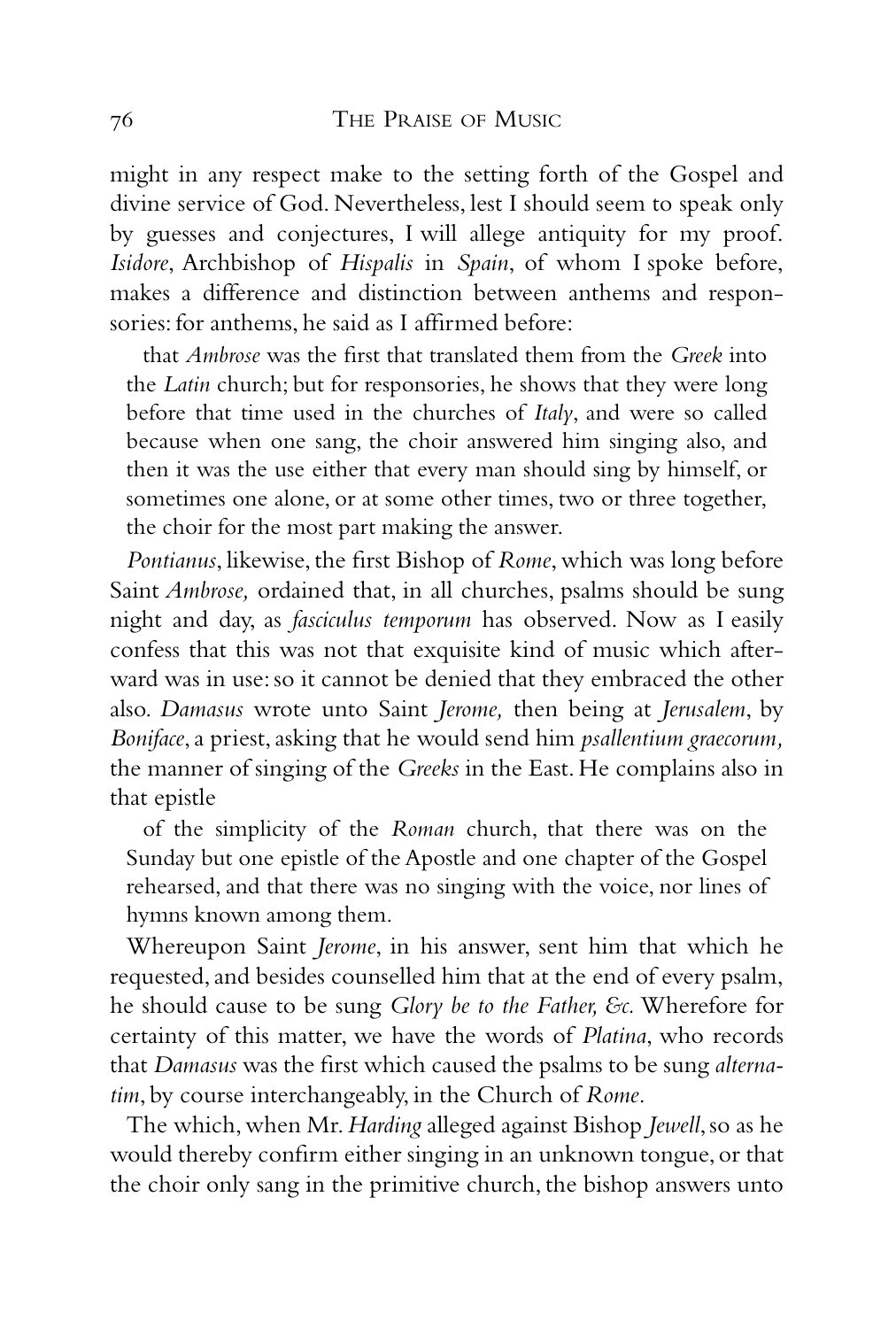might in any respect make to the setting forth of the Gospel and divine service of God. Nevertheless, lest I should seem to speak only by guesses and conjectures, I will allege antiquity for my proof. *Isidore*, Archbishop of *Hispalis* in *Spain*, of whom I spoke before, makes a difference and distinction between anthems and responsories: for anthems, he said as I affirmed before:

> that *Ambrose* was the first that translated them from the *Greek* into the *Latin* church; but for responsories, he shows that they were long before that time used in the churches of *Italy*, and were so called because when one sang, the choir answered him singing also, and then it was the use either that every man should sing by himself, or sometimes one alone, or at some other times, two or three together, the choir for the most part making the answer.

*Pontianus*, likewise, the first Bishop of *Rome*, which was long before Saint *Ambrose,* ordained that, in all churches, psalms should be sung night and day, as *fasciculus temporum* has observed. Now as I easily confess that this was not that exquisite kind of music which afterward was in use: so it cannot be denied that they embraced the other also. *Damasus* wrote unto Saint *Jerome,* then being at *Jerusalem*, by *Boniface*, a priest, asking that he would send him *psallentium graecorum,* the manner of singing of the *Greeks* in the East. He complains also in that epistle

> of the simplicity of the *Roman* church, that there was on the Sunday but one epistle of the Apostle and one chapter of the Gospel rehearsed, and that there was no singing with the voice, nor lines of hymns known among them.

Whereupon Saint *Jerome*, in his answer, sent him that which he requested, and besides counselled him that at the end of every psalm, he should cause to be sung *Glory be to the Father, &c.* Wherefore for certainty of this matter, we have the words of *Platina*, who records that *Damasus* was the first which caused the psalms to be sung *alternatim*, by course interchangeably, in the Church of *Rome*.

The which, when Mr. *Harding* alleged against Bishop *Jewell*, so as he would thereby confirm either singing in an unknown tongue, or that the choir only sang in the primitive church, the bishop answers unto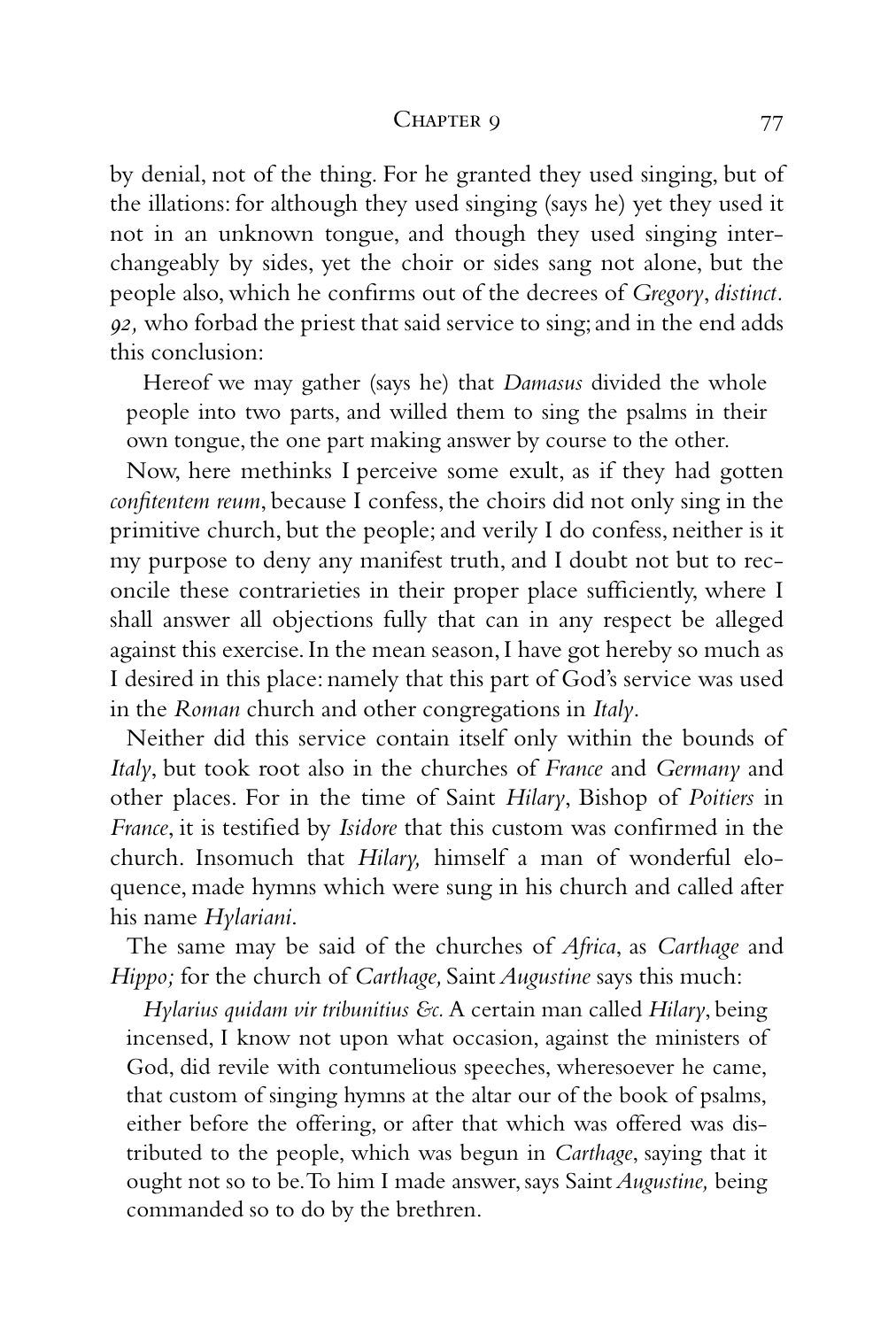by denial, not of the thing. For he granted they used singing, but of the illations: for although they used singing (says he) yet they used it not in an unknown tongue, and though they used singing interchangeably by sides, yet the choir or sides sang not alone, but the people also, which he confirms out of the decrees of *Gregory*, *distinct. 92,* who forbad the priest that said service to sing; and in the end adds this conclusion:

> Hereof we may gather (says he) that *Damasus* divided the whole people into two parts, and willed them to sing the psalms in their own tongue, the one part making answer by course to the other.

Now, here methinks I perceive some exult, as if they had gotten *confitentem reum*, because I confess, the choirs did not only sing in the primitive church, but the people; and verily I do confess, neither is it my purpose to deny any manifest truth, and I doubt not but to reconcile these contrarieties in their proper place sufficiently, where I shall answer all objections fully that can in any respect be alleged against this exercise. In the mean season, I have got hereby so much as I desired in this place: namely that this part of God's service was used in the *Roman* church and other congregations in *Italy*.

Neither did this service contain itself only within the bounds of *Italy*, but took root also in the churches of *France* and *Germany* and other places. For in the time of Saint *Hilary*, Bishop of *Poitiers* in *France*, it is testified by *Isidore* that this custom was confirmed in the church. Insomuch that *Hilary,* himself a man of wonderful eloquence, made hymns which were sung in his church and called after his name *Hylariani*.

The same may be said of the churches of *Africa*, as *Carthage* and *Hippo;* for the church of *Carthage,* Saint *Augustine* says this much:

> *Hylarius quidam vir tribunitius &c.* A certain man called *Hilary*, being incensed, I know not upon what occasion, against the ministers of God, did revile with contumelious speeches, wheresoever he came, that custom of singing hymns at the altar our of the book of psalms, either before the offering, or after that which was offered was distributed to the people, which was begun in *Carthage*, saying that it ought not so to be. To him I made answer, says Saint *Augustine,* being commanded so to do by the brethren.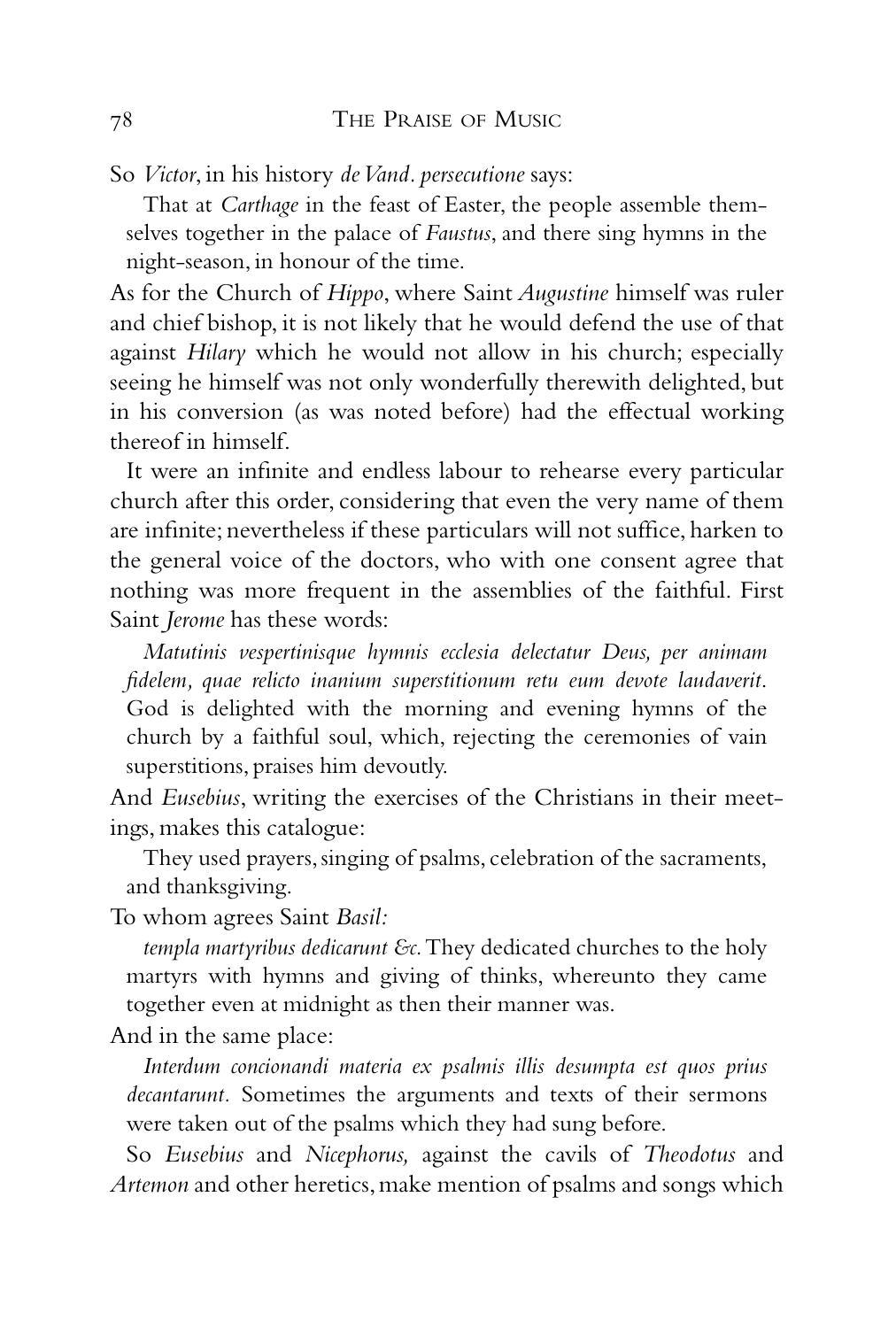So *Victor*, in his history *de Vand. persecutione* says:

> That at *Carthage* in the feast of Easter, the people assemble themselves together in the palace of *Faustus*, and there sing hymns in the night-season, in honour of the time.

As for the Church of *Hippo*, where Saint *Augustine* himself was ruler and chief bishop, it is not likely that he would defend the use of that against *Hilary* which he would not allow in his church; especially seeing he himself was not only wonderfully therewith delighted, but in his conversion (as was noted before) had the effectual working thereof in himself.

It were an infinite and endless labour to rehearse every particular church after this order, considering that even the very name of them are infinite; nevertheless if these particulars will not suffice, harken to the general voice of the doctors, who with one consent agree that nothing was more frequent in the assemblies of the faithful. First Saint *Jerome* has these words:

> *Matutinis vespertinisque hymnis ecclesia delectatur Deus, per animam fidelem, quae relicto inanium superstitionum retu eum devote laudaverit.* God is delighted with the morning and evening hymns of the church by a faithful soul, which, rejecting the ceremonies of vain superstitions, praises him devoutly.

And *Eusebius*, writing the exercises of the Christians in their meetings, makes this catalogue:

> They used prayers, singing of psalms, celebration of the sacraments, and thanksgiving.

To whom agrees Saint *Basil:*

> *templa martyribus dedicarunt &c.* They dedicated churches to the holy martyrs with hymns and giving of thinks, whereunto they came together even at midnight as then their manner was.

And in the same place:

> *Interdum concionandi materia ex psalmis illis desumpta est quos prius decantarunt.* Sometimes the arguments and texts of their sermons were taken out of the psalms which they had sung before.

So *Eusebius* and *Nicephorus,* against the cavils of *Theodotus* and *Artemon* and other heretics, make mention of psalms and songs which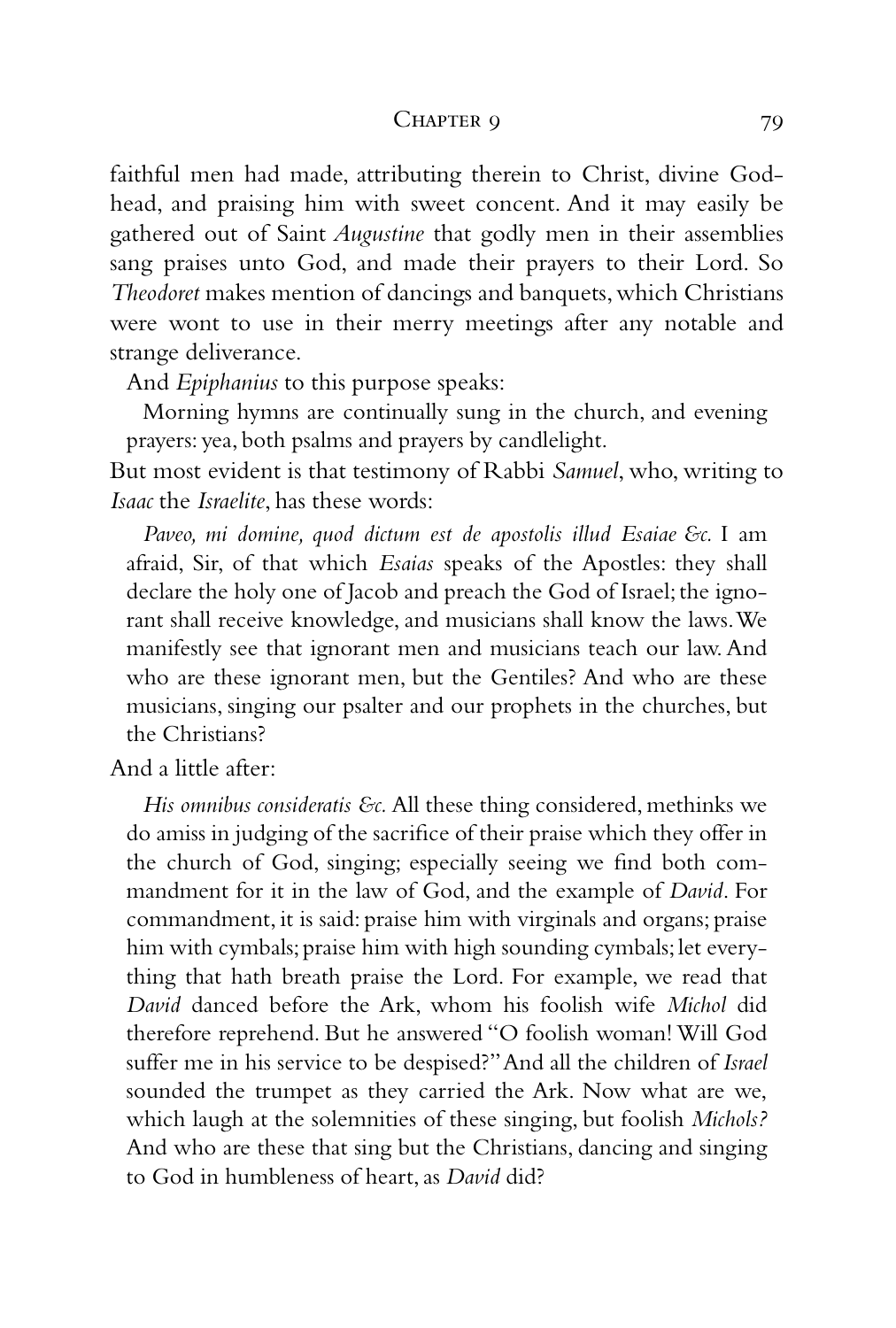faithful men had made, attributing therein to Christ, divine Godhead, and praising him with sweet concent. And it may easily be gathered out of Saint *Augustine* that godly men in their assemblies sang praises unto God, and made their prayers to their Lord. So *Theodoret* makes mention of dancings and banquets, which Christians were wont to use in their merry meetings after any notable and strange deliverance.

And *Epiphanius* to this purpose speaks:

> Morning hymns are continually sung in the church, and evening prayers: yea, both psalms and prayers by candlelight.

But most evident is that testimony of Rabbi *Samuel*, who, writing to *Isaac* the *Israelite*, has these words:

> *Paveo, mi domine, quod dictum est de apostolis illud Esaiae &c.* I am afraid, Sir, of that which *Esaias* speaks of the Apostles: they shall declare the holy one of Jacob and preach the God of Israel; the ignorant shall receive knowledge, and musicians shall know the laws. We manifestly see that ignorant men and musicians teach our law. And who are these ignorant men, but the Gentiles? And who are these musicians, singing our psalter and our prophets in the churches, but the Christians?

And a little after:

> *His omnibus consideratis &c.* All these thing considered, methinks we do amiss in judging of the sacrifice of their praise which they offer in the church of God, singing; especially seeing we find both commandment for it in the law of God, and the example of *David*. For commandment, it is said: praise him with virginals and organs; praise him with cymbals; praise him with high sounding cymbals; let everything that hath breath praise the Lord. For example, we read that *David* danced before the Ark, whom his foolish wife *Michol* did therefore reprehend. But he answered "O foolish woman! Will God suffer me in his service to be despised?" And all the children of *Israel* sounded the trumpet as they carried the Ark. Now what are we, which laugh at the solemnities of these singing, but foolish *Michols?* And who are these that sing but the Christians, dancing and singing to God in humbleness of heart, as *David* did?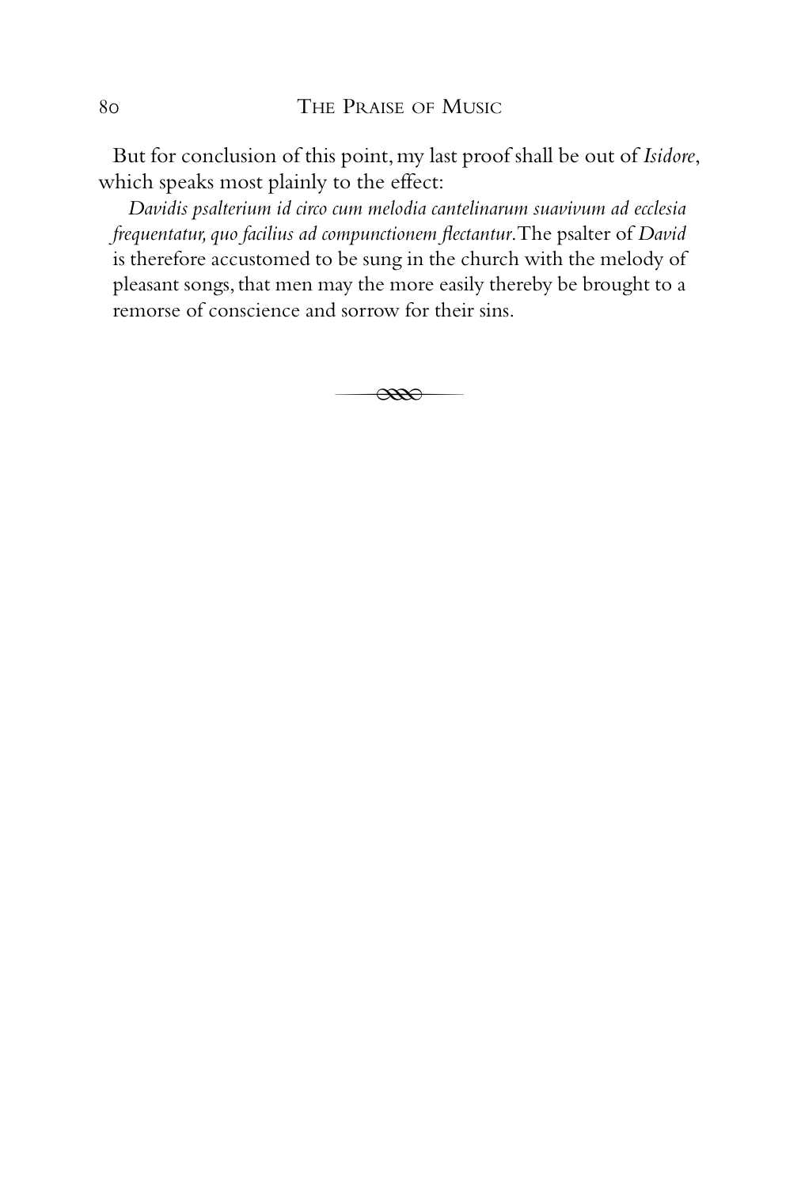But for conclusion of this point, my last proof shall be out of *Isidore*, which speaks most plainly to the effect:

> *Davidis psalterium id circo cum melodia cantelinarum suavivum ad ecclesia frequentatur, quo facilius ad compunctionem flectantur.* The psalter of *David* is therefore accustomed to be sung in the church with the melody of pleasant songs, that men may the more easily thereby be brought to a remorse of conscience and sorrow for their sins.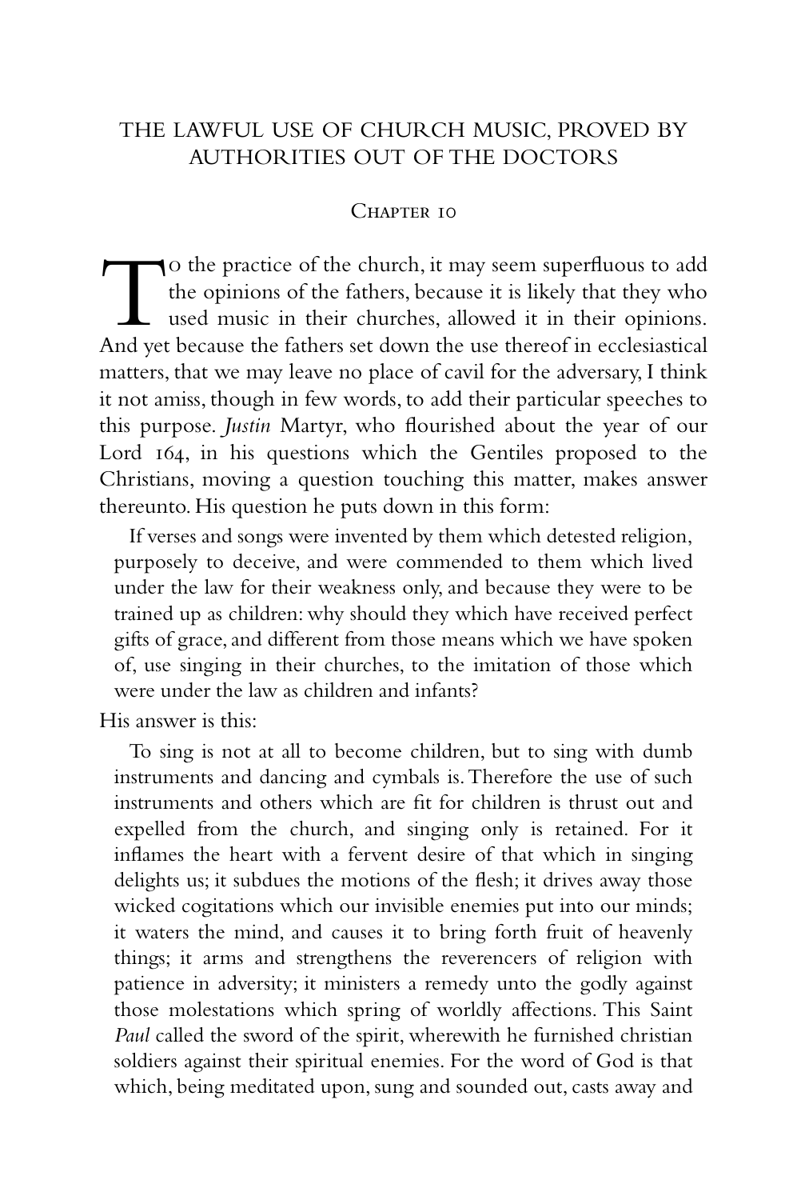## THE LAWFUL USE OF CHURCH MUSIC, PROVED BY AUTHORITIES OUT OF THE DOCTORS

### Chapter 10

To the practice of the church, it may seem superfluous to add the opinions of the fathers, because it is likely that they who used music in their churches, allowed it in their opinions. And yet because the fathers set down the use thereof in ecclesiastical matters, that we may leave no place of cavil for the adversary, I think it not amiss, though in few words, to add their particular speeches to this purpose. *Justin* Martyr, who flourished about the year of our Lord 164, in his questions which the Gentiles proposed to the Christians, moving a question touching this matter, makes answer thereunto. His question he puts down in this form:

> If verses and songs were invented by them which detested religion, purposely to deceive, and were commended to them which lived under the law for their weakness only, and because they were to be trained up as children: why should they which have received perfect gifts of grace, and different from those means which we have spoken of, use singing in their churches, to the imitation of those which were under the law as children and infants?

His answer is this:

> To sing is not at all to become children, but to sing with dumb instruments and dancing and cymbals is. Therefore the use of such instruments and others which are fit for children is thrust out and expelled from the church, and singing only is retained. For it inflames the heart with a fervent desire of that which in singing delights us; it subdues the motions of the flesh; it drives away those wicked cogitations which our invisible enemies put into our minds; it waters the mind, and causes it to bring forth fruit of heavenly things; it arms and strengthens the reverencers of religion with patience in adversity; it ministers a remedy unto the godly against those molestations which spring of worldly affections. This Saint *Paul* called the sword of the spirit, wherewith he furnished christian soldiers against their spiritual enemies. For the word of God is that which, being meditated upon, sung and sounded out, casts away and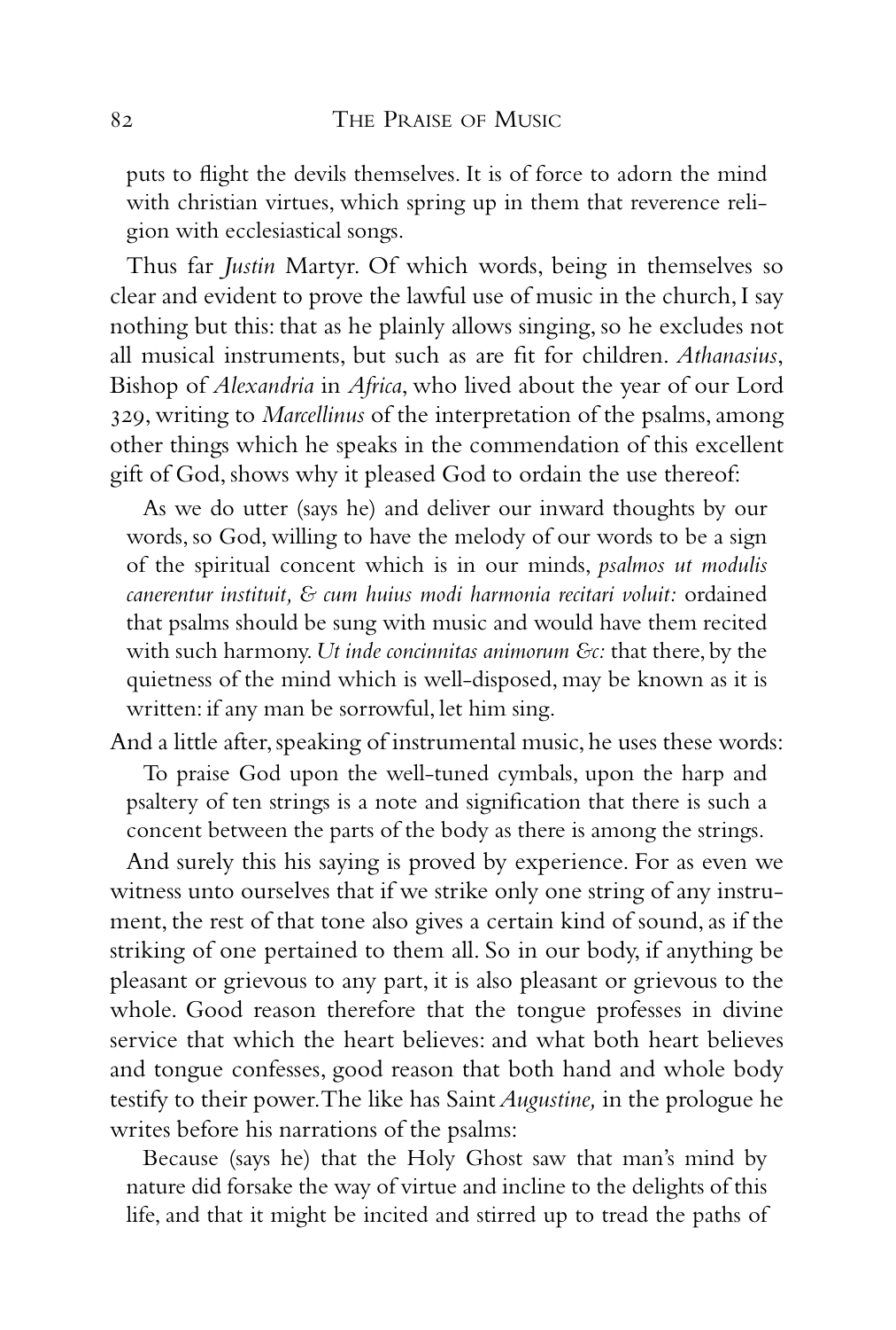puts to flight the devils themselves. It is of force to adorn the mind with christian virtues, which spring up in them that reverence religion with ecclesiastical songs.

Thus far *Justin* Martyr. Of which words, being in themselves so clear and evident to prove the lawful use of music in the church, I say nothing but this: that as he plainly allows singing, so he excludes not all musical instruments, but such as are fit for children. *Athanasius*, Bishop of *Alexandria* in *Africa*, who lived about the year of our Lord 329, writing to *Marcellinus* of the interpretation of the psalms, among other things which he speaks in the commendation of this excellent gift of God, shows why it pleased God to ordain the use thereof:

> As we do utter (says he) and deliver our inward thoughts by our words, so God, willing to have the melody of our words to be a sign of the spiritual concent which is in our minds, *psalmos ut modulis canerentur instituit, & cum huius modi harmonia recitari voluit:* ordained that psalms should be sung with music and would have them recited with such harmony. *Ut inde concinnitas animorum &c:* that there, by the quietness of the mind which is well-disposed, may be known as it is written: if any man be sorrowful, let him sing.

And a little after, speaking of instrumental music, he uses these words:

> To praise God upon the well-tuned cymbals, upon the harp and psaltery of ten strings is a note and signification that there is such a concent between the parts of the body as there is among the strings.

And surely this his saying is proved by experience. For as even we witness unto ourselves that if we strike only one string of any instrument, the rest of that tone also gives a certain kind of sound, as if the striking of one pertained to them all. So in our body, if anything be pleasant or grievous to any part, it is also pleasant or grievous to the whole. Good reason therefore that the tongue professes in divine service that which the heart believes: and what both heart believes and tongue confesses, good reason that both hand and whole body testify to their power. The like has Saint *Augustine,* in the prologue he writes before his narrations of the psalms:

> Because (says he) that the Holy Ghost saw that man's mind by nature did forsake the way of virtue and incline to the delights of this life, and that it might be incited and stirred up to tread the paths of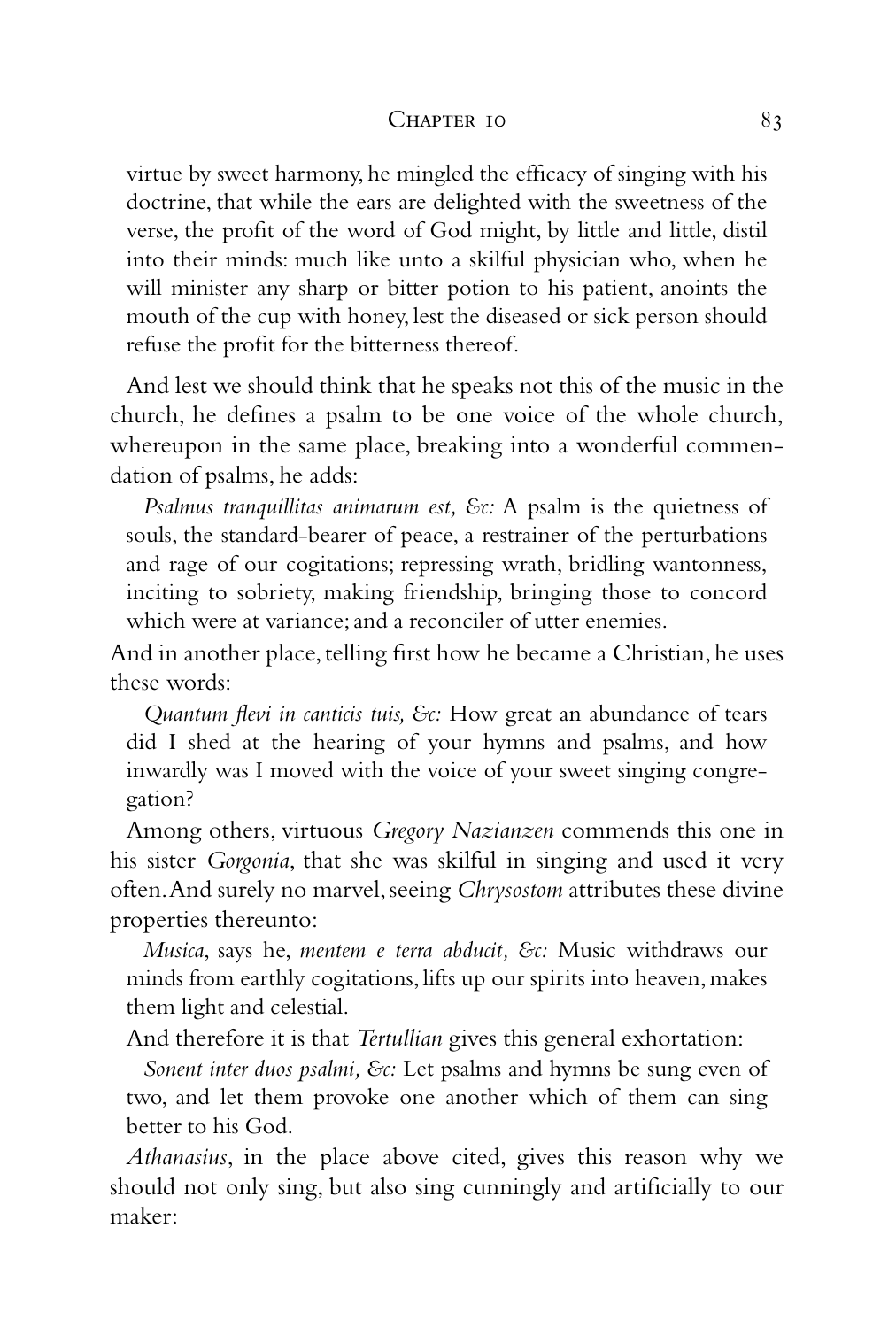virtue by sweet harmony, he mingled the efficacy of singing with his doctrine, that while the ears are delighted with the sweetness of the verse, the profit of the word of God might, by little and little, distil into their minds: much like unto a skilful physician who, when he will minister any sharp or bitter potion to his patient, anoints the mouth of the cup with honey, lest the diseased or sick person should refuse the profit for the bitterness thereof.

And lest we should think that he speaks not this of the music in the church, he defines a psalm to be one voice of the whole church, whereupon in the same place, breaking into a wonderful commendation of psalms, he adds:

> *Psalmus tranquillitas animarum est, &c:* A psalm is the quietness of souls, the standard-bearer of peace, a restrainer of the perturbations and rage of our cogitations; repressing wrath, bridling wantonness, inciting to sobriety, making friendship, bringing those to concord which were at variance; and a reconciler of utter enemies.

And in another place, telling first how he became a Christian, he uses these words:

> *Quantum flevi in canticis tuis, &c:* How great an abundance of tears did I shed at the hearing of your hymns and psalms, and how inwardly was I moved with the voice of your sweet singing congregation?

Among others, virtuous *Gregory Nazianzen* commends this one in his sister *Gorgonia*, that she was skilful in singing and used it very often. And surely no marvel, seeing *Chrysostom* attributes these divine properties thereunto:

> *Musica*, says he, *mentem e terra abducit, &c:* Music withdraws our minds from earthly cogitations, lifts up our spirits into heaven, makes them light and celestial.

And therefore it is that *Tertullian* gives this general exhortation:

> *Sonent inter duos psalmi, &c:* Let psalms and hymns be sung even of two, and let them provoke one another which of them can sing better to his God.

*Athanasius*, in the place above cited, gives this reason why we should not only sing, but also sing cunningly and artificially to our maker: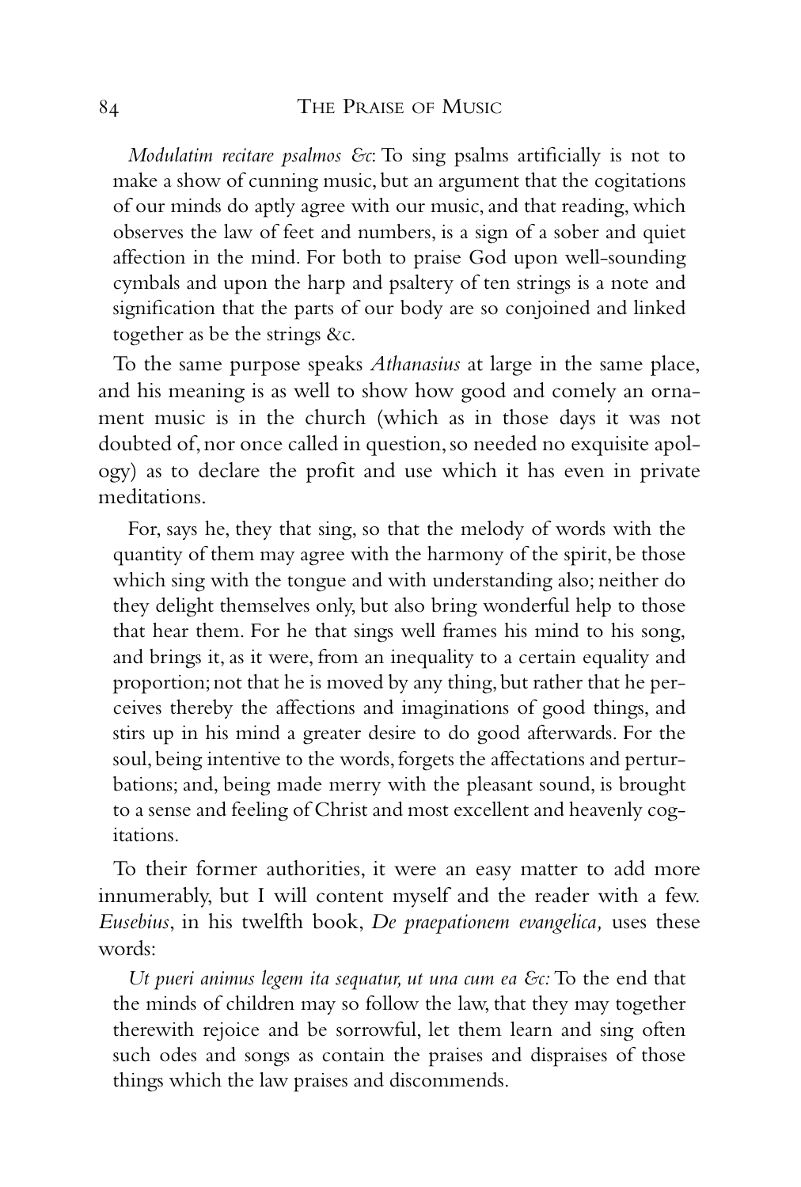*Modulatim recitare psalmos &c*: To sing psalms artificially is not to make a show of cunning music, but an argument that the cogitations of our minds do aptly agree with our music, and that reading, which observes the law of feet and numbers, is a sign of a sober and quiet affection in the mind. For both to praise God upon well-sounding cymbals and upon the harp and psaltery of ten strings is a note and signification that the parts of our body are so conjoined and linked together as be the strings &c.

To the same purpose speaks *Athanasius* at large in the same place, and his meaning is as well to show how good and comely an ornament music is in the church (which as in those days it was not doubted of, nor once called in question, so needed no exquisite apology) as to declare the profit and use which it has even in private meditations.

> For, says he, they that sing, so that the melody of words with the quantity of them may agree with the harmony of the spirit, be those which sing with the tongue and with understanding also; neither do they delight themselves only, but also bring wonderful help to those that hear them. For he that sings well frames his mind to his song, and brings it, as it were, from an inequality to a certain equality and proportion; not that he is moved by any thing, but rather that he perceives thereby the affections and imaginations of good things, and stirs up in his mind a greater desire to do good afterwards. For the soul, being intentive to the words, forgets the affectations and perturbations; and, being made merry with the pleasant sound, is brought to a sense and feeling of Christ and most excellent and heavenly cogitations.

To their former authorities, it were an easy matter to add more innumerably, but I will content myself and the reader with a few. *Eusebius*, in his twelfth book, *De praepationem evangelica,* uses these words:

> *Ut pueri animus legem ita sequatur, ut una cum ea &c:* To the end that the minds of children may so follow the law, that they may together therewith rejoice and be sorrowful, let them learn and sing often such odes and songs as contain the praises and dispraises of those things which the law praises and discommends.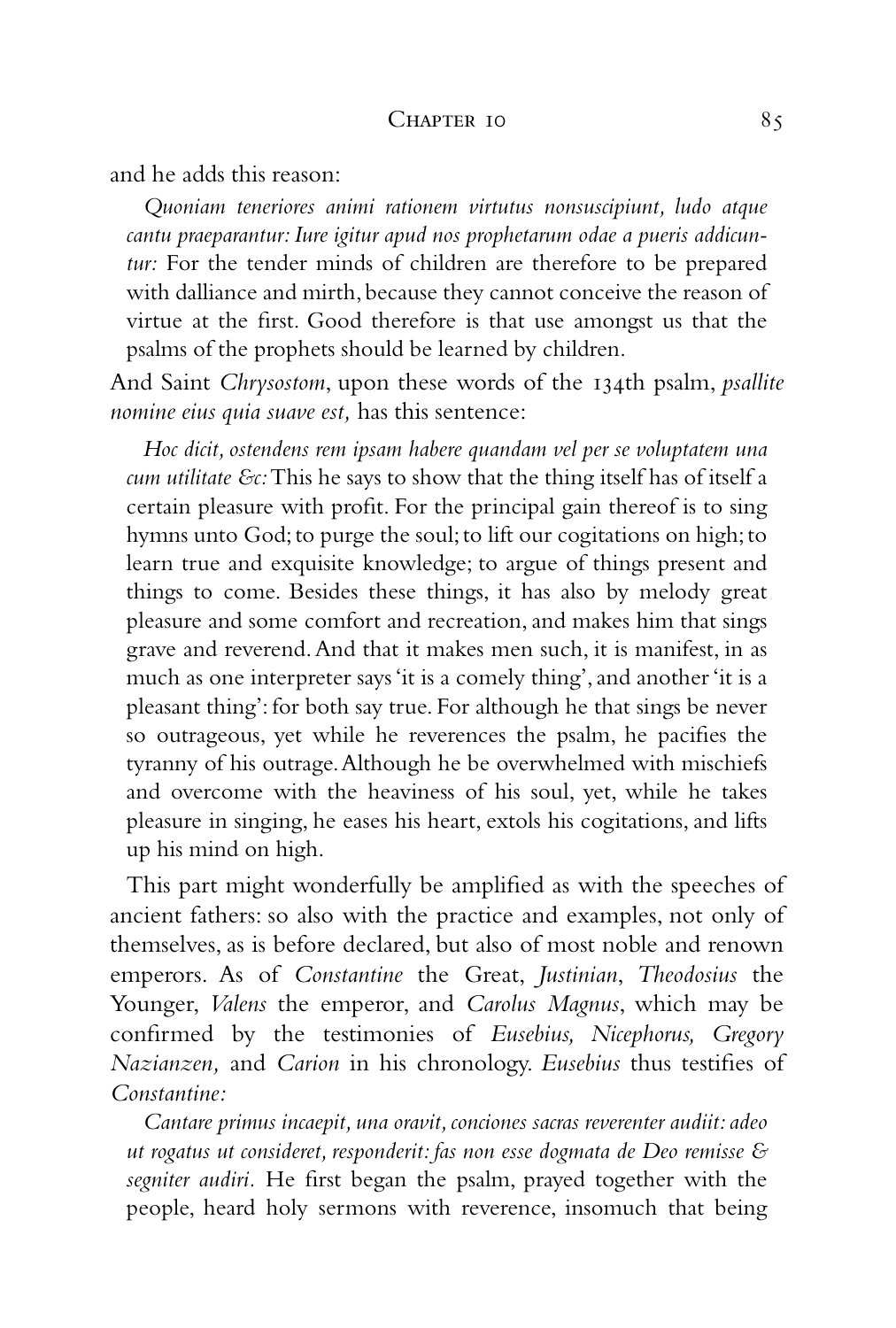and he adds this reason:

> *Quoniam teneriores animi rationem virtutus nonsuscipiunt, ludo atque cantu praeparantur: Iure igitur apud nos prophetarum odae a pueris addicuntur:* For the tender minds of children are therefore to be prepared with dalliance and mirth, because they cannot conceive the reason of virtue at the first. Good therefore is that use amongst us that the psalms of the prophets should be learned by children.

And Saint *Chrysostom*, upon these words of the 134th psalm, *psallite nomine eius quia suave est,* has this sentence:

> *Hoc dicit, ostendens rem ipsam habere quandam vel per se voluptatem una cum utilitate &c:* This he says to show that the thing itself has of itself a certain pleasure with profit. For the principal gain thereof is to sing hymns unto God; to purge the soul; to lift our cogitations on high; to learn true and exquisite knowledge; to argue of things present and things to come. Besides these things, it has also by melody great pleasure and some comfort and recreation, and makes him that sings grave and reverend. And that it makes men such, it is manifest, in as much as one interpreter says 'it is a comely thing', and another 'it is a pleasant thing': for both say true. For although he that sings be never so outrageous, yet while he reverences the psalm, he pacifies the tyranny of his outrage. Although he be overwhelmed with mischiefs and overcome with the heaviness of his soul, yet, while he takes pleasure in singing, he eases his heart, extols his cogitations, and lifts up his mind on high.

This part might wonderfully be amplified as with the speeches of ancient fathers: so also with the practice and examples, not only of themselves, as is before declared, but also of most noble and renown emperors. As of *Constantine* the Great, *Justinian*, *Theodosius* the Younger, *Valens* the emperor, and *Carolus Magnus*, which may be confirmed by the testimonies of *Eusebius, Nicephorus, Gregory Nazianzen,* and *Carion* in his chronology. *Eusebius* thus testifies of *Constantine:*

> *Cantare primus incaepit, una oravit, conciones sacras reverenter audiit: adeo ut rogatus ut consideret, responderit: fas non esse dogmata de Deo remisse & segniter audiri.* He first began the psalm, prayed together with the people, heard holy sermons with reverence, insomuch that being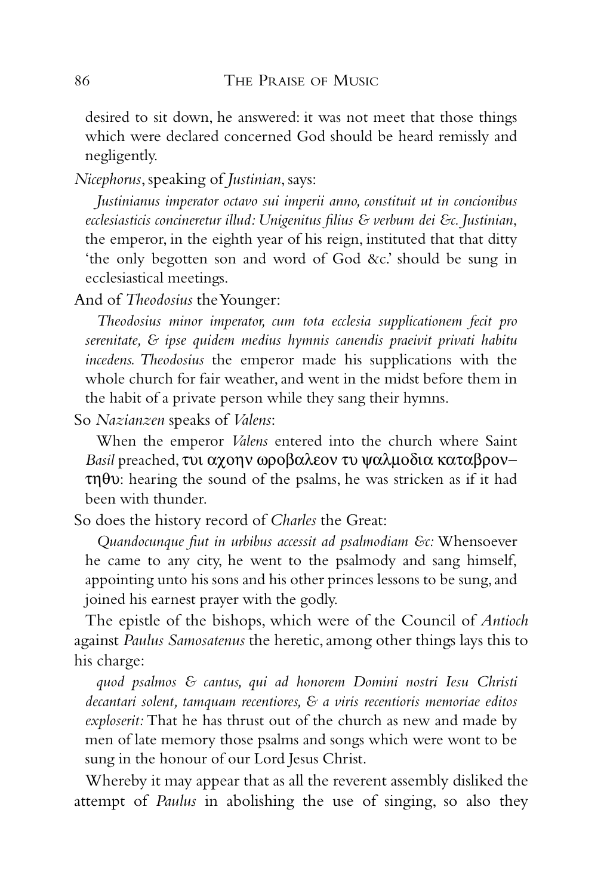desired to sit down, he answered: it was not meet that those things which were declared concerned God should be heard remissly and negligently.

*Nicephorus*, speaking of *Justinian*, says:

> *Justinianus imperator octavo sui imperii anno, constituit ut in concionibus ecclesiasticis concineretur illud: Unigenitus filius & verbum dei &c. Justinian*, the emperor, in the eighth year of his reign, instituted that that ditty 'the only begotten son and word of God &c.' should be sung in ecclesiastical meetings.

And of *Theodosius* the Younger:

> *Theodosius minor imperator, cum tota ecclesia supplicationem fecit pro serenitate, & ipse quidem medius hymnis canendis praeivit privati habitu incedens. Theodosius* the emperor made his supplications with the whole church for fair weather, and went in the midst before them in the habit of a private person while they sang their hymns.

So *Nazianzen* speaks of *Valens*:

> When the emperor *Valens* entered into the church where Saint *Basil* preached, τυι αχοηv ωροβαλεον τυ ψαλμοδια καταβρον–τηθυ: hearing the sound of the psalms, he was stricken as if it had been with thunder.

So does the history record of *Charles* the Great:

> *Quandocunque fiut in urbibus accessit ad psalmodiam &c:* Whensoever he came to any city, he went to the psalmody and sang himself, appointing unto his sons and his other princes lessons to be sung, and joined his earnest prayer with the godly.

The epistle of the bishops, which were of the Council of *Antioch* against *Paulus Samosatenus* the heretic, among other things lays this to his charge:

> *quod psalmos & cantus, qui ad honorem Domini nostri Iesu Christi decantari solent, tamquam recentiores, & a viris recentioris memoriae editos exploserit:* That he has thrust out of the church as new and made by men of late memory those psalms and songs which were wont to be sung in the honour of our Lord Jesus Christ.

Whereby it may appear that as all the reverent assembly disliked the attempt of *Paulus* in abolishing the use of singing, so also they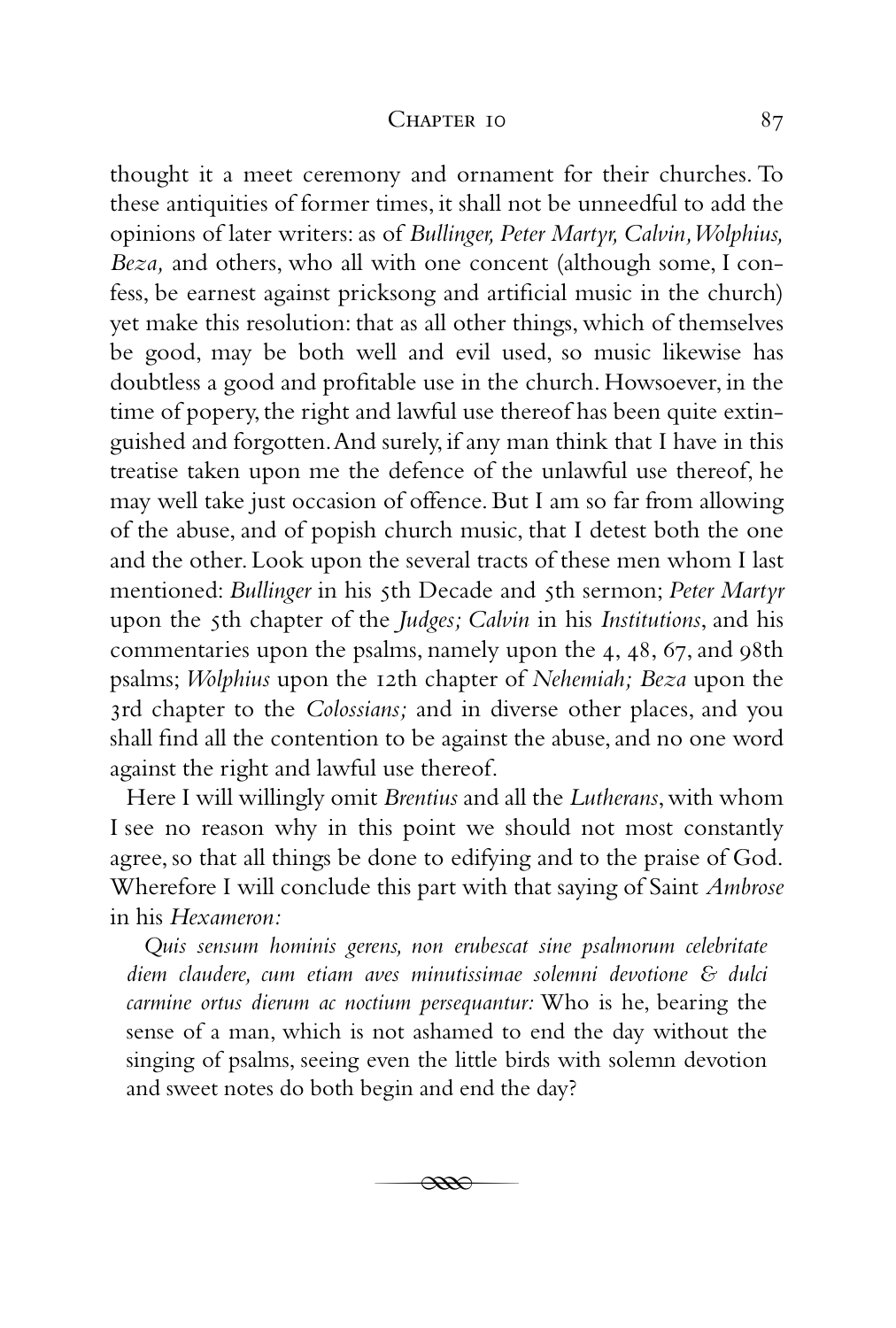thought it a meet ceremony and ornament for their churches. To these antiquities of former times, it shall not be unneedful to add the opinions of later writers: as of *Bullinger, Peter Martyr, Calvin, Wolphius, Beza,* and others, who all with one concent (although some, I confess, be earnest against pricksong and artificial music in the church) yet make this resolution: that as all other things, which of themselves be good, may be both well and evil used, so music likewise has doubtless a good and profitable use in the church. Howsoever, in the time of popery, the right and lawful use thereof has been quite extinguished and forgotten. And surely, if any man think that I have in this treatise taken upon me the defence of the unlawful use thereof, he may well take just occasion of offence. But I am so far from allowing of the abuse, and of popish church music, that I detest both the one and the other. Look upon the several tracts of these men whom I last mentioned: *Bullinger* in his 5th Decade and 5th sermon; *Peter Martyr* upon the 5th chapter of the *Judges; Calvin* in his *Institutions*, and his commentaries upon the psalms, namely upon the 4, 48, 67, and 98th psalms; *Wolphius* upon the 12th chapter of *Nehemiah; Beza* upon the 3rd chapter to the *Colossians;* and in diverse other places, and you shall find all the contention to be against the abuse, and no one word against the right and lawful use thereof.

Here I will willingly omit *Brentius* and all the *Lutherans*, with whom I see no reason why in this point we should not most constantly agree, so that all things be done to edifying and to the praise of God. Wherefore I will conclude this part with that saying of Saint *Ambrose* in his *Hexameron:*

> *Quis sensum hominis gerens, non erubescat sine psalmorum celebritate diem claudere, cum etiam aves minutissimae solemni devotione & dulci carmine ortus dierum ac noctium persequantur:* Who is he, bearing the sense of a man, which is not ashamed to end the day without the singing of psalms, seeing even the little birds with solemn devotion and sweet notes do both begin and end the day?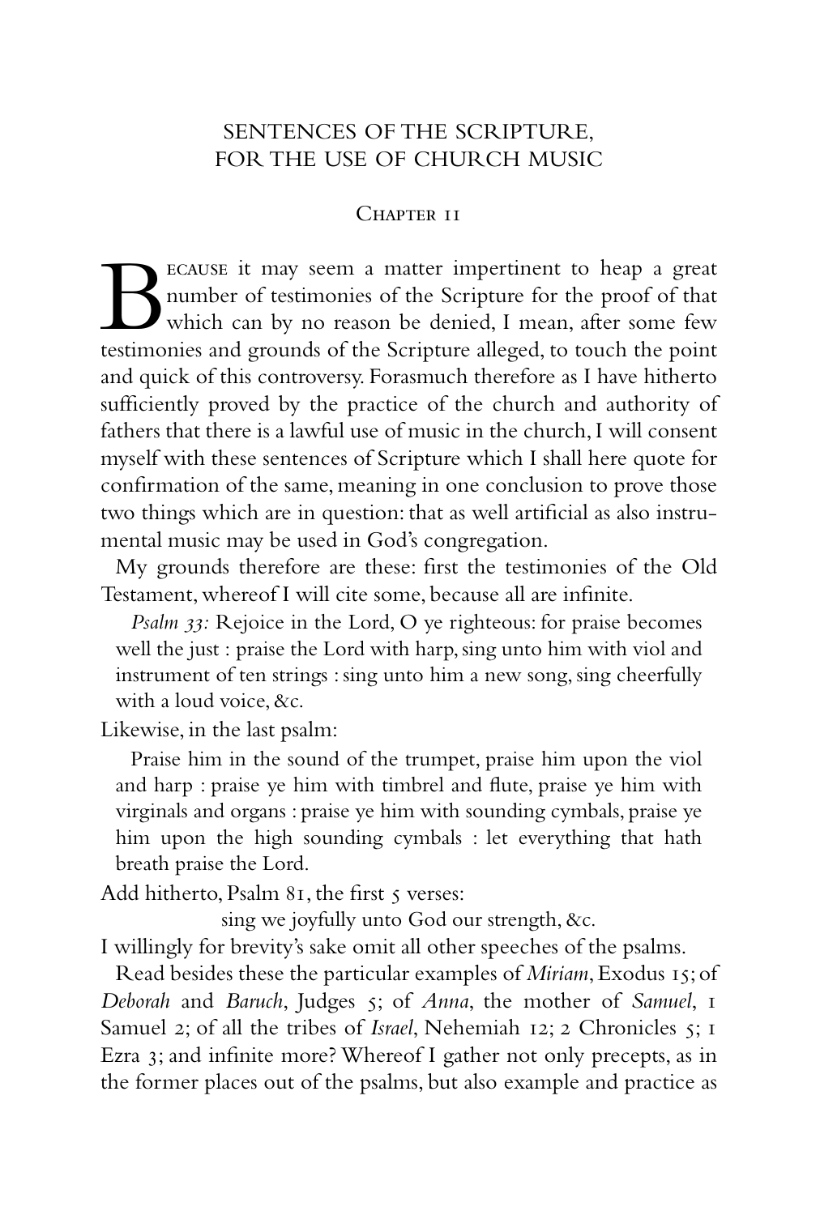# SENTENCES OF THE SCRIPTURE, FOR THE USE OF CHURCH MUSIC

## Chapter 11

Because it may seem a matter impertinent to heap a great number of testimonies of the Scripture for the proof of that which can by no reason be denied, I mean, after some few testimonies and grounds of the Scripture alleged, to touch the point and quick of this controversy. Forasmuch therefore as I have hitherto sufficiently proved by the practice of the church and authority of fathers that there is a lawful use of music in the church, I will consent myself with these sentences of Scripture which I shall here quote for confirmation of the same, meaning in one conclusion to prove those two things which are in question: that as well artificial as also instrumental music may be used in God's congregation.

My grounds therefore are these: first the testimonies of the Old Testament, whereof I will cite some, because all are infinite.

> *Psalm 33:* Rejoice in the Lord, O ye righteous: for praise becomes well the just : praise the Lord with harp, sing unto him with viol and instrument of ten strings : sing unto him a new song, sing cheerfully with a loud voice, &c.

Likewise, in the last psalm:

> Praise him in the sound of the trumpet, praise him upon the viol and harp : praise ye him with timbrel and flute, praise ye him with virginals and organs : praise ye him with sounding cymbals, praise ye him upon the high sounding cymbals : let everything that hath breath praise the Lord.

Add hitherto, Psalm 81, the first 5 verses:

> sing we joyfully unto God our strength, &c.

I willingly for brevity's sake omit all other speeches of the psalms.

Read besides these the particular examples of *Miriam*, Exodus 15; of *Deborah* and *Baruch*, Judges 5; of *Anna*, the mother of *Samuel*, 1 Samuel 2; of all the tribes of *Israel*, Nehemiah 12; 2 Chronicles 5; 1 Ezra 3; and infinite more? Whereof I gather not only precepts, as in the former places out of the psalms, but also example and practice as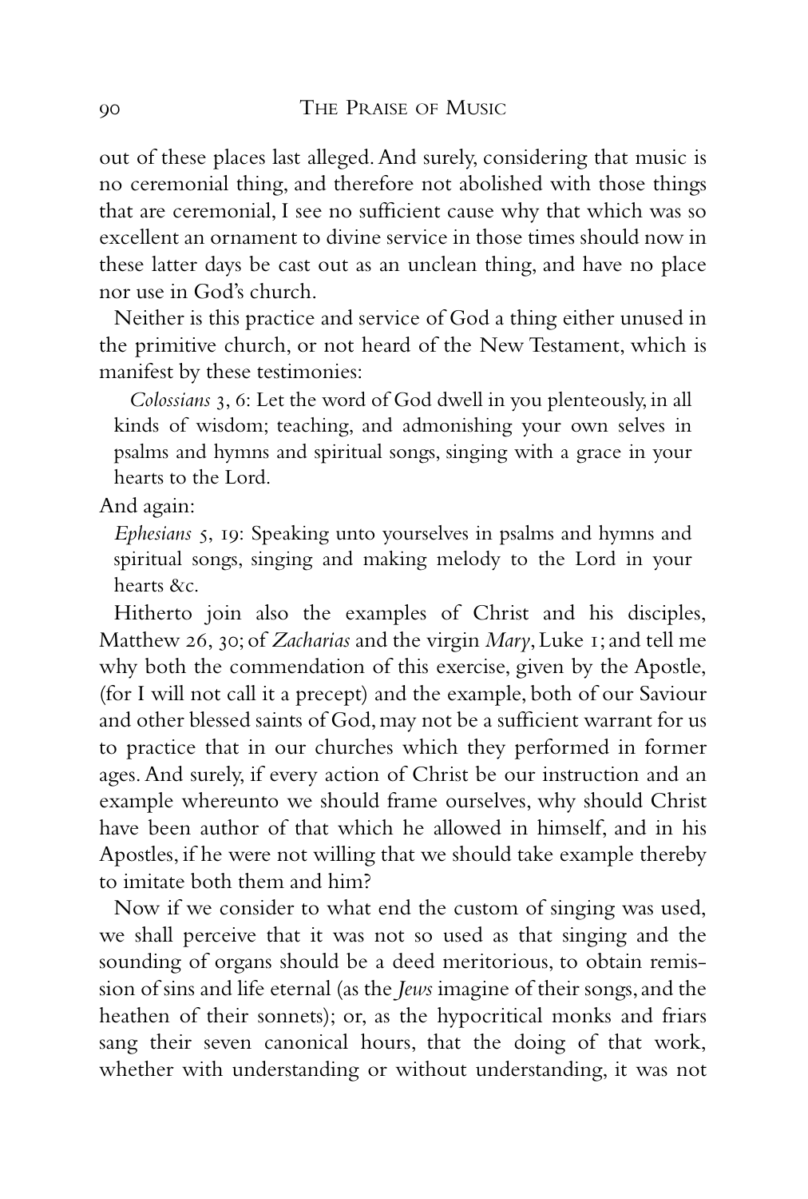out of these places last alleged. And surely, considering that music is no ceremonial thing, and therefore not abolished with those things that are ceremonial, I see no sufficient cause why that which was so excellent an ornament to divine service in those times should now in these latter days be cast out as an unclean thing, and have no place nor use in God's church.

Neither is this practice and service of God a thing either unused in the primitive church, or not heard of the New Testament, which is manifest by these testimonies:

> *Colossians* 3, 6: Let the word of God dwell in you plenteously, in all kinds of wisdom; teaching, and admonishing your own selves in psalms and hymns and spiritual songs, singing with a grace in your hearts to the Lord.

And again:

> *Ephesians* 5, 19: Speaking unto yourselves in psalms and hymns and spiritual songs, singing and making melody to the Lord in your hearts &c.

Hitherto join also the examples of Christ and his disciples, Matthew 26, 30; of *Zacharias* and the virgin *Mary*, Luke 1; and tell me why both the commendation of this exercise, given by the Apostle, (for I will not call it a precept) and the example, both of our Saviour and other blessed saints of God, may not be a sufficient warrant for us to practice that in our churches which they performed in former ages. And surely, if every action of Christ be our instruction and an example whereunto we should frame ourselves, why should Christ have been author of that which he allowed in himself, and in his Apostles, if he were not willing that we should take example thereby to imitate both them and him?

Now if we consider to what end the custom of singing was used, we shall perceive that it was not so used as that singing and the sounding of organs should be a deed meritorious, to obtain remission of sins and life eternal (as the *Jews* imagine of their songs, and the heathen of their sonnets); or, as the hypocritical monks and friars sang their seven canonical hours, that the doing of that work, whether with understanding or without understanding, it was not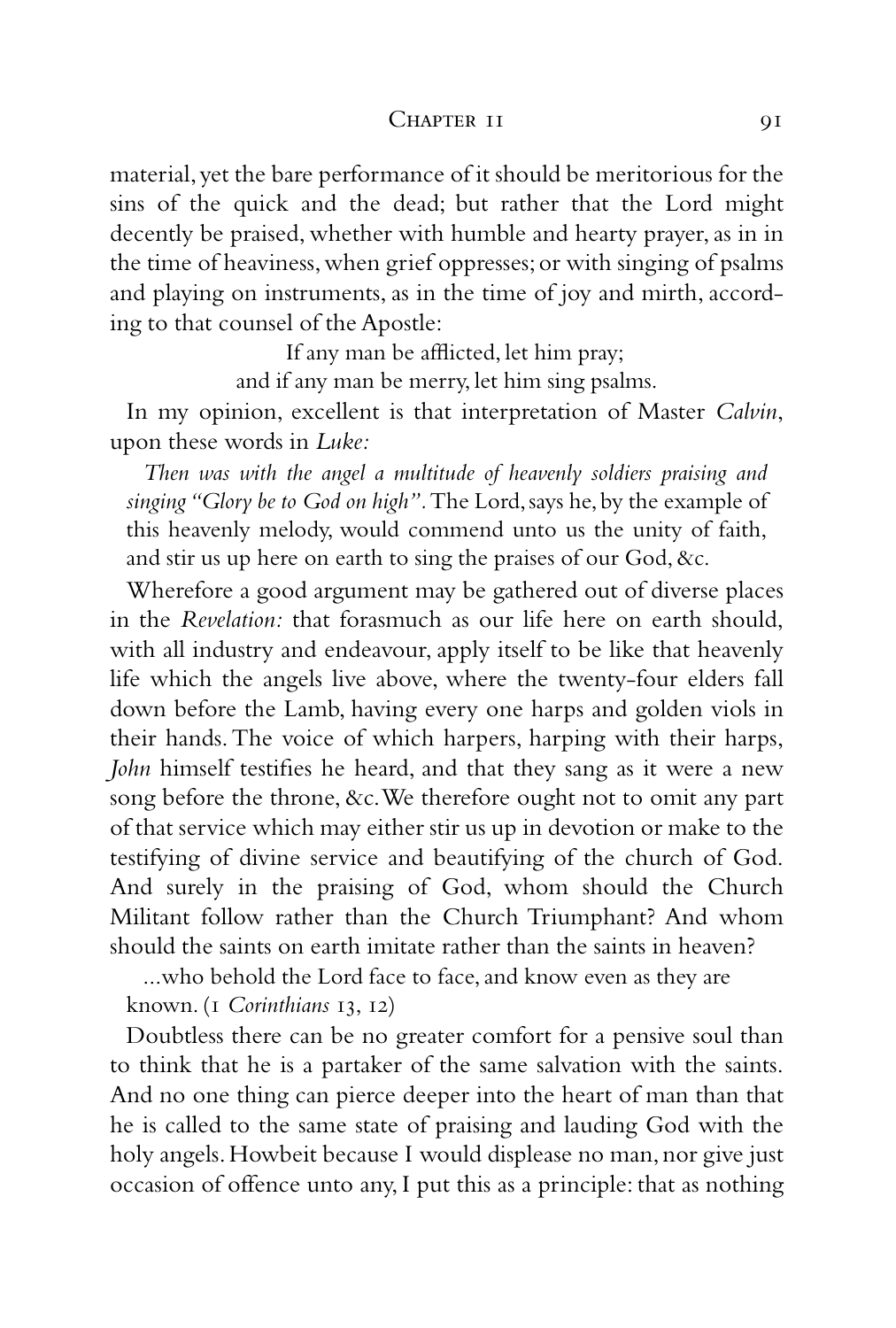material, yet the bare performance of it should be meritorious for the sins of the quick and the dead; but rather that the Lord might decently be praised, whether with humble and hearty prayer, as in in the time of heaviness, when grief oppresses; or with singing of psalms and playing on instruments, as in the time of joy and mirth, according to that counsel of the Apostle:

If any man be afflicted, let him pray;  
and if any man be merry, let him sing psalms.

In my opinion, excellent is that interpretation of Master *Calvin*, upon these words in *Luke:*

*Then was with the angel a multitude of heavenly soldiers praising and singing "Glory be to God on high".* The Lord, says he, by the example of this heavenly melody, would commend unto us the unity of faith, and stir us up here on earth to sing the praises of our God, &c.

Wherefore a good argument may be gathered out of diverse places in the *Revelation:* that forasmuch as our life here on earth should, with all industry and endeavour, apply itself to be like that heavenly life which the angels live above, where the twenty-four elders fall down before the Lamb, having every one harps and golden viols in their hands. The voice of which harpers, harping with their harps, *John* himself testifies he heard, and that they sang as it were a new song before the throne, &c. We therefore ought not to omit any part of that service which may either stir us up in devotion or make to the testifying of divine service and beautifying of the church of God. And surely in the praising of God, whom should the Church Militant follow rather than the Church Triumphant? And whom should the saints on earth imitate rather than the saints in heaven?

...who behold the Lord face to face, and know even as they are known. (1 *Corinthians* 13, 12)

Doubtless there can be no greater comfort for a pensive soul than to think that he is a partaker of the same salvation with the saints. And no one thing can pierce deeper into the heart of man than that he is called to the same state of praising and lauding God with the holy angels. Howbeit because I would displease no man, nor give just occasion of offence unto any, I put this as a principle: that as nothing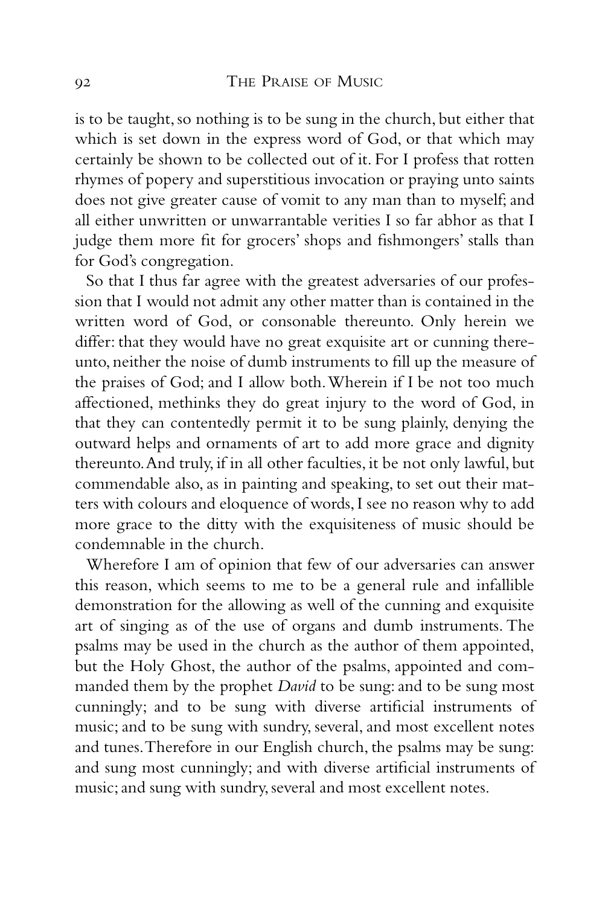is to be taught, so nothing is to be sung in the church, but either that which is set down in the express word of God, or that which may certainly be shown to be collected out of it. For I profess that rotten rhymes of popery and superstitious invocation or praying unto saints does not give greater cause of vomit to any man than to myself; and all either unwritten or unwarrantable verities I so far abhor as that I judge them more fit for grocers' shops and fishmongers' stalls than for God's congregation.

So that I thus far agree with the greatest adversaries of our profession that I would not admit any other matter than is contained in the written word of God, or consonable thereunto. Only herein we differ: that they would have no great exquisite art or cunning thereunto, neither the noise of dumb instruments to fill up the measure of the praises of God; and I allow both. Wherein if I be not too much affectioned, methinks they do great injury to the word of God, in that they can contentedly permit it to be sung plainly, denying the outward helps and ornaments of art to add more grace and dignity thereunto. And truly, if in all other faculties, it be not only lawful, but commendable also, as in painting and speaking, to set out their matters with colours and eloquence of words, I see no reason why to add more grace to the ditty with the exquisiteness of music should be condemnable in the church.

Wherefore I am of opinion that few of our adversaries can answer this reason, which seems to me to be a general rule and infallible demonstration for the allowing as well of the cunning and exquisite art of singing as of the use of organs and dumb instruments. The psalms may be used in the church as the author of them appointed, but the Holy Ghost, the author of the psalms, appointed and commanded them by the prophet *David* to be sung: and to be sung most cunningly; and to be sung with diverse artificial instruments of music; and to be sung with sundry, several, and most excellent notes and tunes. Therefore in our English church, the psalms may be sung: and sung most cunningly; and with diverse artificial instruments of music; and sung with sundry, several and most excellent notes.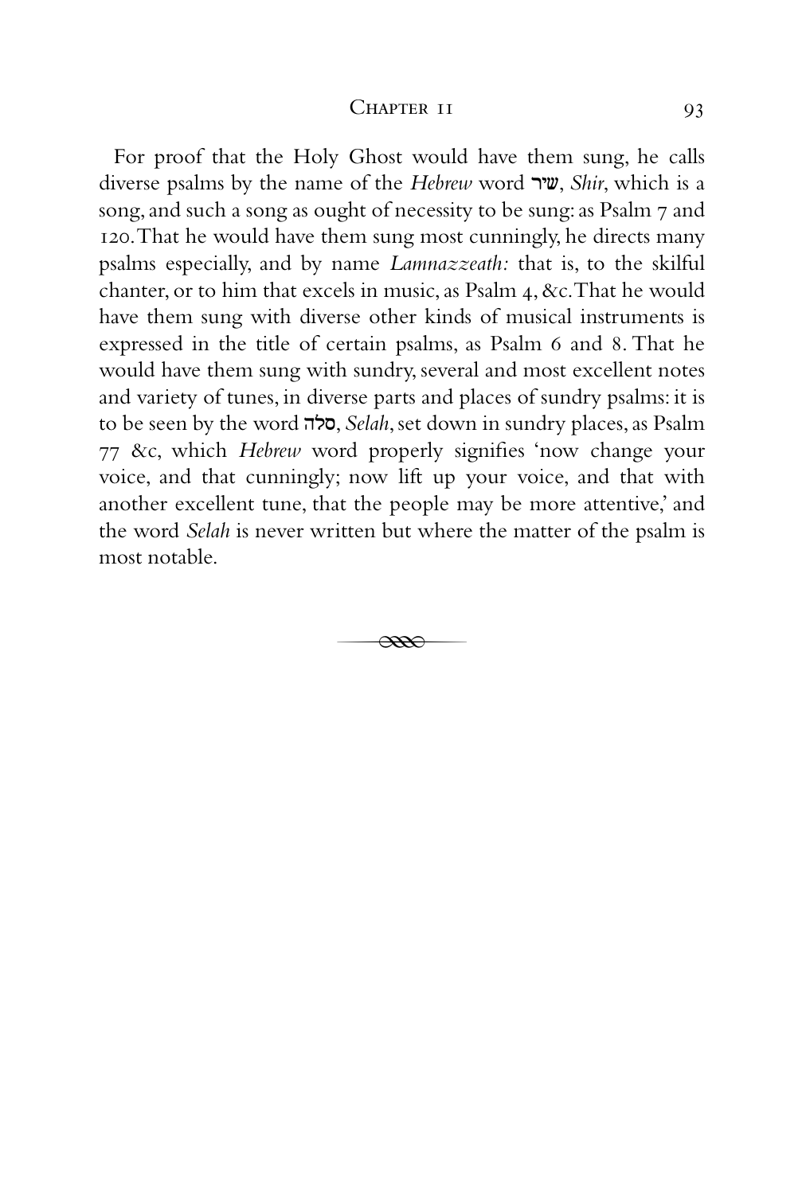For proof that the Holy Ghost would have them sung, he calls diverse psalms by the name of the *Hebrew* word **שיר**, *Shir*, which is a song, and such a song as ought of necessity to be sung: as Psalm 7 and 120. That he would have them sung most cunningly, he directs many psalms especially, and by name *Lamnazzeath:* that is, to the skilful chanter, or to him that excels in music, as Psalm 4, &c. That he would have them sung with diverse other kinds of musical instruments is expressed in the title of certain psalms, as Psalm 6 and 8. That he would have them sung with sundry, several and most excellent notes and variety of tunes, in diverse parts and places of sundry psalms: it is to be seen by the word **סלה**, *Selah*, set down in sundry places, as Psalm 77 &c, which *Hebrew* word properly signifies 'now change your voice, and that cunningly; now lift up your voice, and that with another excellent tune, that the people may be more attentive,' and the word *Selah* is never written but where the matter of the psalm is most notable.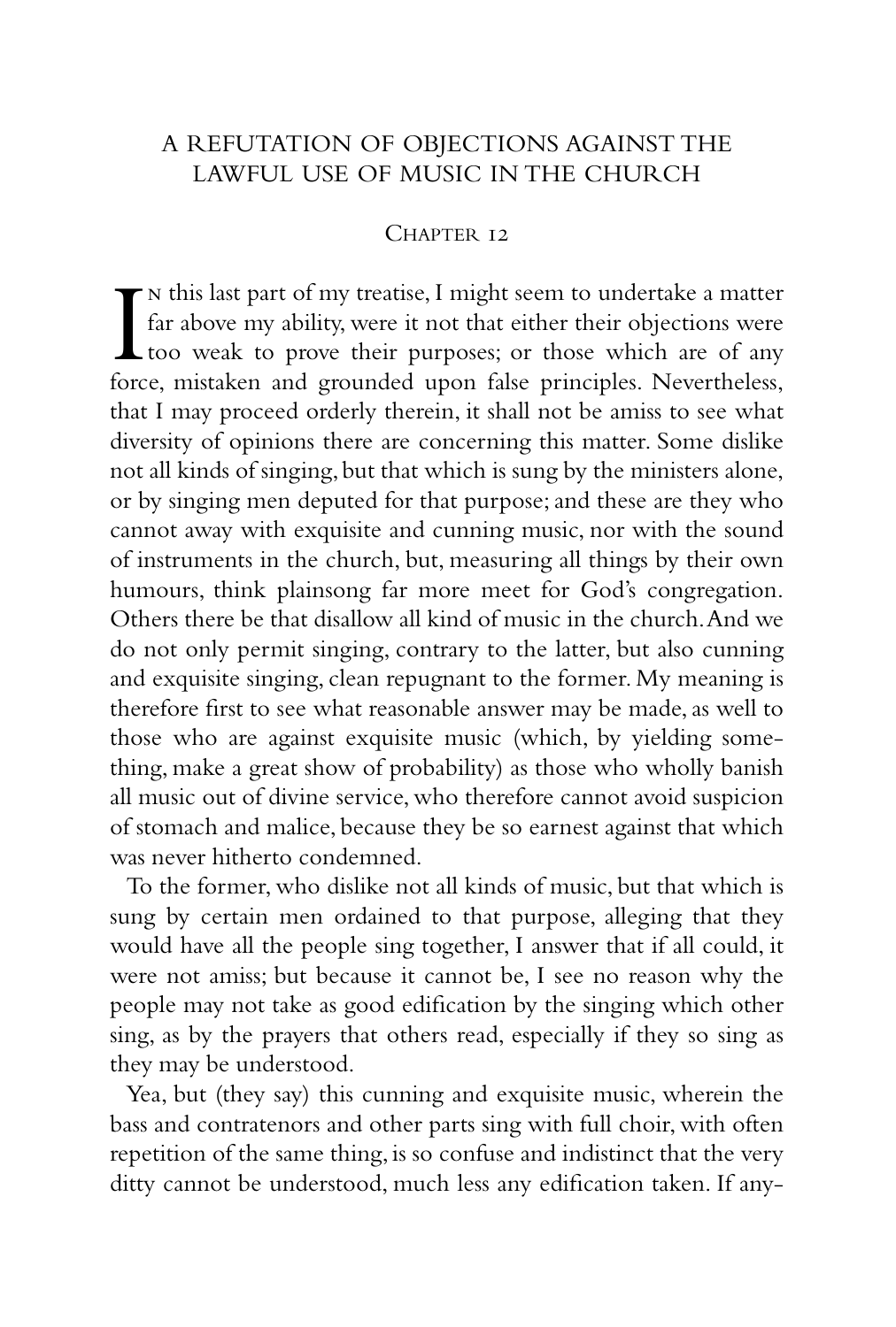# A REFUTATION OF OBJECTIONS AGAINST THE LAWFUL USE OF MUSIC IN THE CHURCH

## Chapter 12

In this last part of my treatise, I might seem to undertake a matter far above my ability, were it not that either their objections were too weak to prove their purposes; or those which are of any force, mistaken and grounded upon false principles. Nevertheless, that I may proceed orderly therein, it shall not be amiss to see what diversity of opinions there are concerning this matter. Some dislike not all kinds of singing, but that which is sung by the ministers alone, or by singing men deputed for that purpose; and these are they who cannot away with exquisite and cunning music, nor with the sound of instruments in the church, but, measuring all things by their own humours, think plainsong far more meet for God's congregation. Others there be that disallow all kind of music in the church. And we do not only permit singing, contrary to the latter, but also cunning and exquisite singing, clean repugnant to the former. My meaning is therefore first to see what reasonable answer may be made, as well to those who are against exquisite music (which, by yielding something, make a great show of probability) as those who wholly banish all music out of divine service, who therefore cannot avoid suspicion of stomach and malice, because they be so earnest against that which was never hitherto condemned.

To the former, who dislike not all kinds of music, but that which is sung by certain men ordained to that purpose, alleging that they would have all the people sing together, I answer that if all could, it were not amiss; but because it cannot be, I see no reason why the people may not take as good edification by the singing which other sing, as by the prayers that others read, especially if they so sing as they may be understood.

Yea, but (they say) this cunning and exquisite music, wherein the bass and contratenors and other parts sing with full choir, with often repetition of the same thing, is so confuse and indistinct that the very ditty cannot be understood, much less any edification taken. If any-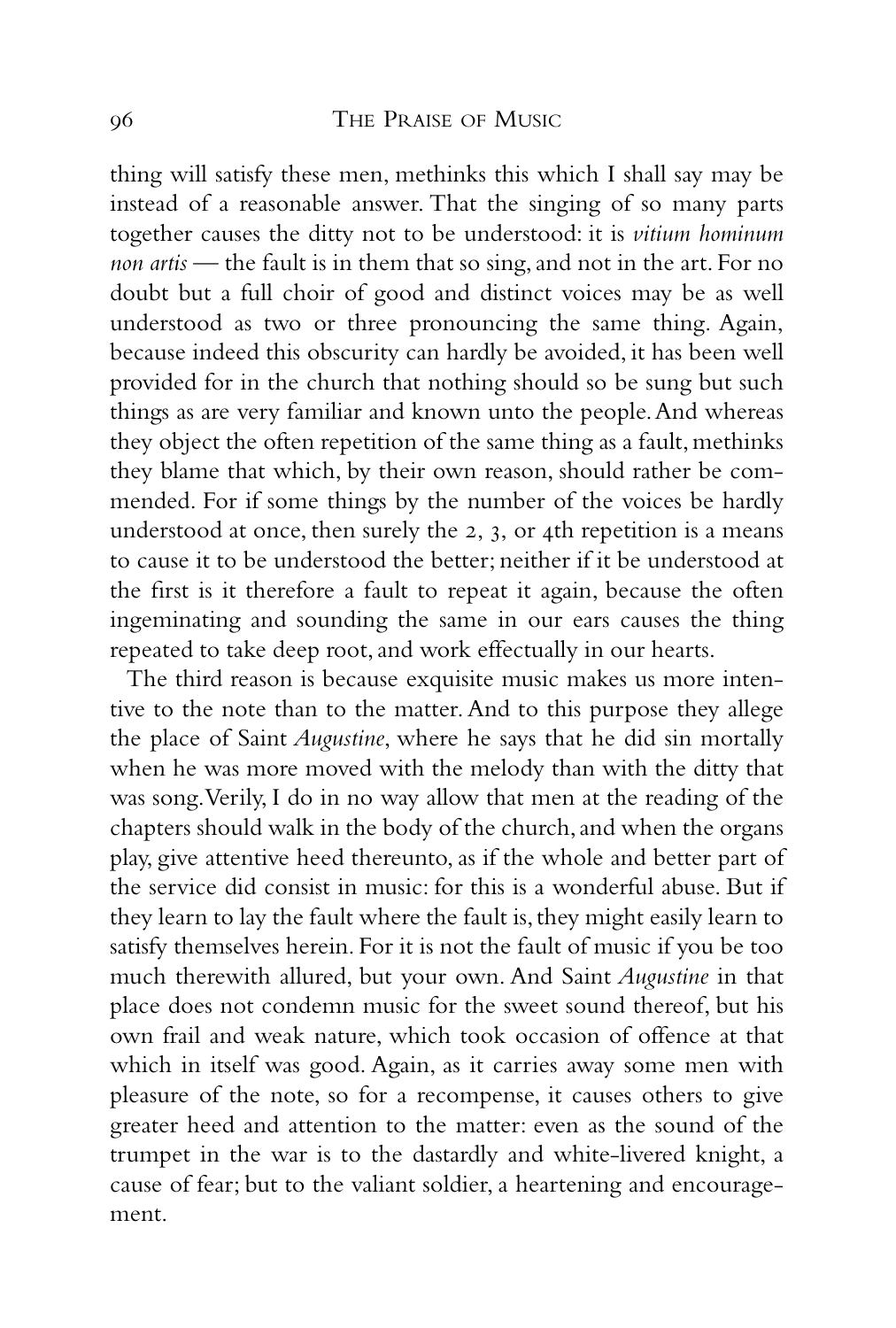thing will satisfy these men, methinks this which I shall say may be instead of a reasonable answer. That the singing of so many parts together causes the ditty not to be understood: it is *vitium hominum non artis* — the fault is in them that so sing, and not in the art. For no doubt but a full choir of good and distinct voices may be as well understood as two or three pronouncing the same thing. Again, because indeed this obscurity can hardly be avoided, it has been well provided for in the church that nothing should so be sung but such things as are very familiar and known unto the people. And whereas they object the often repetition of the same thing as a fault, methinks they blame that which, by their own reason, should rather be commended. For if some things by the number of the voices be hardly understood at once, then surely the 2, 3, or 4th repetition is a means to cause it to be understood the better; neither if it be understood at the first is it therefore a fault to repeat it again, because the often ingeminating and sounding the same in our ears causes the thing repeated to take deep root, and work effectually in our hearts.

The third reason is because exquisite music makes us more intentive to the note than to the matter. And to this purpose they allege the place of Saint *Augustine*, where he says that he did sin mortally when he was more moved with the melody than with the ditty that was song. Verily, I do in no way allow that men at the reading of the chapters should walk in the body of the church, and when the organs play, give attentive heed thereunto, as if the whole and better part of the service did consist in music: for this is a wonderful abuse. But if they learn to lay the fault where the fault is, they might easily learn to satisfy themselves herein. For it is not the fault of music if you be too much therewith allured, but your own. And Saint *Augustine* in that place does not condemn music for the sweet sound thereof, but his own frail and weak nature, which took occasion of offence at that which in itself was good. Again, as it carries away some men with pleasure of the note, so for a recompense, it causes others to give greater heed and attention to the matter: even as the sound of the trumpet in the war is to the dastardly and white-livered knight, a cause of fear; but to the valiant soldier, a heartening and encouragement.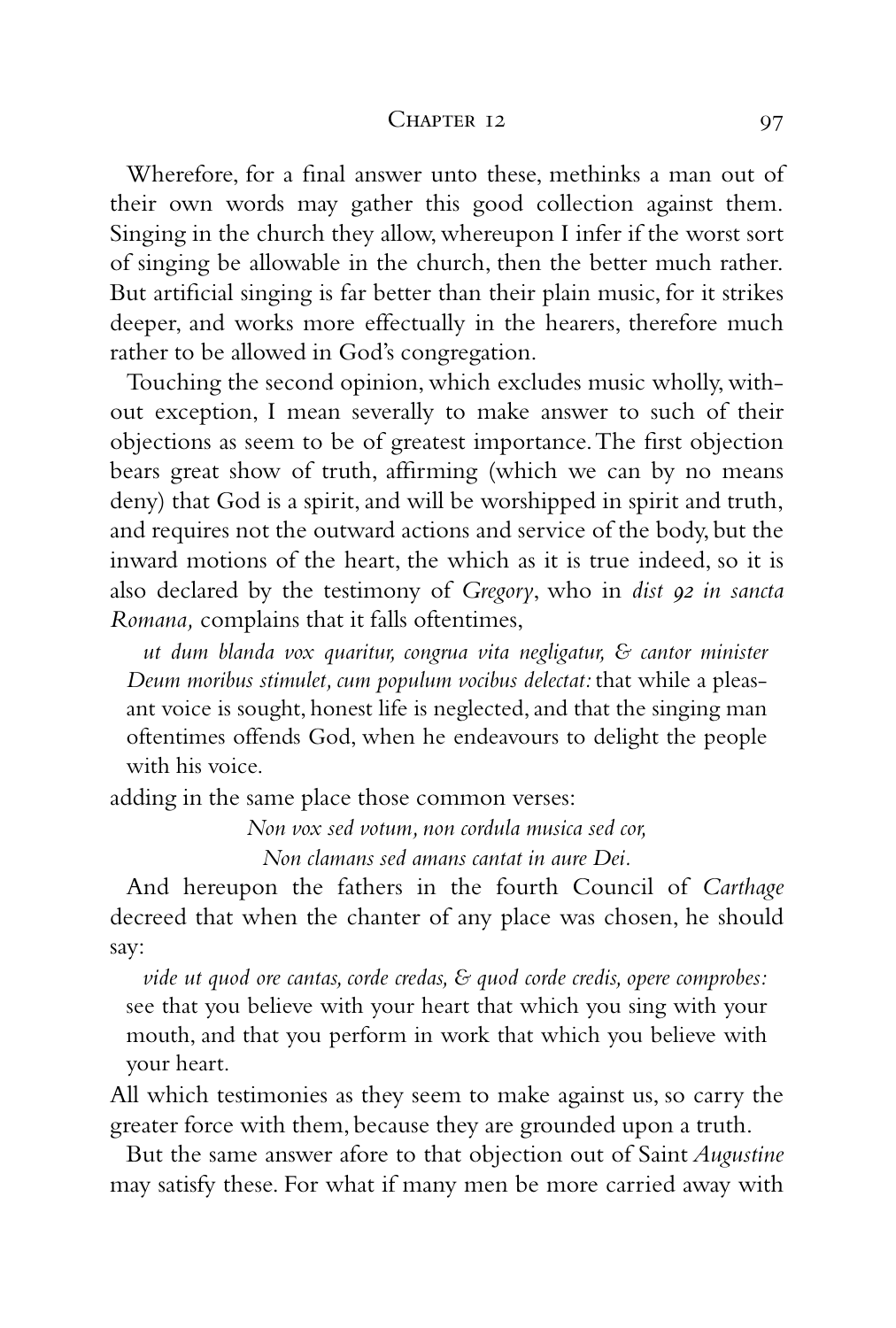Wherefore, for a final answer unto these, methinks a man out of their own words may gather this good collection against them. Singing in the church they allow, whereupon I infer if the worst sort of singing be allowable in the church, then the better much rather. But artificial singing is far better than their plain music, for it strikes deeper, and works more effectually in the hearers, therefore much rather to be allowed in God's congregation.

Touching the second opinion, which excludes music wholly, without exception, I mean severally to make answer to such of their objections as seem to be of greatest importance. The first objection bears great show of truth, affirming (which we can by no means deny) that God is a spirit, and will be worshipped in spirit and truth, and requires not the outward actions and service of the body, but the inward motions of the heart, the which as it is true indeed, so it is also declared by the testimony of *Gregory*, who in *dist 92 in sancta Romana,* complains that it falls oftentimes,

> *ut dum blanda vox quaritur, congrua vita negligatur, & cantor minister Deum moribus stimulet, cum populum vocibus delectat:* that while a pleasant voice is sought, honest life is neglected, and that the singing man oftentimes offends God, when he endeavours to delight the people with his voice.

adding in the same place those common verses:

> *Non vox sed votum, non cordula musica sed cor,*
> *Non clamans sed amans cantat in aure Dei.*

And hereupon the fathers in the fourth Council of *Carthage* decreed that when the chanter of any place was chosen, he should say:

> *vide ut quod ore cantas, corde credas, & quod corde credis, opere comprobes:* see that you believe with your heart that which you sing with your mouth, and that you perform in work that which you believe with your heart.

All which testimonies as they seem to make against us, so carry the greater force with them, because they are grounded upon a truth.

But the same answer afore to that objection out of Saint *Augustine* may satisfy these. For what if many men be more carried away with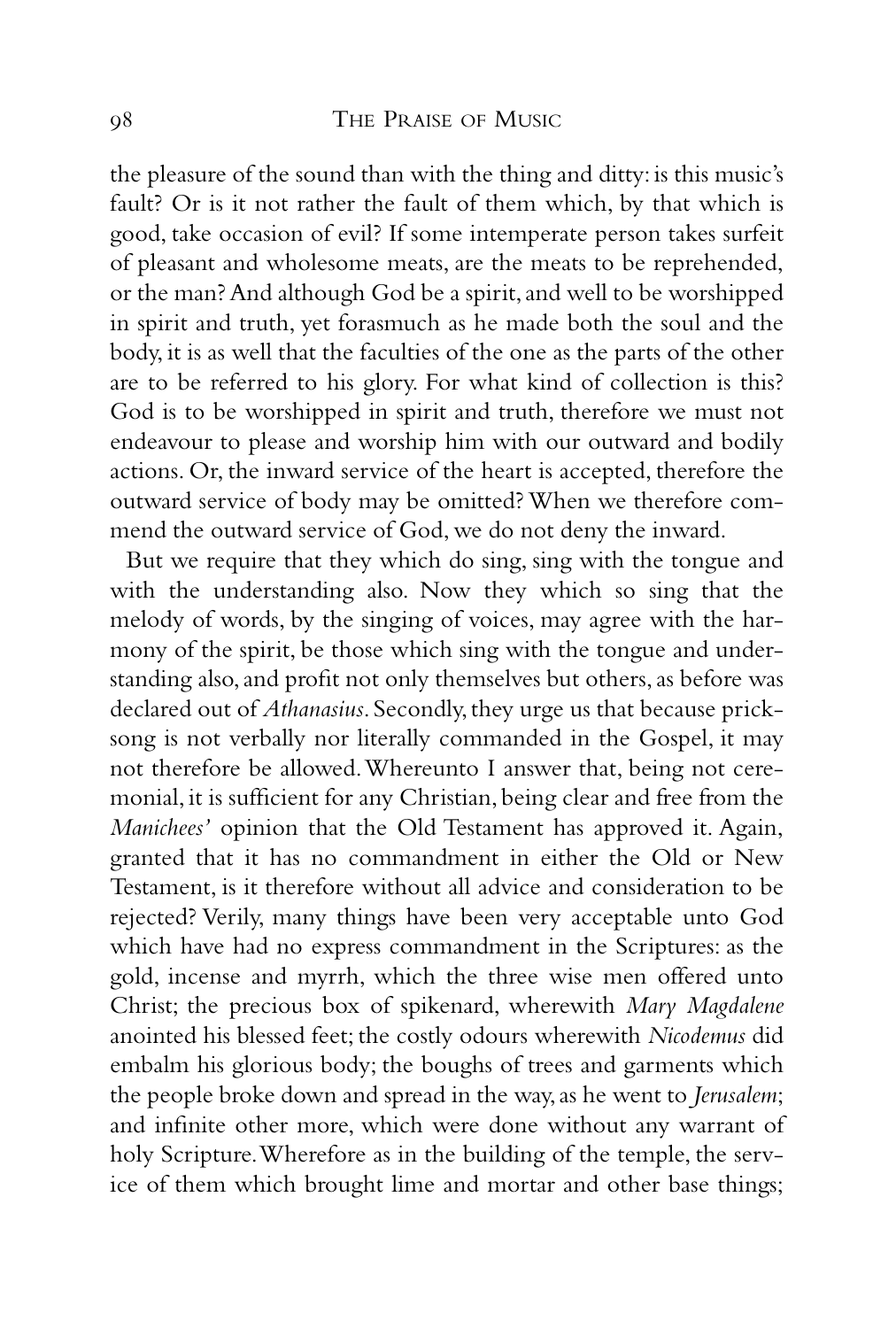the pleasure of the sound than with the thing and ditty: is this music's fault? Or is it not rather the fault of them which, by that which is good, take occasion of evil? If some intemperate person takes surfeit of pleasant and wholesome meats, are the meats to be reprehended, or the man? And although God be a spirit, and well to be worshipped in spirit and truth, yet forasmuch as he made both the soul and the body, it is as well that the faculties of the one as the parts of the other are to be referred to his glory. For what kind of collection is this? God is to be worshipped in spirit and truth, therefore we must not endeavour to please and worship him with our outward and bodily actions. Or, the inward service of the heart is accepted, therefore the outward service of body may be omitted? When we therefore commend the outward service of God, we do not deny the inward.

But we require that they which do sing, sing with the tongue and with the understanding also. Now they which so sing that the melody of words, by the singing of voices, may agree with the harmony of the spirit, be those which sing with the tongue and understanding also, and profit not only themselves but others, as before was declared out of *Athanasius*. Secondly, they urge us that because pricksong is not verbally nor literally commanded in the Gospel, it may not therefore be allowed. Whereunto I answer that, being not ceremonial, it is sufficient for any Christian, being clear and free from the *Manichees'* opinion that the Old Testament has approved it. Again, granted that it has no commandment in either the Old or New Testament, is it therefore without all advice and consideration to be rejected? Verily, many things have been very acceptable unto God which have had no express commandment in the Scriptures: as the gold, incense and myrrh, which the three wise men offered unto Christ; the precious box of spikenard, wherewith *Mary Magdalene* anointed his blessed feet; the costly odours wherewith *Nicodemus* did embalm his glorious body; the boughs of trees and garments which the people broke down and spread in the way, as he went to *Jerusalem*; and infinite other more, which were done without any warrant of holy Scripture. Wherefore as in the building of the temple, the service of them which brought lime and mortar and other base things;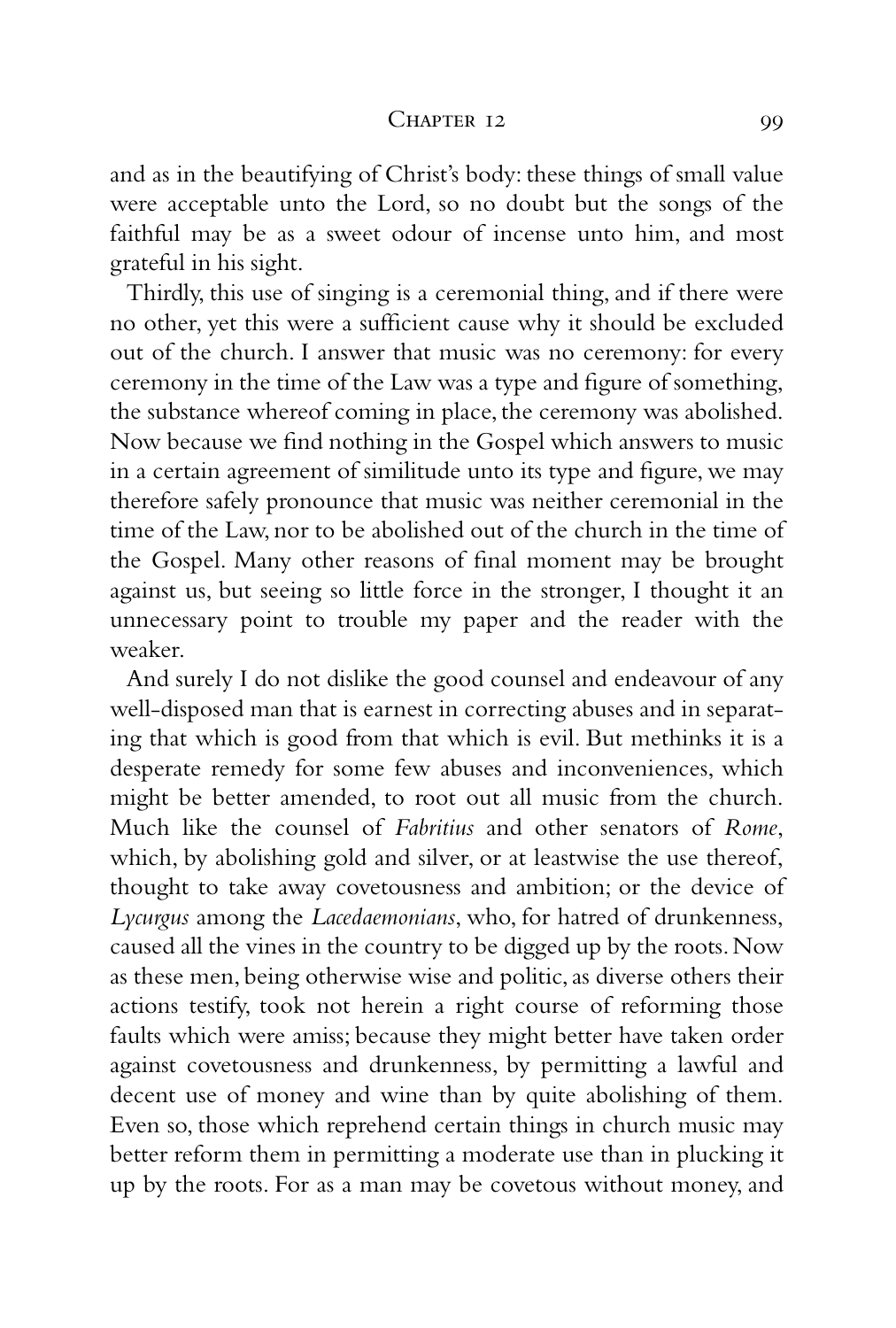and as in the beautifying of Christ's body: these things of small value were acceptable unto the Lord, so no doubt but the songs of the faithful may be as a sweet odour of incense unto him, and most grateful in his sight.

Thirdly, this use of singing is a ceremonial thing, and if there were no other, yet this were a sufficient cause why it should be excluded out of the church. I answer that music was no ceremony: for every ceremony in the time of the Law was a type and figure of something, the substance whereof coming in place, the ceremony was abolished. Now because we find nothing in the Gospel which answers to music in a certain agreement of similitude unto its type and figure, we may therefore safely pronounce that music was neither ceremonial in the time of the Law, nor to be abolished out of the church in the time of the Gospel. Many other reasons of final moment may be brought against us, but seeing so little force in the stronger, I thought it an unnecessary point to trouble my paper and the reader with the weaker.

And surely I do not dislike the good counsel and endeavour of any well-disposed man that is earnest in correcting abuses and in separating that which is good from that which is evil. But methinks it is a desperate remedy for some few abuses and inconveniences, which might be better amended, to root out all music from the church. Much like the counsel of *Fabritius* and other senators of *Rome*, which, by abolishing gold and silver, or at leastwise the use thereof, thought to take away covetousness and ambition; or the device of *Lycurgus* among the *Lacedaemonians*, who, for hatred of drunkenness, caused all the vines in the country to be digged up by the roots. Now as these men, being otherwise wise and politic, as diverse others their actions testify, took not herein a right course of reforming those faults which were amiss; because they might better have taken order against covetousness and drunkenness, by permitting a lawful and decent use of money and wine than by quite abolishing of them. Even so, those which reprehend certain things in church music may better reform them in permitting a moderate use than in plucking it up by the roots. For as a man may be covetous without money, and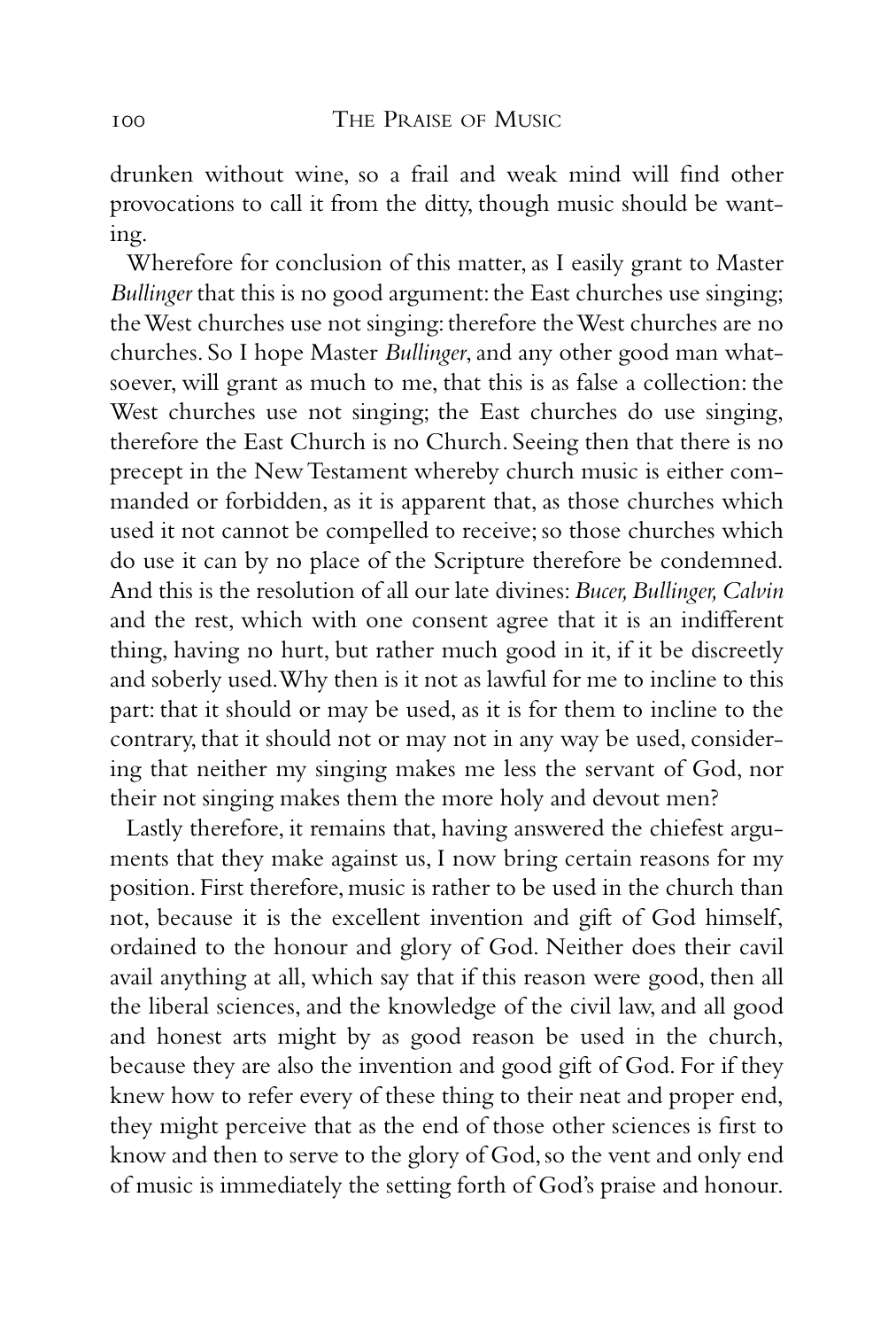drunken without wine, so a frail and weak mind will find other provocations to call it from the ditty, though music should be wanting.

Wherefore for conclusion of this matter, as I easily grant to Master *Bullinger* that this is no good argument: the East churches use singing; the West churches use not singing: therefore the West churches are no churches. So I hope Master *Bullinger*, and any other good man whatsoever, will grant as much to me, that this is as false a collection: the West churches use not singing; the East churches do use singing, therefore the East Church is no Church. Seeing then that there is no precept in the New Testament whereby church music is either commanded or forbidden, as it is apparent that, as those churches which used it not cannot be compelled to receive; so those churches which do use it can by no place of the Scripture therefore be condemned. And this is the resolution of all our late divines: *Bucer, Bullinger, Calvin* and the rest, which with one consent agree that it is an indifferent thing, having no hurt, but rather much good in it, if it be discreetly and soberly used. Why then is it not as lawful for me to incline to this part: that it should or may be used, as it is for them to incline to the contrary, that it should not or may not in any way be used, considering that neither my singing makes me less the servant of God, nor their not singing makes them the more holy and devout men?

Lastly therefore, it remains that, having answered the chiefest arguments that they make against us, I now bring certain reasons for my position. First therefore, music is rather to be used in the church than not, because it is the excellent invention and gift of God himself, ordained to the honour and glory of God. Neither does their cavil avail anything at all, which say that if this reason were good, then all the liberal sciences, and the knowledge of the civil law, and all good and honest arts might by as good reason be used in the church, because they are also the invention and good gift of God. For if they knew how to refer every of these thing to their neat and proper end, they might perceive that as the end of those other sciences is first to know and then to serve to the glory of God, so the vent and only end of music is immediately the setting forth of God's praise and honour.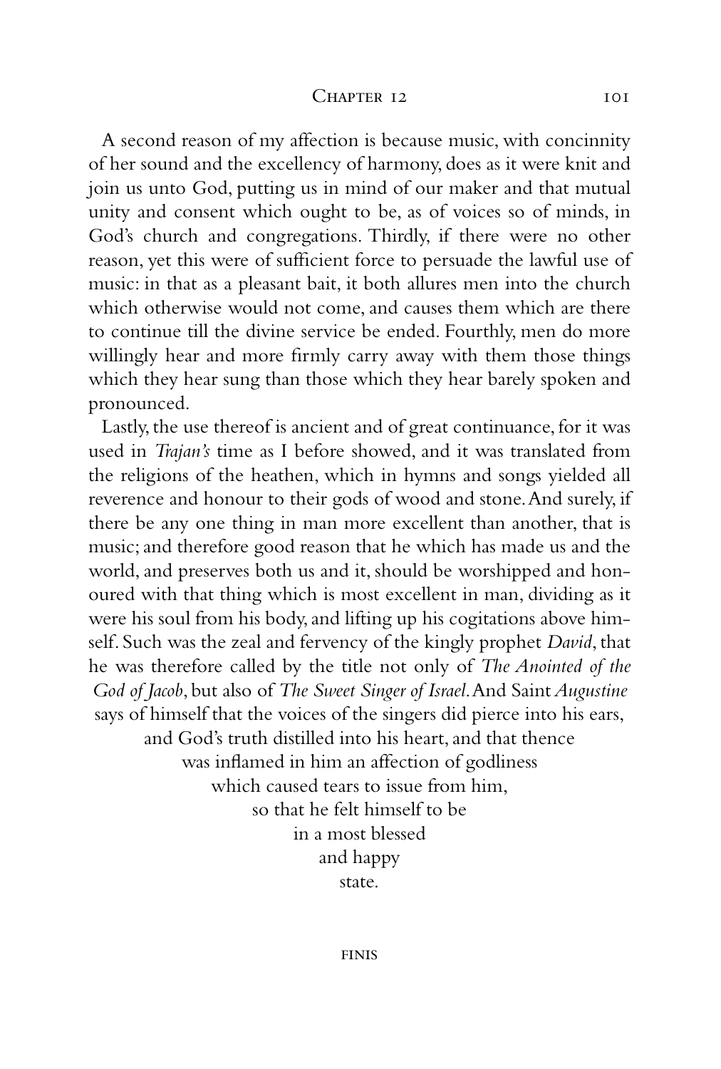A second reason of my affection is because music, with concinnity of her sound and the excellency of harmony, does as it were knit and join us unto God, putting us in mind of our maker and that mutual unity and consent which ought to be, as of voices so of minds, in God's church and congregations. Thirdly, if there were no other reason, yet this were of sufficient force to persuade the lawful use of music: in that as a pleasant bait, it both allures men into the church which otherwise would not come, and causes them which are there to continue till the divine service be ended. Fourthly, men do more willingly hear and more firmly carry away with them those things which they hear sung than those which they hear barely spoken and pronounced.

Lastly, the use thereof is ancient and of great continuance, for it was used in *Trajan's* time as I before showed, and it was translated from the religions of the heathen, which in hymns and songs yielded all reverence and honour to their gods of wood and stone. And surely, if there be any one thing in man more excellent than another, that is music; and therefore good reason that he which has made us and the world, and preserves both us and it, should be worshipped and honoured with that thing which is most excellent in man, dividing as it were his soul from his body, and lifting up his cogitations above himself. Such was the zeal and fervency of the kingly prophet *David*, that he was therefore called by the title not only of *The Anointed of the God of Jacob*, but also of *The Sweet Singer of Israel*. And Saint *Augustine* says of himself that the voices of the singers did pierce into his ears, and God's truth distilled into his heart, and that thence was inflamed in him an affection of godliness which caused tears to issue from him, so that he felt himself to be in a most blessed and happy state.

FINIS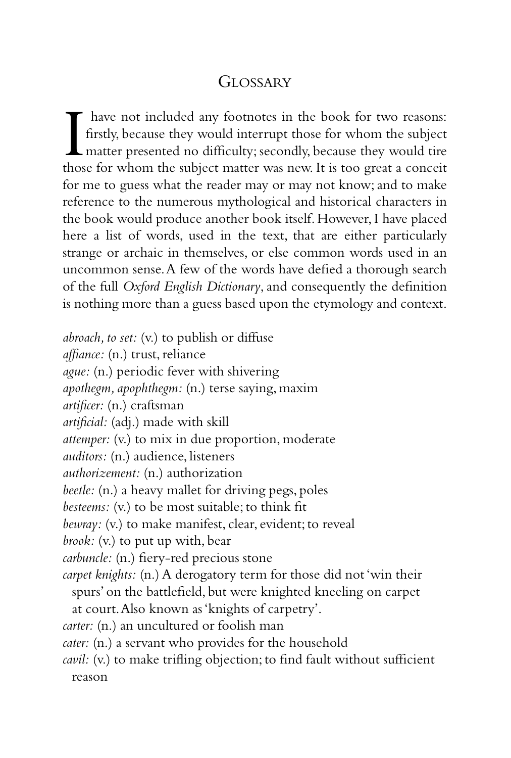# Glossary

I have not included any footnotes in the book for two reasons: firstly, because they would interrupt those for whom the subject matter presented no difficulty; secondly, because they would tire those for whom the subject matter was new. It is too great a conceit for me to guess what the reader may or may not know; and to make reference to the numerous mythological and historical characters in the book would produce another book itself. However, I have placed here a list of words, used in the text, that are either particularly strange or archaic in themselves, or else common words used in an uncommon sense. A few of the words have defied a thorough search of the full *Oxford English Dictionary*, and consequently the definition is nothing more than a guess based upon the etymology and context.

*abroach, to set:* (v.) to publish or diffuse
*affiance:* (n.) trust, reliance
*ague:* (n.) periodic fever with shivering
*apothegm, apophthegm:* (n.) terse saying, maxim
*artificer:* (n.) craftsman
*artificial:* (adj.) made with skill
*attemper:* (v.) to mix in due proportion, moderate
*auditors:* (n.) audience, listeners
*authorizement:* (n.) authorization
*beetle:* (n.) a heavy mallet for driving pegs, poles
*besteems:* (v.) to be most suitable; to think fit
*bewray:* (v.) to make manifest, clear, evident; to reveal
*brook:* (v.) to put up with, bear
*carbuncle:* (n.) fiery-red precious stone
*carpet knights:* (n.) A derogatory term for those did not 'win their spurs' on the battlefield, but were knighted kneeling on carpet at court. Also known as 'knights of carpetry'.
*carter:* (n.) an uncultured or foolish man
*cater:* (n.) a servant who provides for the household
*cavil:* (v.) to make trifling objection; to find fault without sufficient reason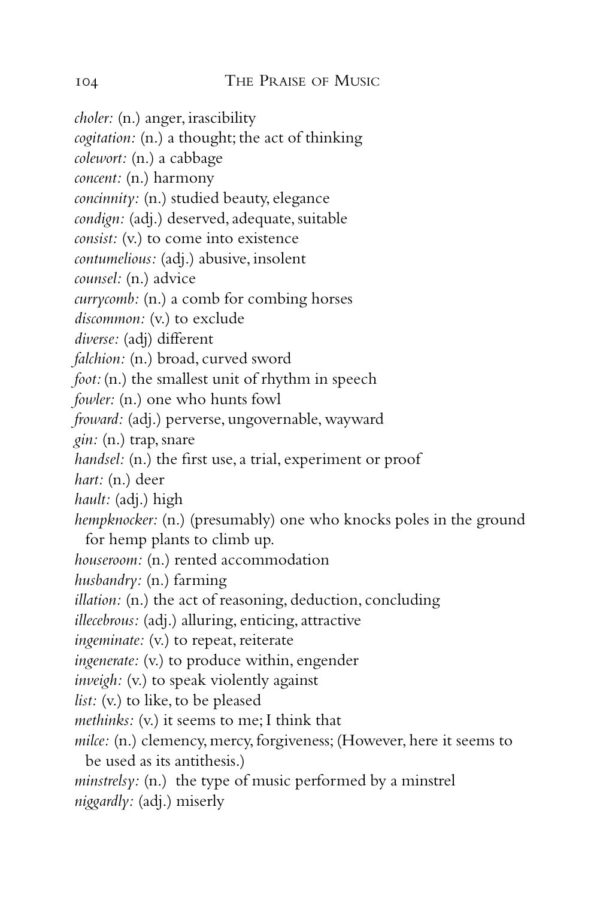*choler:* (n.) anger, irascibility
*cogitation:* (n.) a thought; the act of thinking
*colewort:* (n.) a cabbage
*concent:* (n.) harmony
*concinnity:* (n.) studied beauty, elegance
*condign:* (adj.) deserved, adequate, suitable
*consist:* (v.) to come into existence
*contumelious:* (adj.) abusive, insolent
*counsel:* (n.) advice
*currycomb:* (n.) a comb for combing horses
*discommon:* (v.) to exclude
*diverse:* (adj) different
*falchion:* (n.) broad, curved sword
*foot:* (n.) the smallest unit of rhythm in speech
*fowler:* (n.) one who hunts fowl
*froward:* (adj.) perverse, ungovernable, wayward
*gin:* (n.) trap, snare
*handsel:* (n.) the first use, a trial, experiment or proof
*hart:* (n.) deer
*hault:* (adj.) high
*hempknocker:* (n.) (presumably) one who knocks poles in the ground for hemp plants to climb up.
*houseroom:* (n.) rented accommodation
*husbandry:* (n.) farming
*illation:* (n.) the act of reasoning, deduction, concluding
*illecebrous:* (adj.) alluring, enticing, attractive
*ingeminate:* (v.) to repeat, reiterate
*ingenerate:* (v.) to produce within, engender
*inveigh:* (v.) to speak violently against
*list:* (v.) to like, to be pleased
*methinks:* (v.) it seems to me; I think that
*milce:* (n.) clemency, mercy, forgiveness; (However, here it seems to be used as its antithesis.)
*minstrelsy:* (n.) the type of music performed by a minstrel
*niggardly:* (adj.) miserly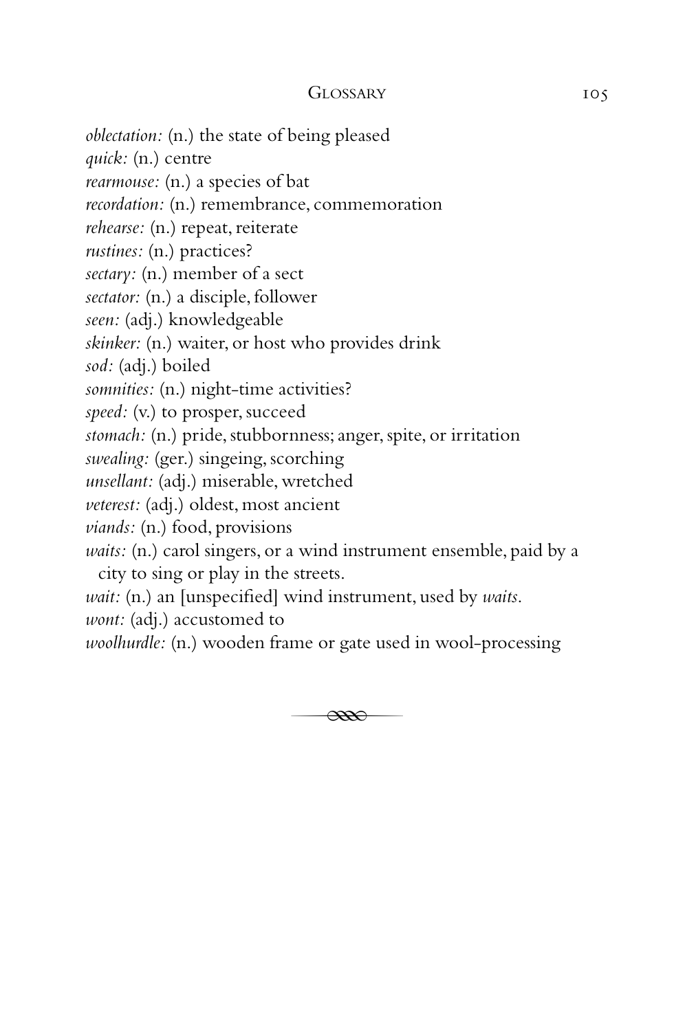*oblectation:* (n.) the state of being pleased
*quick:* (n.) centre
*rearmouse:* (n.) a species of bat
*recordation:* (n.) remembrance, commemoration
*rehearse:* (n.) repeat, reiterate
*rustines:* (n.) practices?
*sectary:* (n.) member of a sect
*sectator:* (n.) a disciple, follower
*seen:* (adj.) knowledgeable
*skinker:* (n.) waiter, or host who provides drink
*sod:* (adj.) boiled
*somnities:* (n.) night-time activities?
*speed:* (v.) to prosper, succeed
*stomach:* (n.) pride, stubbornness; anger, spite, or irritation
*swealing:* (ger.) singeing, scorching
*unsellant:* (adj.) miserable, wretched
*veterest:* (adj.) oldest, most ancient
*viands:* (n.) food, provisions
*waits:* (n.) carol singers, or a wind instrument ensemble, paid by a city to sing or play in the streets.
*wait:* (n.) an [unspecified] wind instrument, used by *waits*.
*wont:* (adj.) accustomed to
*woolhurdle:* (n.) wooden frame or gate used in wool-processing